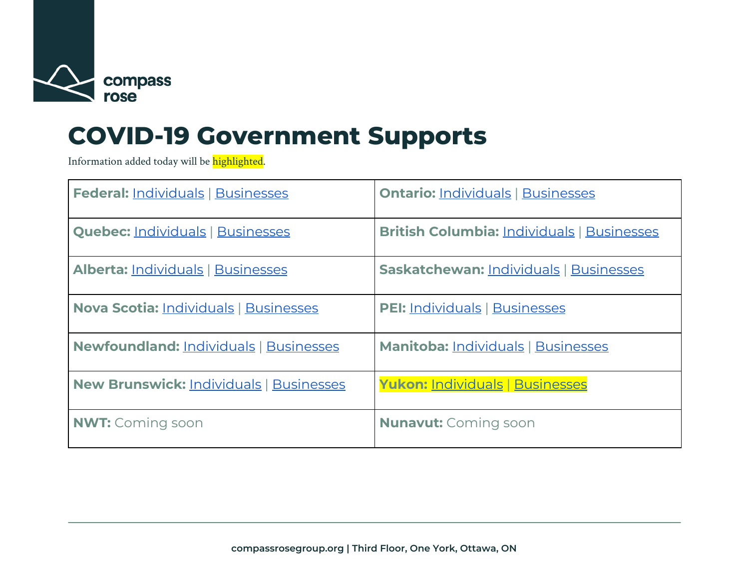compass rose

# COVID-19 Government Supports

Information added today will be highlighted.

| | |
|---|---|
| **Federal:** Individuals \| Businesses | **Ontario:** Individuals \| Businesses |
| **Quebec:** Individuals \| Businesses | **British Columbia:** Individuals \| Businesses |
| **Alberta:** Individuals \| Businesses | **Saskatchewan:** Individuals \| Businesses |
| **Nova Scotia:** Individuals \| Businesses | **PEI:** Individuals \| Businesses |
| **Newfoundland:** Individuals \| Businesses | **Manitoba:** Individuals \| Businesses |
| **New Brunswick:** Individuals \| Businesses | **Yukon:** Individuals \| Businesses |
| **NWT:** Coming soon | **Nunavut:** Coming soon |

compassrosegroup.org | Third Floor, One York, Ottawa, ON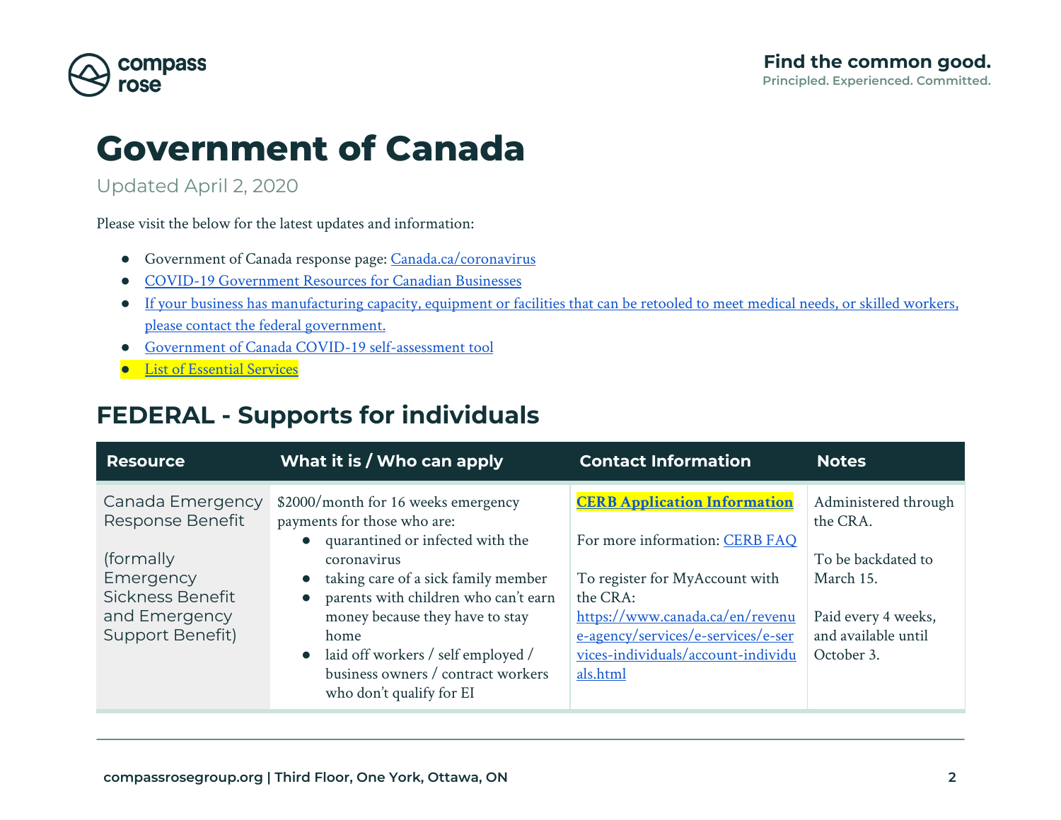# Government of Canada

Updated April 2, 2020

Please visit the below for the latest updates and information:

- Government of Canada response page: Canada.ca/coronavirus
- COVID-19 Government Resources for Canadian Businesses
- If your business has manufacturing capacity, equipment or facilities that can be retooled to meet medical needs, or skilled workers, please contact the federal government.
- Government of Canada COVID-19 self-assessment tool
- List of Essential Services

## FEDERAL - Supports for individuals

| Resource | What it is / Who can apply | Contact Information | Notes |
|---|---|---|---|
| Canada Emergency Response Benefit<br><br>(formally Emergency Sickness Benefit and Emergency Support Benefit) | $2000/month for 16 weeks emergency payments for those who are:<br>• quarantined or infected with the coronavirus<br>• taking care of a sick family member<br>• parents with children who can't earn money because they have to stay home<br>• laid off workers / self employed / business owners / contract workers who don't qualify for EI | **CERB Application Information**<br><br>For more information: CERB FAQ<br><br>To register for MyAccount with the CRA: https://www.canada.ca/en/revenue-agency/services/e-services/e-services-individuals/account-individuals.html | Administered through the CRA.<br><br>To be backdated to March 15.<br><br>Paid every 4 weeks, and available until October 3. |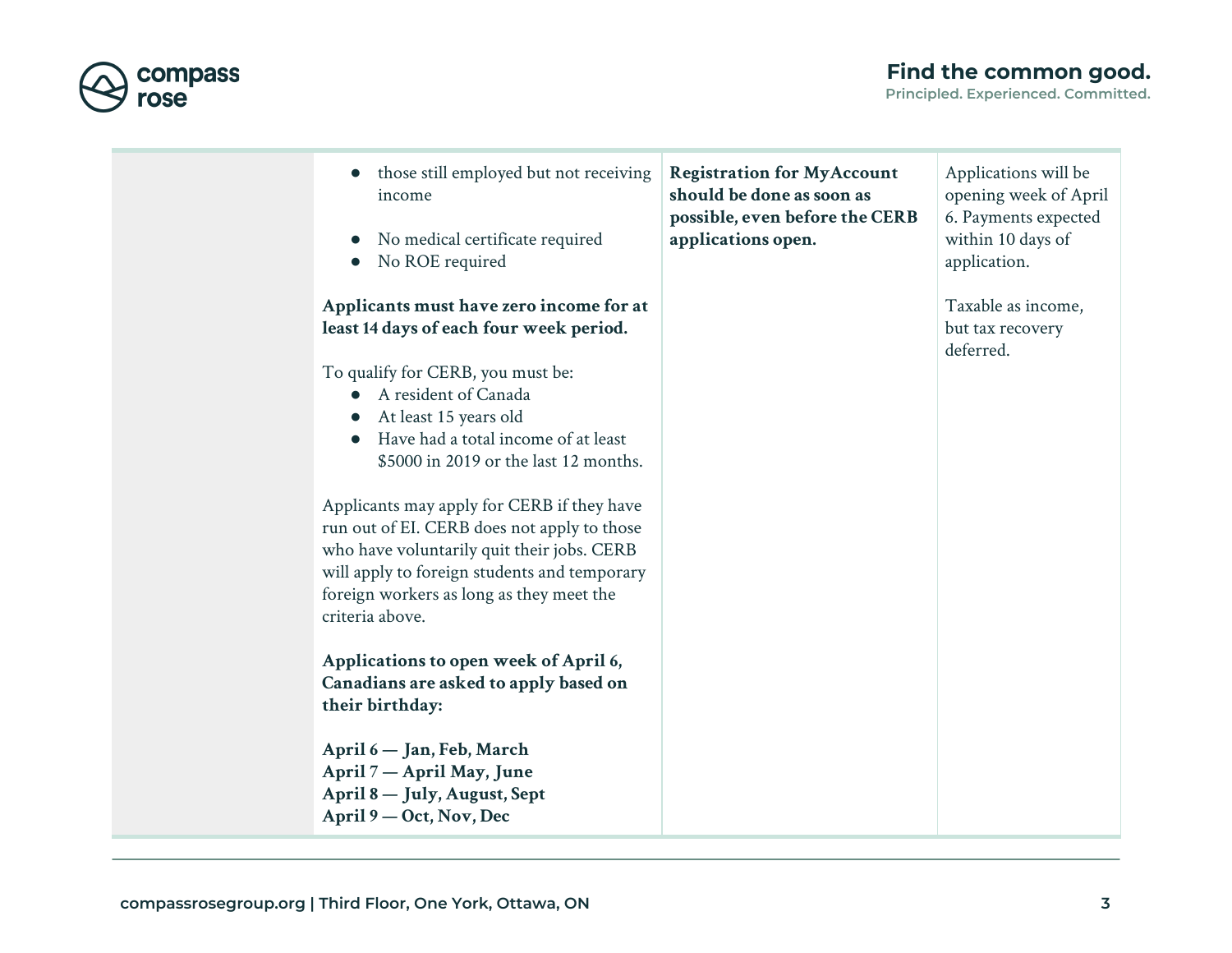| | | | |
|---|---|---|---|
| | <ul><li>those still employed but not receiving income</li></ul><ul><li>No medical certificate required</li><li>No ROE required</li></ul>**Applicants must have zero income for at least 14 days of each four week period.**<br><br>To qualify for CERB, you must be:<ul><li>A resident of Canada</li><li>At least 15 years old</li><li>Have had a total income of at least $5000 in 2019 or the last 12 months.</li></ul>Applicants may apply for CERB if they have run out of EI. CERB does not apply to those who have voluntarily quit their jobs. CERB will apply to foreign students and temporary foreign workers as long as they meet the criteria above.<br><br>**Applications to open week of April 6, Canadians are asked to apply based on their birthday:**<br><br>**April 6 — Jan, Feb, March**<br>**April 7 — April May, June**<br>**April 8 — July, August, Sept**<br>**April 9 — Oct, Nov, Dec** | **Registration for MyAccount should be done as soon as possible, even before the CERB applications open.** | Applications will be opening week of April 6. Payments expected within 10 days of application.<br><br>Taxable as income, but tax recovery deferred. |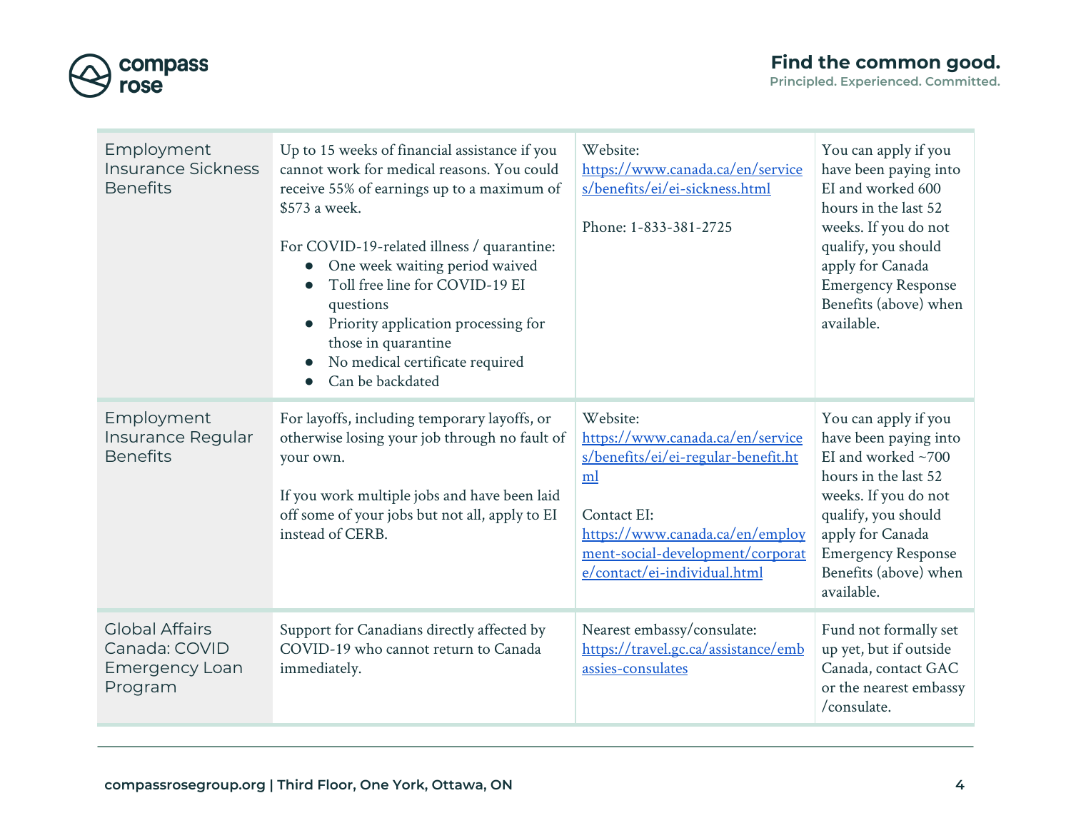| | | | |
|---|---|---|---|
| Employment Insurance Sickness Benefits | Up to 15 weeks of financial assistance if you cannot work for medical reasons. You could receive 55% of earnings up to a maximum of $573 a week.<br><br>For COVID-19-related illness / quarantine:<br>● One week waiting period waived<br>● Toll free line for COVID-19 EI questions<br>● Priority application processing for those in quarantine<br>● No medical certificate required<br>● Can be backdated | Website: [https://www.canada.ca/en/services/benefits/ei/ei-sickness.html](https://www.canada.ca/en/services/benefits/ei/ei-sickness.html)<br><br>Phone: 1-833-381-2725 | You can apply if you have been paying into EI and worked 600 hours in the last 52 weeks. If you do not qualify, you should apply for Canada Emergency Response Benefits (above) when available. |
| Employment Insurance Regular Benefits | For layoffs, including temporary layoffs, or otherwise losing your job through no fault of your own.<br><br>If you work multiple jobs and have been laid off some of your jobs but not all, apply to EI instead of CERB. | Website: [https://www.canada.ca/en/services/benefits/ei/ei-regular-benefit.html](https://www.canada.ca/en/services/benefits/ei/ei-regular-benefit.html)<br><br>Contact EI: [https://www.canada.ca/en/employment-social-development/corporate/contact/ei-individual.html](https://www.canada.ca/en/employment-social-development/corporate/contact/ei-individual.html) | You can apply if you have been paying into EI and worked ~700 hours in the last 52 weeks. If you do not qualify, you should apply for Canada Emergency Response Benefits (above) when available. |
| Global Affairs Canada: COVID Emergency Loan Program | Support for Canadians directly affected by COVID-19 who cannot return to Canada immediately. | Nearest embassy/consulate: [https://travel.gc.ca/assistance/embassies-consulates](https://travel.gc.ca/assistance/embassies-consulates) | Fund not formally set up yet, but if outside Canada, contact GAC or the nearest embassy /consulate. |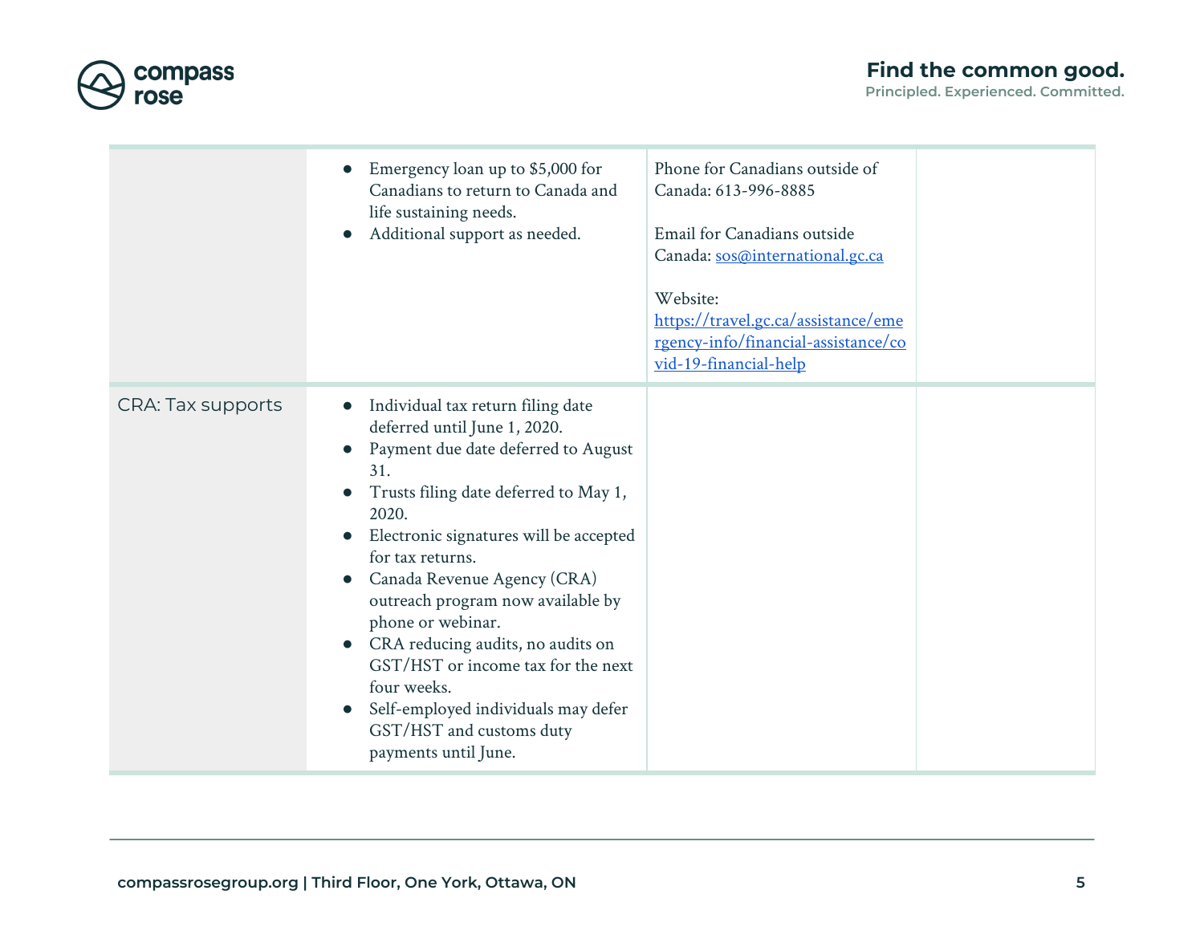| | | | |
|---|---|---|---|
| | • Emergency loan up to $5,000 for Canadians to return to Canada and life sustaining needs.<br>• Additional support as needed. | Phone for Canadians outside of Canada: 613-996-8885<br><br>Email for Canadians outside Canada: sos@international.gc.ca<br><br>Website: https://travel.gc.ca/assistance/emergency-info/financial-assistance/covid-19-financial-help | |
| CRA: Tax supports | • Individual tax return filing date deferred until June 1, 2020.<br>• Payment due date deferred to August 31.<br>• Trusts filing date deferred to May 1, 2020.<br>• Electronic signatures will be accepted for tax returns.<br>• Canada Revenue Agency (CRA) outreach program now available by phone or webinar.<br>• CRA reducing audits, no audits on GST/HST or income tax for the next four weeks.<br>• Self-employed individuals may defer GST/HST and customs duty payments until June. | | |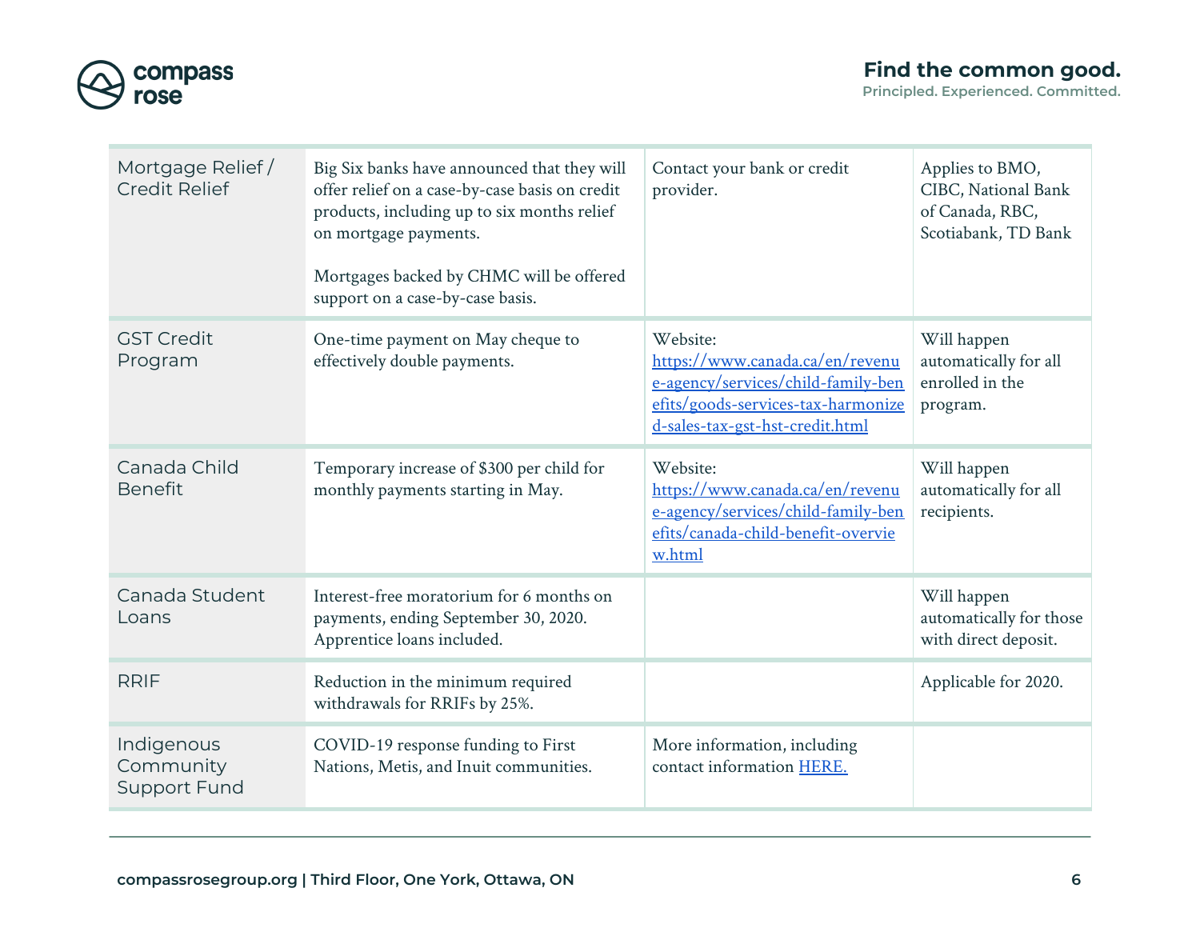| | | | |
|---|---|---|---|
| Mortgage Relief / Credit Relief | Big Six banks have announced that they will offer relief on a case-by-case basis on credit products, including up to six months relief on mortgage payments.<br><br>Mortgages backed by CHMC will be offered support on a case-by-case basis. | Contact your bank or credit provider. | Applies to BMO, CIBC, National Bank of Canada, RBC, Scotiabank, TD Bank |
| GST Credit Program | One-time payment on May cheque to effectively double payments. | Website: [https://www.canada.ca/en/revenue-agency/services/child-family-benefits/goods-services-tax-harmonized-sales-tax-gst-hst-credit.html](https://www.canada.ca/en/revenue-agency/services/child-family-benefits/goods-services-tax-harmonized-sales-tax-gst-hst-credit.html) | Will happen automatically for all enrolled in the program. |
| Canada Child Benefit | Temporary increase of $300 per child for monthly payments starting in May. | Website: [https://www.canada.ca/en/revenue-agency/services/child-family-benefits/canada-child-benefit-overview.html](https://www.canada.ca/en/revenue-agency/services/child-family-benefits/canada-child-benefit-overview.html) | Will happen automatically for all recipients. |
| Canada Student Loans | Interest-free moratorium for 6 months on payments, ending September 30, 2020. Apprentice loans included. | | Will happen automatically for those with direct deposit. |
| RRIF | Reduction in the minimum required withdrawals for RRIFs by 25%. | | Applicable for 2020. |
| Indigenous Community Support Fund | COVID-19 response funding to First Nations, Metis, and Inuit communities. | More information, including contact information HERE. | |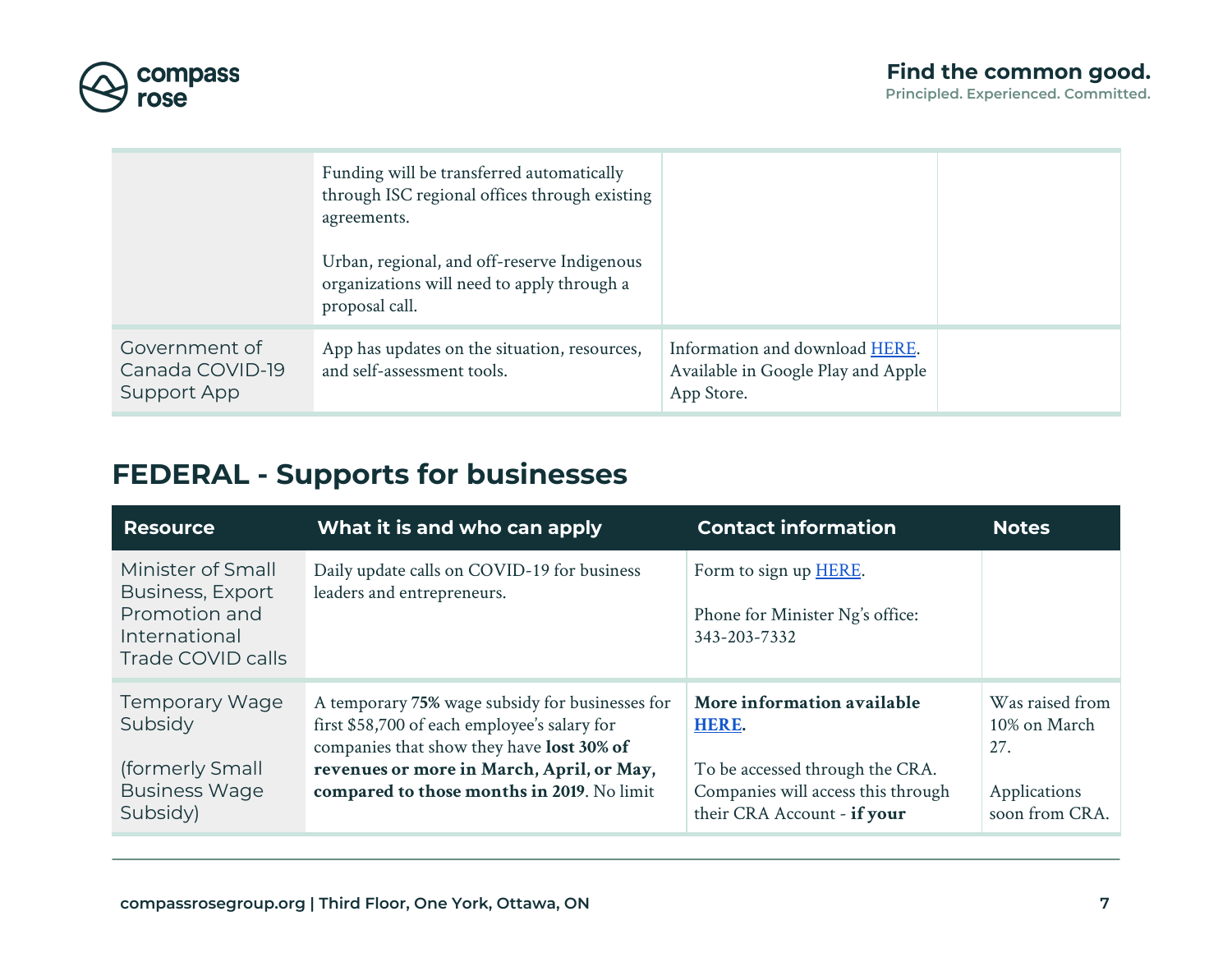| | | | |
|---|---|---|---|
| | Funding will be transferred automatically through ISC regional offices through existing agreements.<br><br>Urban, regional, and off-reserve Indigenous organizations will need to apply through a proposal call. | | |
| Government of Canada COVID-19 Support App | App has updates on the situation, resources, and self-assessment tools. | Information and download HERE. Available in Google Play and Apple App Store. | |

## FEDERAL - Supports for businesses

| Resource | What it is and who can apply | Contact information | Notes |
|---|---|---|---|
| Minister of Small Business, Export Promotion and International Trade COVID calls | Daily update calls on COVID-19 for business leaders and entrepreneurs. | Form to sign up HERE.<br><br>Phone for Minister Ng's office: 343-203-7332 | |
| Temporary Wage Subsidy<br><br>(formerly Small Business Wage Subsidy) | A temporary **75%** wage subsidy for businesses for first $58,700 of each employee's salary for companies that show they have **lost 30% of revenues or more in March, April, or May, compared to those months in 2019**. No limit | **More information available HERE.**<br><br>To be accessed through the CRA. Companies will access this through their CRA Account - **if your** | Was raised from 10% on March 27.<br><br>Applications soon from CRA. |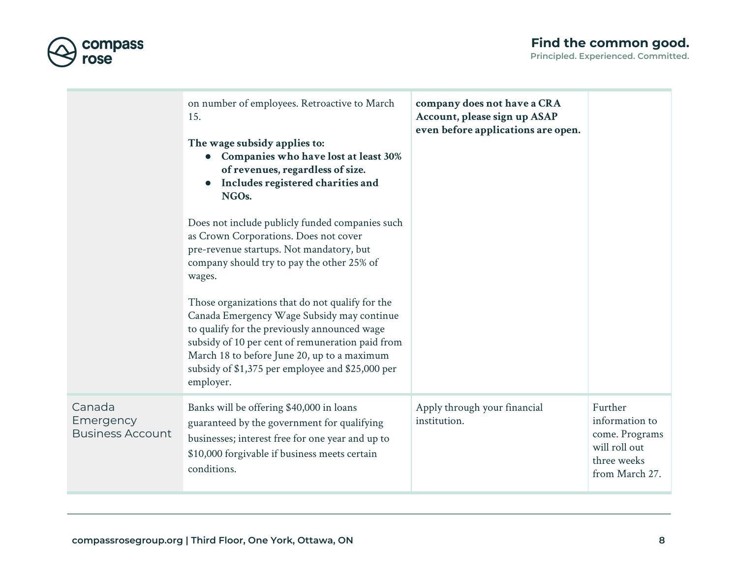| | | | |
|---|---|---|---|
| | on number of employees. Retroactive to March 15.<br><br>**The wage subsidy applies to:**<br>● **Companies who have lost at least 30% of revenues, regardless of size.**<br>● **Includes registered charities and NGOs.**<br><br>Does not include publicly funded companies such as Crown Corporations. Does not cover pre-revenue startups. Not mandatory, but company should try to pay the other 25% of wages.<br><br>Those organizations that do not qualify for the Canada Emergency Wage Subsidy may continue to qualify for the previously announced wage subsidy of 10 per cent of remuneration paid from March 18 to before June 20, up to a maximum subsidy of $1,375 per employee and $25,000 per employer. | **company does not have a CRA Account, please sign up ASAP even before applications are open.** | |
| Canada Emergency Business Account | Banks will be offering $40,000 in loans guaranteed by the government for qualifying businesses; interest free for one year and up to $10,000 forgivable if business meets certain conditions. | Apply through your financial institution. | Further information to come. Programs will roll out three weeks from March 27. |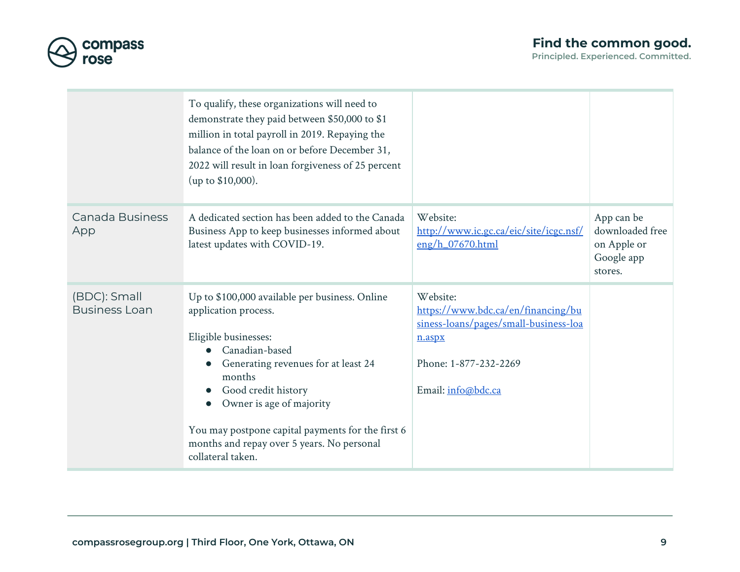| | | | |
|---|---|---|---|
| | To qualify, these organizations will need to demonstrate they paid between $50,000 to $1 million in total payroll in 2019. Repaying the balance of the loan on or before December 31, 2022 will result in loan forgiveness of 25 percent (up to $10,000). | | |
| Canada Business App | A dedicated section has been added to the Canada Business App to keep businesses informed about latest updates with COVID-19. | Website: [http://www.ic.gc.ca/eic/site/icgc.nsf/eng/h_07670.html](http://www.ic.gc.ca/eic/site/icgc.nsf/eng/h_07670.html) | App can be downloaded free on Apple or Google app stores. |
| (BDC): Small Business Loan | Up to $100,000 available per business. Online application process.<br><br>Eligible businesses:<br>● Canadian-based<br>● Generating revenues for at least 24 months<br>● Good credit history<br>● Owner is age of majority<br><br>You may postpone capital payments for the first 6 months and repay over 5 years. No personal collateral taken. | Website: [https://www.bdc.ca/en/financing/business-loans/pages/small-business-loan.aspx](https://www.bdc.ca/en/financing/business-loans/pages/small-business-loan.aspx)<br><br>Phone: 1-877-232-2269<br><br>Email: [info@bdc.ca](mailto:info@bdc.ca) | |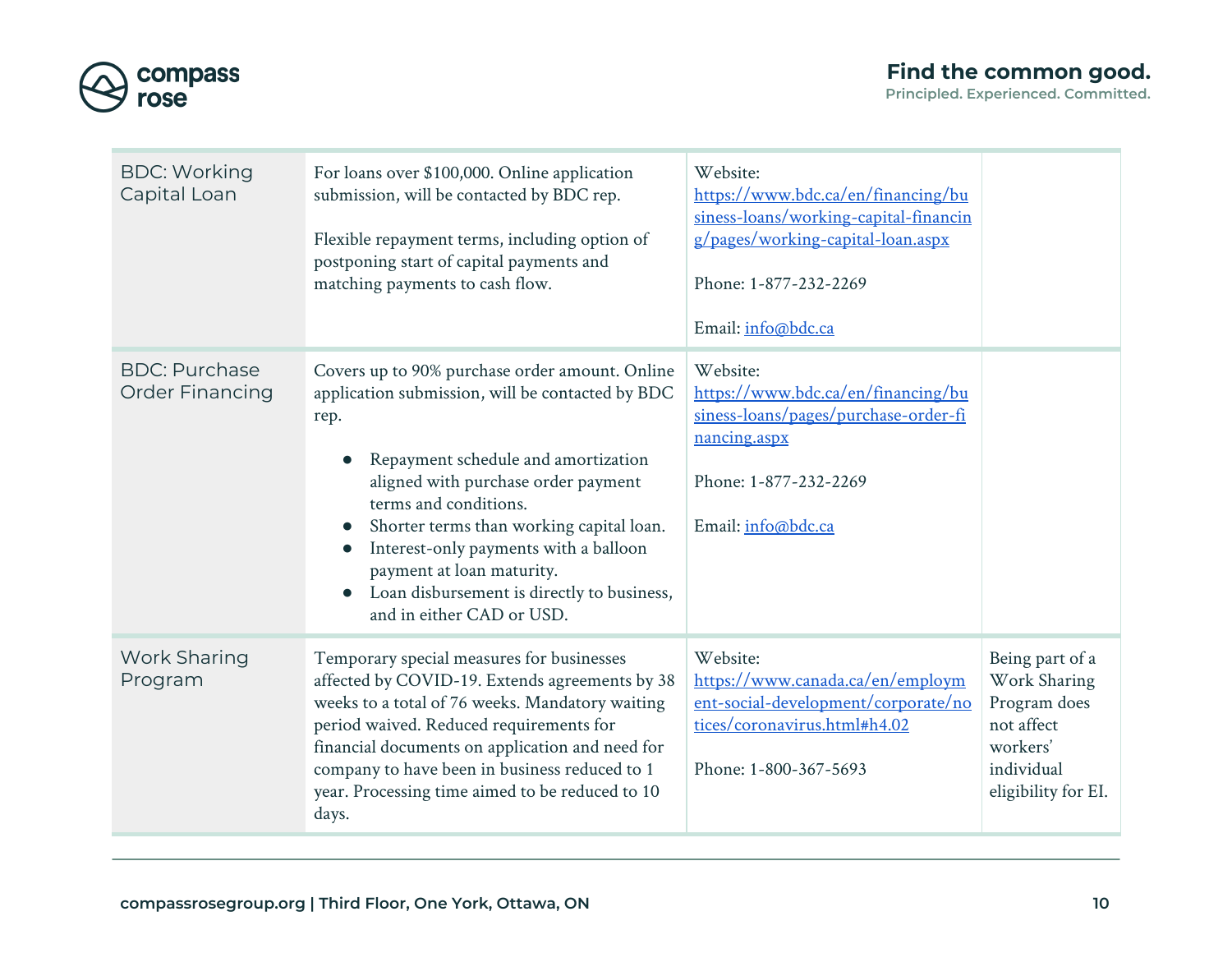| | | | |
|---|---|---|---|
| BDC: Working Capital Loan | For loans over $100,000. Online application submission, will be contacted by BDC rep.<br><br>Flexible repayment terms, including option of postponing start of capital payments and matching payments to cash flow. | Website: [https://www.bdc.ca/en/financing/business-loans/working-capital-financing/pages/working-capital-loan.aspx](https://www.bdc.ca/en/financing/business-loans/working-capital-financing/pages/working-capital-loan.aspx)<br><br>Phone: 1-877-232-2269<br><br>Email: [info@bdc.ca](mailto:info@bdc.ca) | |
| BDC: Purchase Order Financing | Covers up to 90% purchase order amount. Online application submission, will be contacted by BDC rep.<br><br>• Repayment schedule and amortization aligned with purchase order payment terms and conditions.<br>• Shorter terms than working capital loan.<br>• Interest-only payments with a balloon payment at loan maturity.<br>• Loan disbursement is directly to business, and in either CAD or USD. | Website: [https://www.bdc.ca/en/financing/business-loans/pages/purchase-order-financing.aspx](https://www.bdc.ca/en/financing/business-loans/pages/purchase-order-financing.aspx)<br><br>Phone: 1-877-232-2269<br><br>Email: [info@bdc.ca](mailto:info@bdc.ca) | |
| Work Sharing Program | Temporary special measures for businesses affected by COVID-19. Extends agreements by 38 weeks to a total of 76 weeks. Mandatory waiting period waived. Reduced requirements for financial documents on application and need for company to have been in business reduced to 1 year. Processing time aimed to be reduced to 10 days. | Website: [https://www.canada.ca/en/employment-social-development/corporate/notices/coronavirus.html#h4.02](https://www.canada.ca/en/employment-social-development/corporate/notices/coronavirus.html#h4.02)<br><br>Phone: 1-800-367-5693 | Being part of a Work Sharing Program does not affect workers' individual eligibility for EI. |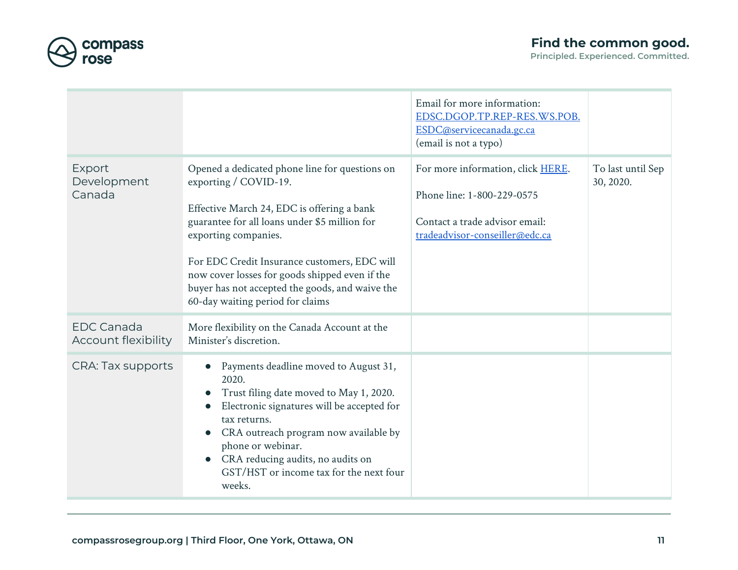| | | | |
|---|---|---|---|
| | | Email for more information: EDSC.DGOP.TP.REP-RES.WS.POB.ESDC@servicecanada.gc.ca (email is not a typo) | |
| Export Development Canada | Opened a dedicated phone line for questions on exporting / COVID-19.<br><br>Effective March 24, EDC is offering a bank guarantee for all loans under $5 million for exporting companies.<br><br>For EDC Credit Insurance customers, EDC will now cover losses for goods shipped even if the buyer has not accepted the goods, and waive the 60-day waiting period for claims | For more information, click HERE.<br><br>Phone line: 1-800-229-0575<br><br>Contact a trade advisor email: tradeadvisor-conseiller@edc.ca | To last until Sep 30, 2020. |
| EDC Canada Account flexibility | More flexibility on the Canada Account at the Minister's discretion. | | |
| CRA: Tax supports | • Payments deadline moved to August 31, 2020.<br>• Trust filing date moved to May 1, 2020.<br>• Electronic signatures will be accepted for tax returns.<br>• CRA outreach program now available by phone or webinar.<br>• CRA reducing audits, no audits on GST/HST or income tax for the next four weeks. | | |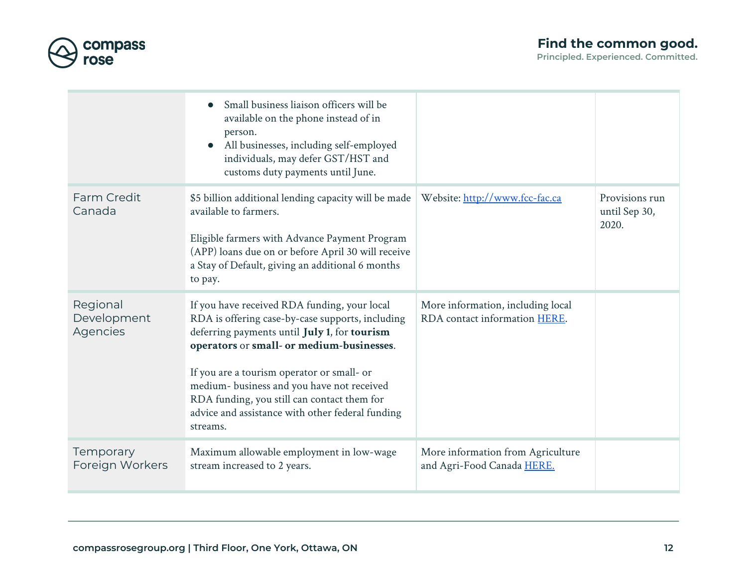| | | | |
|---|---|---|---|
| | • Small business liaison officers will be available on the phone instead of in person.<br>• All businesses, including self-employed individuals, may defer GST/HST and customs duty payments until June. | | |
| Farm Credit Canada | $5 billion additional lending capacity will be made available to farmers.<br><br>Eligible farmers with Advance Payment Program (APP) loans due on or before April 30 will receive a Stay of Default, giving an additional 6 months to pay. | Website: [http://www.fcc-fac.ca](http://www.fcc-fac.ca) | Provisions run until Sep 30, 2020. |
| Regional Development Agencies | If you have received RDA funding, your local RDA is offering case-by-case supports, including deferring payments until **July 1**, for **tourism operators** or **small- or medium-businesses**.<br><br>If you are a tourism operator or small- or medium- business and you have not received RDA funding, you still can contact them for advice and assistance with other federal funding streams. | More information, including local RDA contact information HERE. | |
| Temporary Foreign Workers | Maximum allowable employment in low-wage stream increased to 2 years. | More information from Agriculture and Agri-Food Canada HERE. | |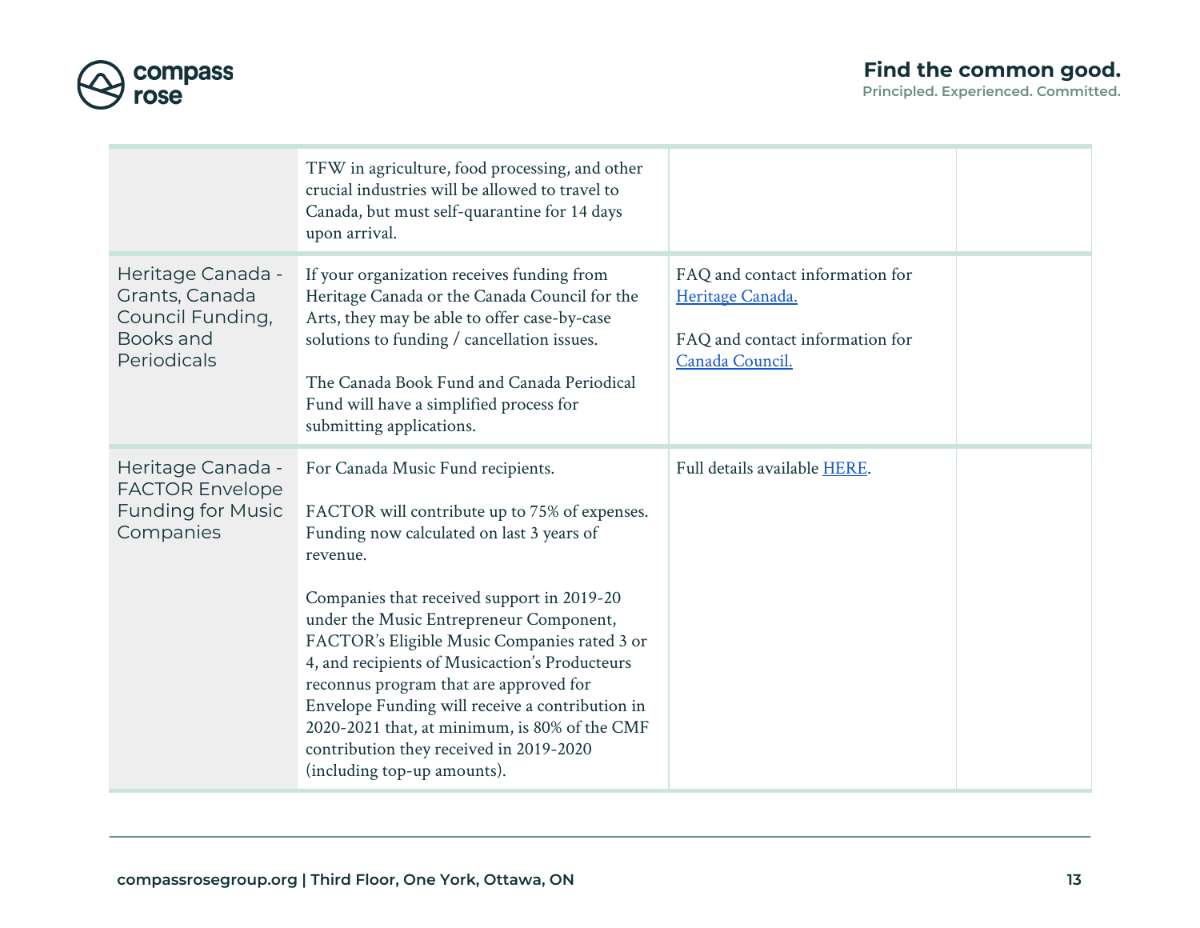| | | | |
|---|---|---|---|
| | TFW in agriculture, food processing, and other crucial industries will be allowed to travel to Canada, but must self-quarantine for 14 days upon arrival. | | |
| Heritage Canada - Grants, Canada Council Funding, Books and Periodicals | If your organization receives funding from Heritage Canada or the Canada Council for the Arts, they may be able to offer case-by-case solutions to funding / cancellation issues.<br><br>The Canada Book Fund and Canada Periodical Fund will have a simplified process for submitting applications. | FAQ and contact information for Heritage Canada.<br><br>FAQ and contact information for Canada Council. | |
| Heritage Canada - FACTOR Envelope Funding for Music Companies | For Canada Music Fund recipients.<br><br>FACTOR will contribute up to 75% of expenses. Funding now calculated on last 3 years of revenue.<br><br>Companies that received support in 2019-20 under the Music Entrepreneur Component, FACTOR's Eligible Music Companies rated 3 or 4, and recipients of Musicaction's Producteurs reconnus program that are approved for Envelope Funding will receive a contribution in 2020-2021 that, at minimum, is 80% of the CMF contribution they received in 2019-2020 (including top-up amounts). | Full details available HERE. | |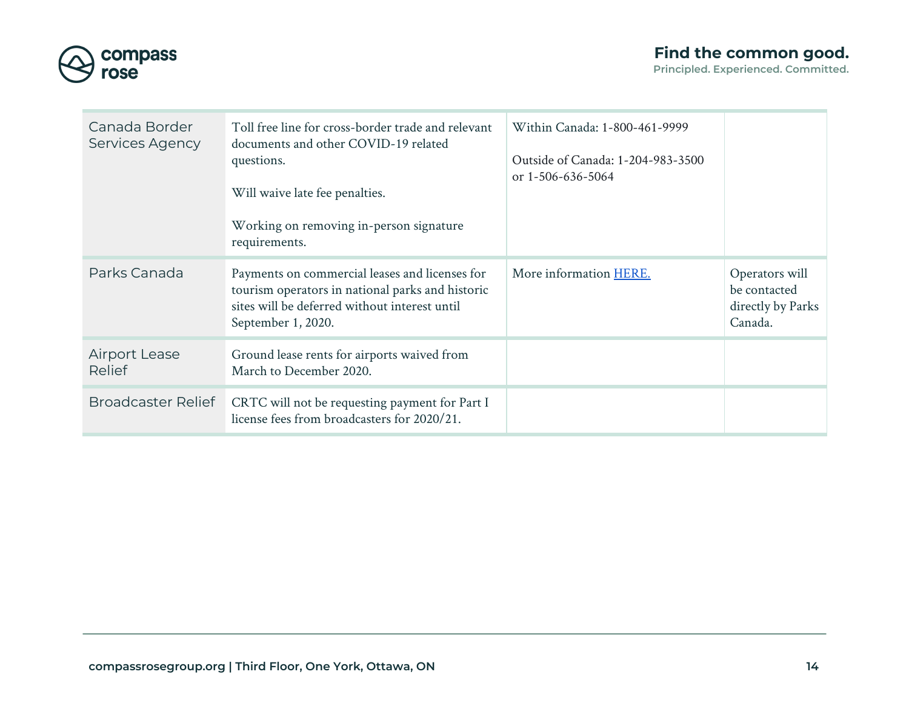| | | | |
|---|---|---|---|
| Canada Border Services Agency | Toll free line for cross-border trade and relevant documents and other COVID-19 related questions.<br><br>Will waive late fee penalties.<br><br>Working on removing in-person signature requirements. | Within Canada: 1-800-461-9999<br><br>Outside of Canada: 1-204-983-3500 or 1-506-636-5064 | |
| Parks Canada | Payments on commercial leases and licenses for tourism operators in national parks and historic sites will be deferred without interest until September 1, 2020. | More information HERE. | Operators will be contacted directly by Parks Canada. |
| Airport Lease Relief | Ground lease rents for airports waived from March to December 2020. | | |
| Broadcaster Relief | CRTC will not be requesting payment for Part I license fees from broadcasters for 2020/21. | | |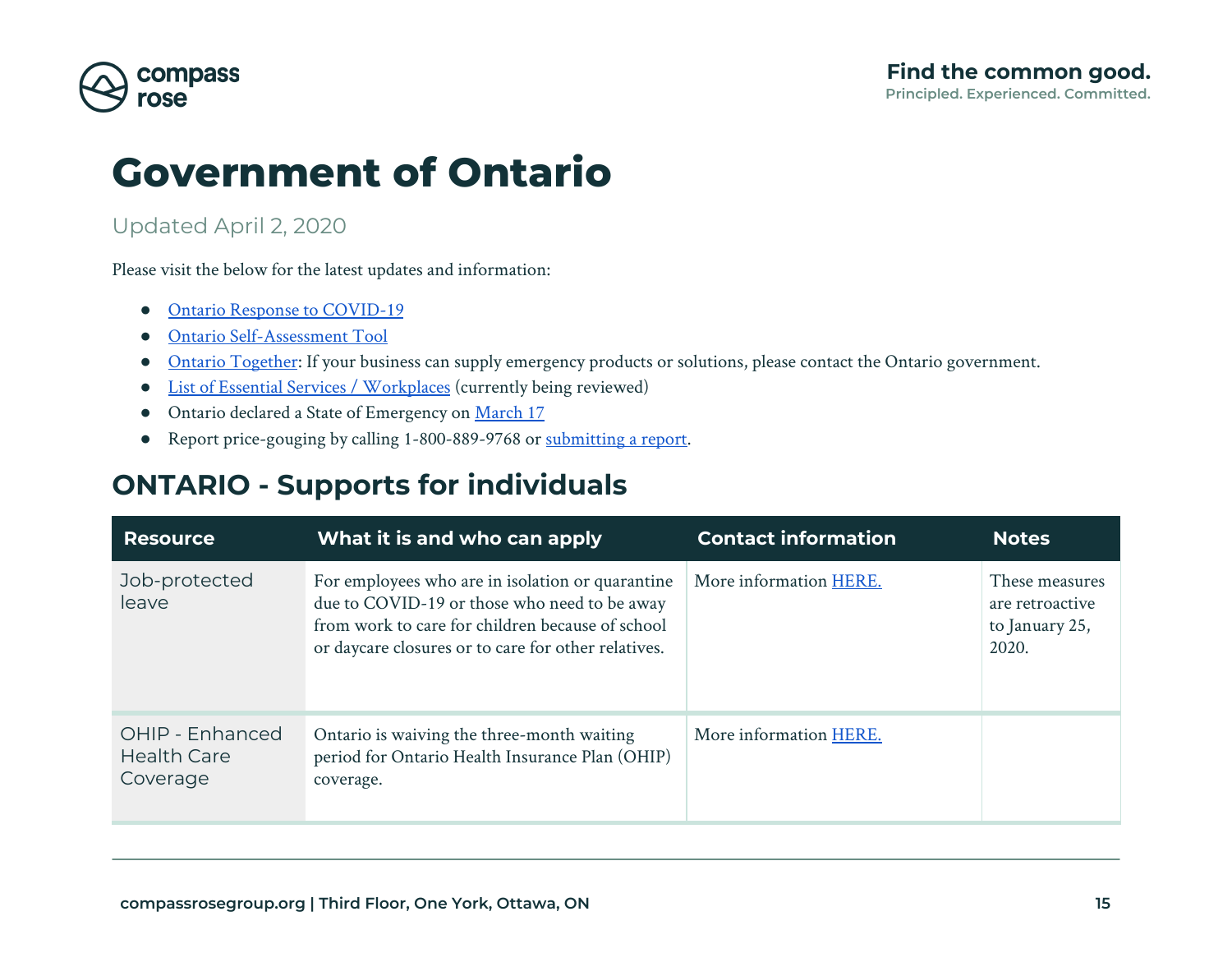# Government of Ontario

Updated April 2, 2020

Please visit the below for the latest updates and information:

- Ontario Response to COVID-19
- Ontario Self-Assessment Tool
- Ontario Together: If your business can supply emergency products or solutions, please contact the Ontario government.
- List of Essential Services / Workplaces (currently being reviewed)
- Ontario declared a State of Emergency on March 17
- Report price-gouging by calling 1-800-889-9768 or submitting a report.

## ONTARIO - Supports for individuals

| Resource | What it is and who can apply | Contact information | Notes |
|---|---|---|---|
| Job-protected leave | For employees who are in isolation or quarantine due to COVID-19 or those who need to be away from work to care for children because of school or daycare closures or to care for other relatives. | More information HERE. | These measures are retroactive to January 25, 2020. |
| OHIP - Enhanced Health Care Coverage | Ontario is waiving the three-month waiting period for Ontario Health Insurance Plan (OHIP) coverage. | More information HERE. | |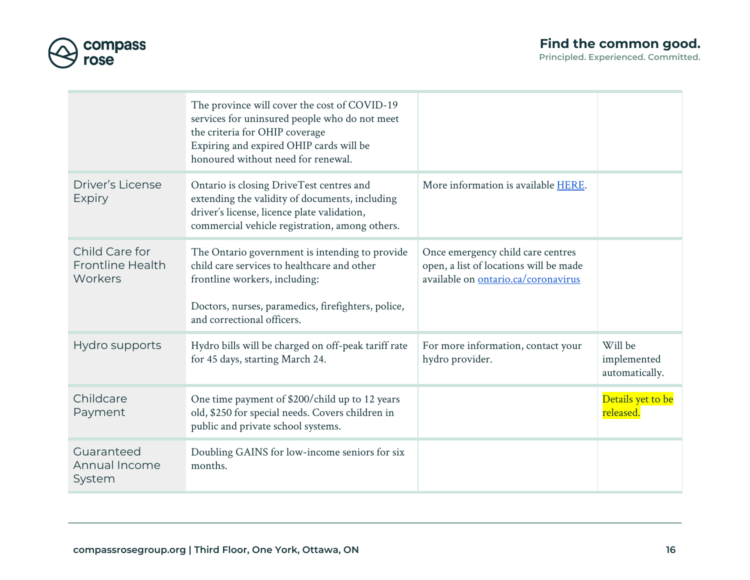| | | | |
|---|---|---|---|
| | The province will cover the cost of COVID-19 services for uninsured people who do not meet the criteria for OHIP coverage<br>Expiring and expired OHIP cards will be honoured without need for renewal. | | |
| Driver's License Expiry | Ontario is closing DriveTest centres and extending the validity of documents, including driver's license, licence plate validation, commercial vehicle registration, among others. | More information is available [HERE](). | |
| Child Care for Frontline Health Workers | The Ontario government is intending to provide child care services to healthcare and other frontline workers, including:<br><br>Doctors, nurses, paramedics, firefighters, police, and correctional officers. | Once emergency child care centres open, a list of locations will be made available on [ontario.ca/coronavirus]() | |
| Hydro supports | Hydro bills will be charged on off-peak tariff rate for 45 days, starting March 24. | For more information, contact your hydro provider. | Will be implemented automatically. |
| Childcare Payment | One time payment of $200/child up to 12 years old, $250 for special needs. Covers children in public and private school systems. | | Details yet to be released. |
| Guaranteed Annual Income System | Doubling GAINS for low-income seniors for six months. | | |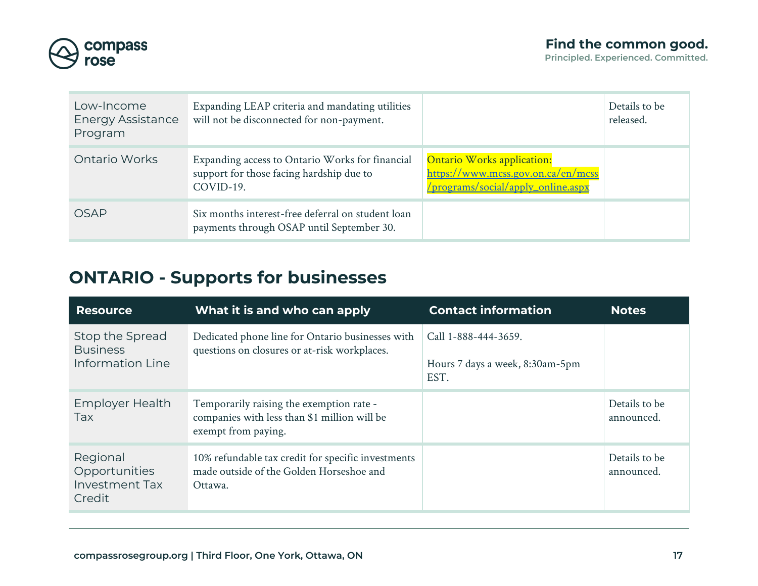| Low-Income Energy Assistance Program | Expanding LEAP criteria and mandating utilities will not be disconnected for non-payment. | | Details to be released. |
|---|---|---|---|
| Ontario Works | Expanding access to Ontario Works for financial support for those facing hardship due to COVID-19. | Ontario Works application: https://www.mcss.gov.on.ca/en/mcss/programs/social/apply_online.aspx | |
| OSAP | Six months interest-free deferral on student loan payments through OSAP until September 30. | | |

## ONTARIO - Supports for businesses

| Resource | What it is and who can apply | Contact information | Notes |
|---|---|---|---|
| Stop the Spread Business Information Line | Dedicated phone line for Ontario businesses with questions on closures or at-risk workplaces. | Call 1-888-444-3659.<br><br>Hours 7 days a week, 8:30am-5pm EST. | |
| Employer Health Tax | Temporarily raising the exemption rate - companies with less than $1 million will be exempt from paying. | | Details to be announced. |
| Regional Opportunities Investment Tax Credit | 10% refundable tax credit for specific investments made outside of the Golden Horseshoe and Ottawa. | | Details to be announced. |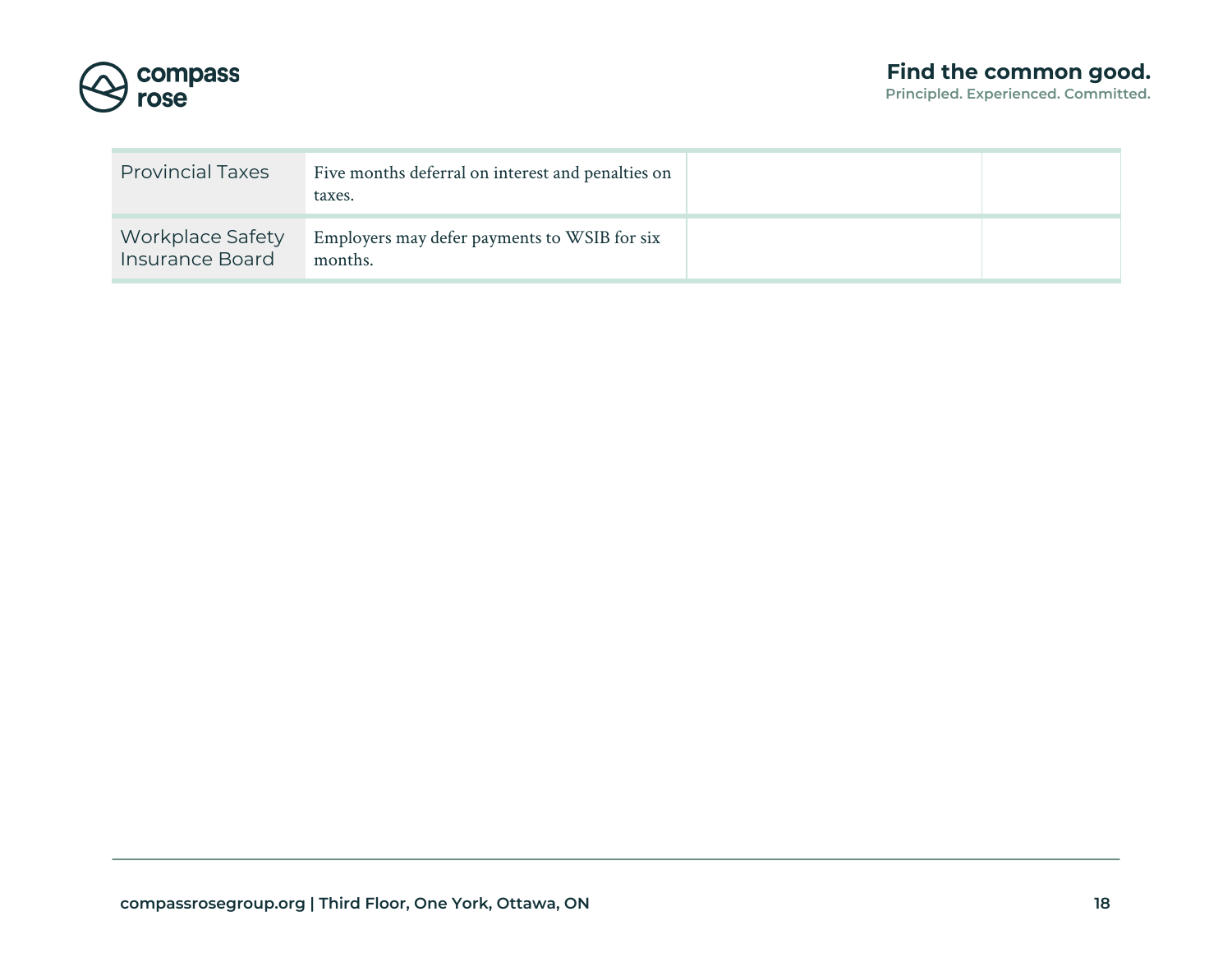| | | | |
|---|---|---|---|
| Provincial Taxes | Five months deferral on interest and penalties on taxes. | | |
| Workplace Safety Insurance Board | Employers may defer payments to WSIB for six months. | | |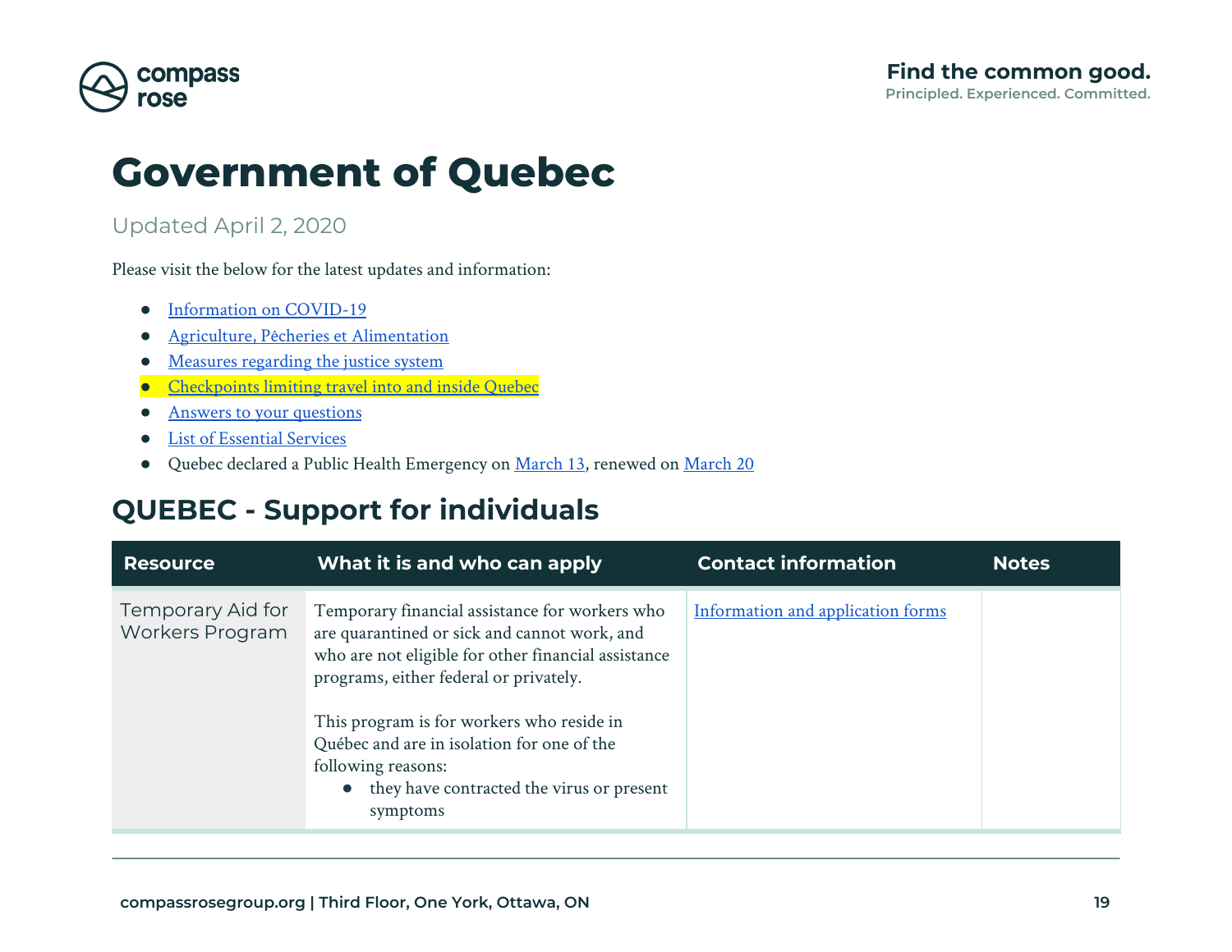# Government of Quebec

Updated April 2, 2020

Please visit the below for the latest updates and information:

- Information on COVID-19
- Agriculture, Pêcheries et Alimentation
- Measures regarding the justice system
- Checkpoints limiting travel into and inside Quebec
- Answers to your questions
- List of Essential Services
- Quebec declared a Public Health Emergency on March 13, renewed on March 20

## QUEBEC - Support for individuals

| Resource | What it is and who can apply | Contact information | Notes |
| --- | --- | --- | --- |
| Temporary Aid for Workers Program | Temporary financial assistance for workers who are quarantined or sick and cannot work, and who are not eligible for other financial assistance programs, either federal or privately.<br><br>This program is for workers who reside in Québec and are in isolation for one of the following reasons:<br>• they have contracted the virus or present symptoms | Information and application forms | |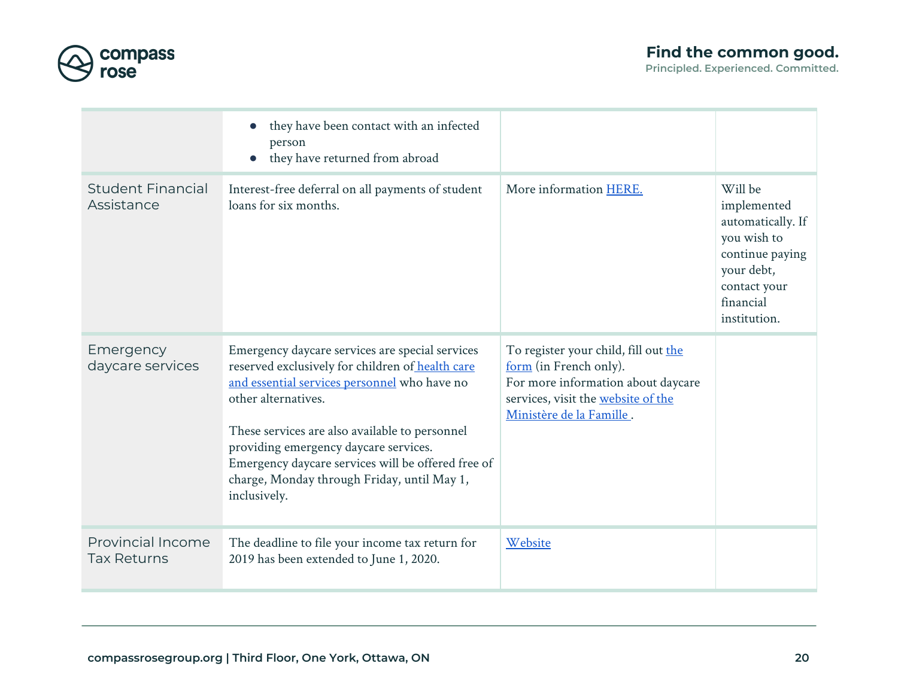| | | | |
|---|---|---|---|
| | • they have been contact with an infected person<br>• they have returned from abroad | | |
| Student Financial Assistance | Interest-free deferral on all payments of student loans for six months. | More information HERE. | Will be implemented automatically. If you wish to continue paying your debt, contact your financial institution. |
| Emergency daycare services | Emergency daycare services are special services reserved exclusively for children of health care and essential services personnel who have no other alternatives.<br><br>These services are also available to personnel providing emergency daycare services. Emergency daycare services will be offered free of charge, Monday through Friday, until May 1, inclusively. | To register your child, fill out the form (in French only).<br>For more information about daycare services, visit the website of the Ministère de la Famille . | |
| Provincial Income Tax Returns | The deadline to file your income tax return for 2019 has been extended to June 1, 2020. | Website | |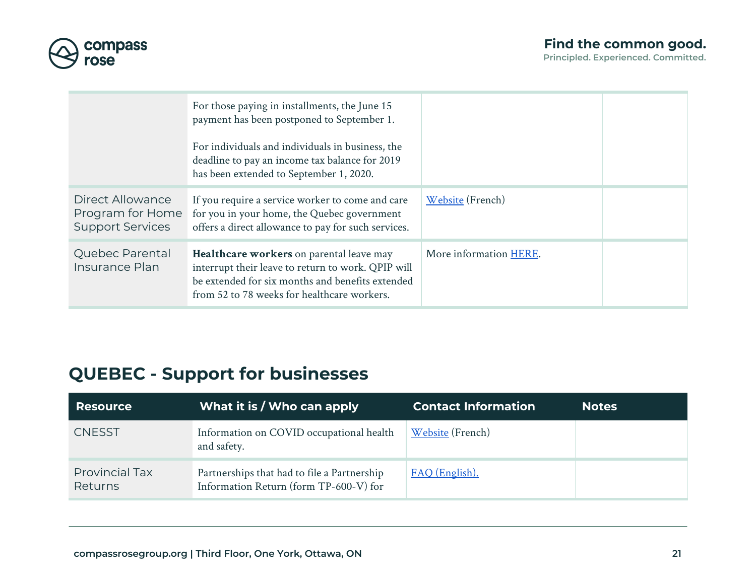| | | | |
|---|---|---|---|
| | For those paying in installments, the June 15 payment has been postponed to September 1.<br><br>For individuals and individuals in business, the deadline to pay an income tax balance for 2019 has been extended to September 1, 2020. | | |
| Direct Allowance Program for Home Support Services | If you require a service worker to come and care for you in your home, the Quebec government offers a direct allowance to pay for such services. | Website (French) | |
| Quebec Parental Insurance Plan | **Healthcare workers** on parental leave may interrupt their leave to return to work. QPIP will be extended for six months and benefits extended from 52 to 78 weeks for healthcare workers. | More information HERE. | |

## QUEBEC - Support for businesses

| Resource | What it is / Who can apply | Contact Information | Notes |
|---|---|---|---|
| CNESST | Information on COVID occupational health and safety. | Website (French) | |
| Provincial Tax Returns | Partnerships that had to file a Partnership Information Return (form TP-600-V) for | FAQ (English). | |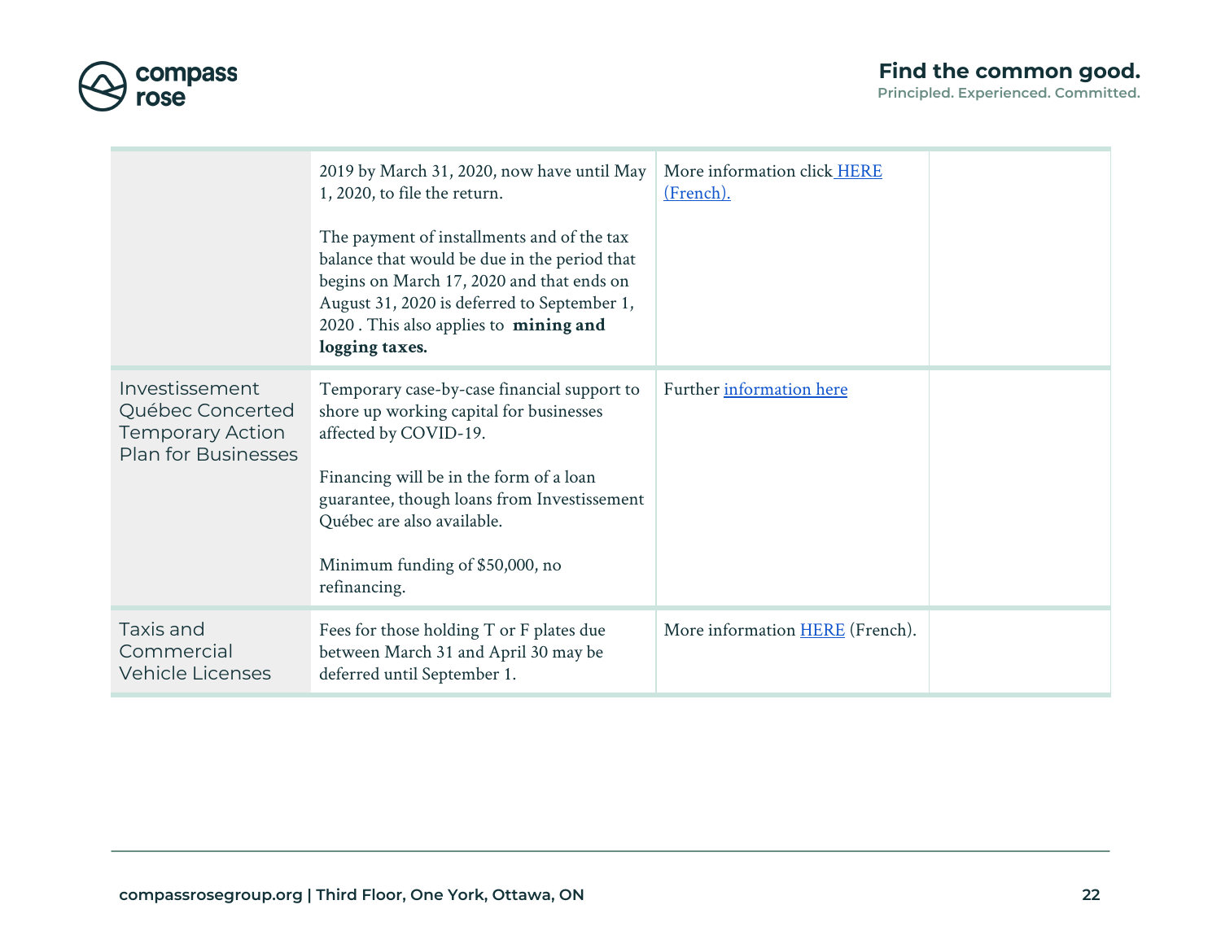| | | | |
|---|---|---|---|
| | 2019 by March 31, 2020, now have until May 1, 2020, to file the return.<br><br>The payment of installments and of the tax balance that would be due in the period that begins on March 17, 2020 and that ends on August 31, 2020 is deferred to September 1, 2020 . This also applies to **mining and logging taxes.** | More information click HERE (French). | |
| Investissement Québec Concerted Temporary Action Plan for Businesses | Temporary case-by-case financial support to shore up working capital for businesses affected by COVID-19.<br><br>Financing will be in the form of a loan guarantee, though loans from Investissement Québec are also available.<br><br>Minimum funding of $50,000, no refinancing. | Further information here | |
| Taxis and Commercial Vehicle Licenses | Fees for those holding T or F plates due between March 31 and April 30 may be deferred until September 1. | More information HERE (French). | |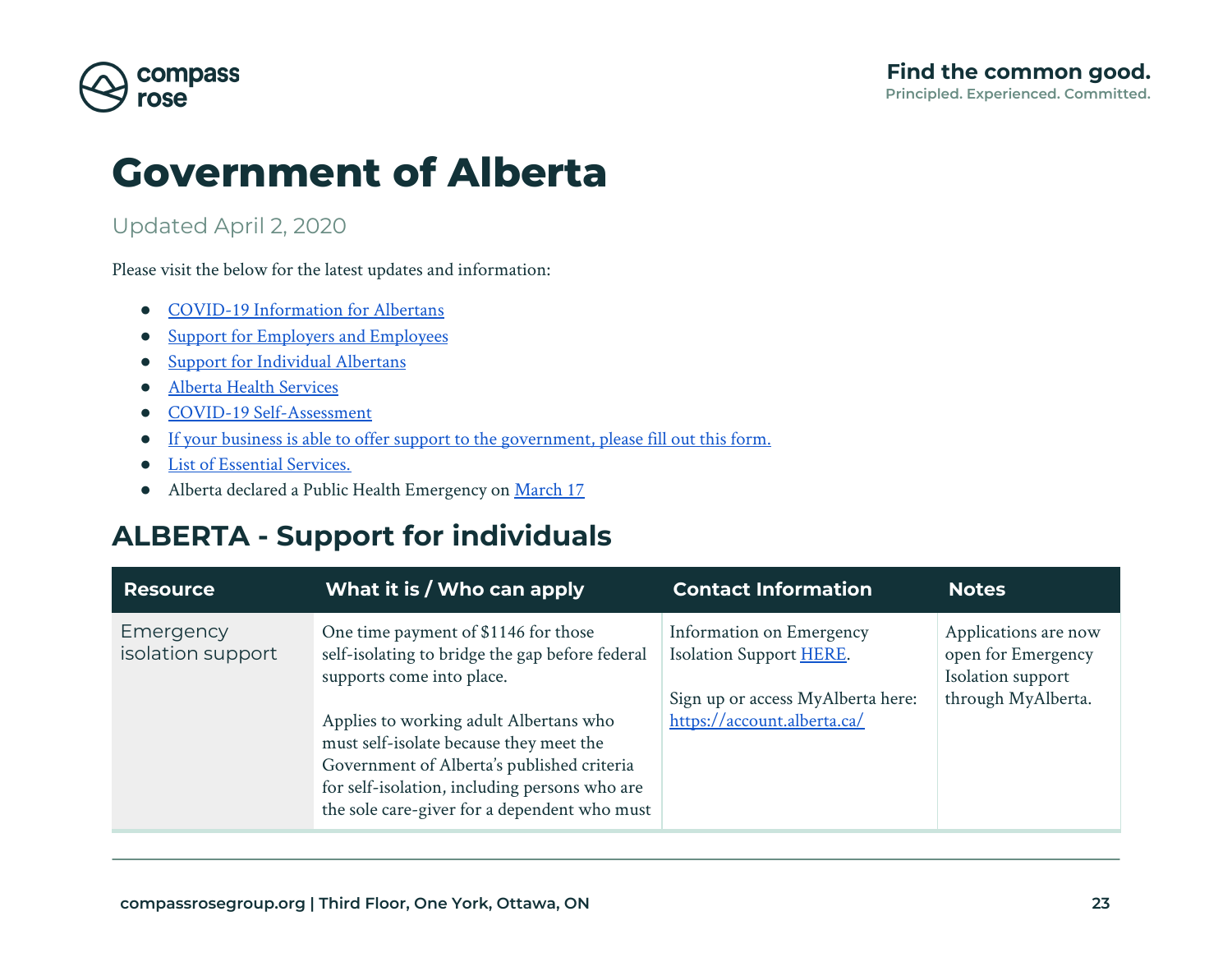# Government of Alberta

Updated April 2, 2020

Please visit the below for the latest updates and information:

- COVID-19 Information for Albertans
- Support for Employers and Employees
- Support for Individual Albertans
- Alberta Health Services
- COVID-19 Self-Assessment
- If your business is able to offer support to the government, please fill out this form.
- List of Essential Services.
- Alberta declared a Public Health Emergency on March 17

## ALBERTA - Support for individuals

| Resource | What it is / Who can apply | Contact Information | Notes |
|---|---|---|---|
| Emergency isolation support | One time payment of $1146 for those self-isolating to bridge the gap before federal supports come into place.<br><br>Applies to working adult Albertans who must self-isolate because they meet the Government of Alberta's published criteria for self-isolation, including persons who are the sole care-giver for a dependent who must | Information on Emergency Isolation Support HERE.<br><br>Sign up or access MyAlberta here: https://account.alberta.ca/ | Applications are now open for Emergency Isolation support through MyAlberta. |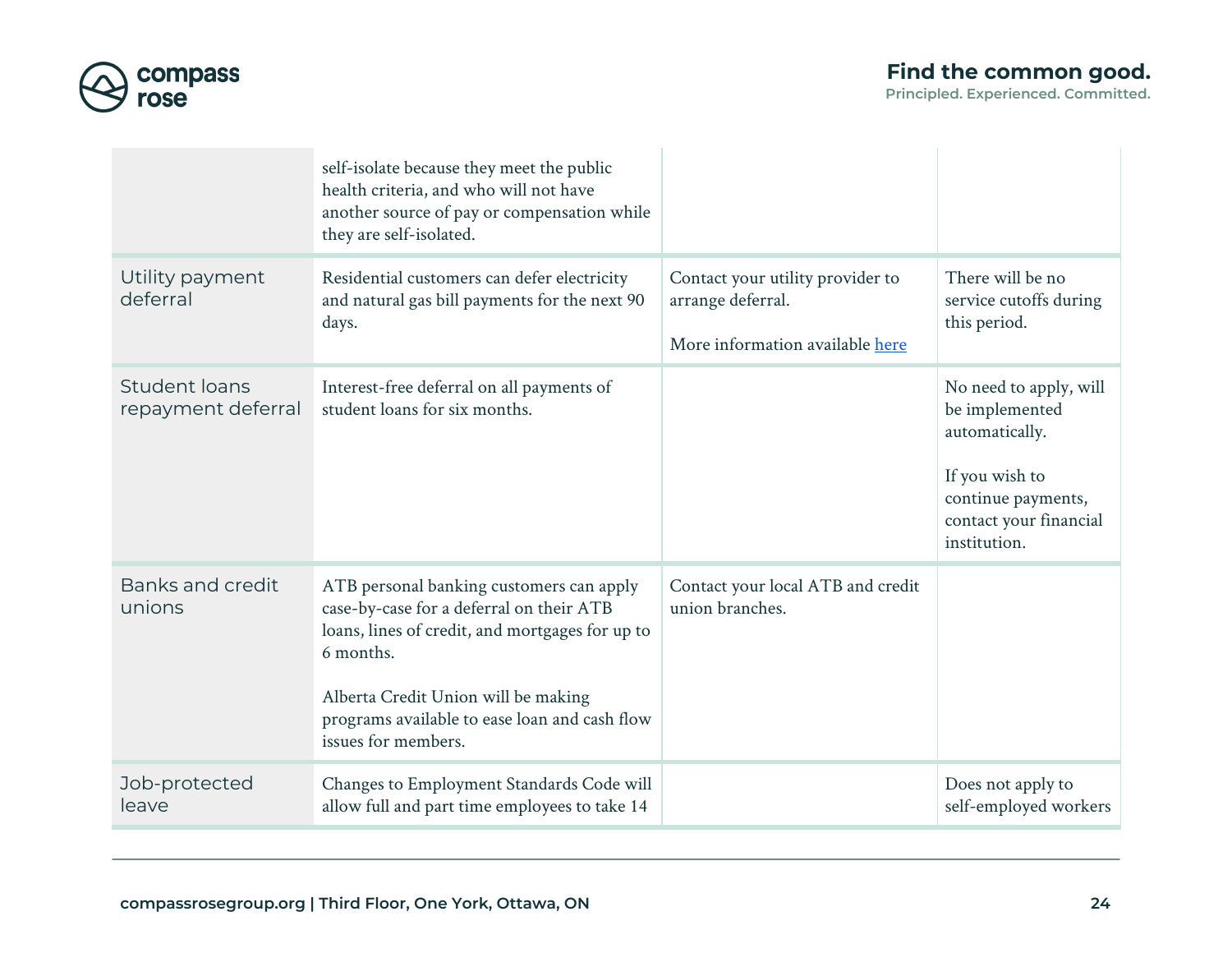| | | | |
|---|---|---|---|
| | self-isolate because they meet the public health criteria, and who will not have another source of pay or compensation while they are self-isolated. | | |
| Utility payment deferral | Residential customers can defer electricity and natural gas bill payments for the next 90 days. | Contact your utility provider to arrange deferral.<br><br>More information available here | There will be no service cutoffs during this period. |
| Student loans repayment deferral | Interest-free deferral on all payments of student loans for six months. | | No need to apply, will be implemented automatically.<br><br>If you wish to continue payments, contact your financial institution. |
| Banks and credit unions | ATB personal banking customers can apply case-by-case for a deferral on their ATB loans, lines of credit, and mortgages for up to 6 months.<br><br>Alberta Credit Union will be making programs available to ease loan and cash flow issues for members. | Contact your local ATB and credit union branches. | |
| Job-protected leave | Changes to Employment Standards Code will allow full and part time employees to take 14 | | Does not apply to self-employed workers |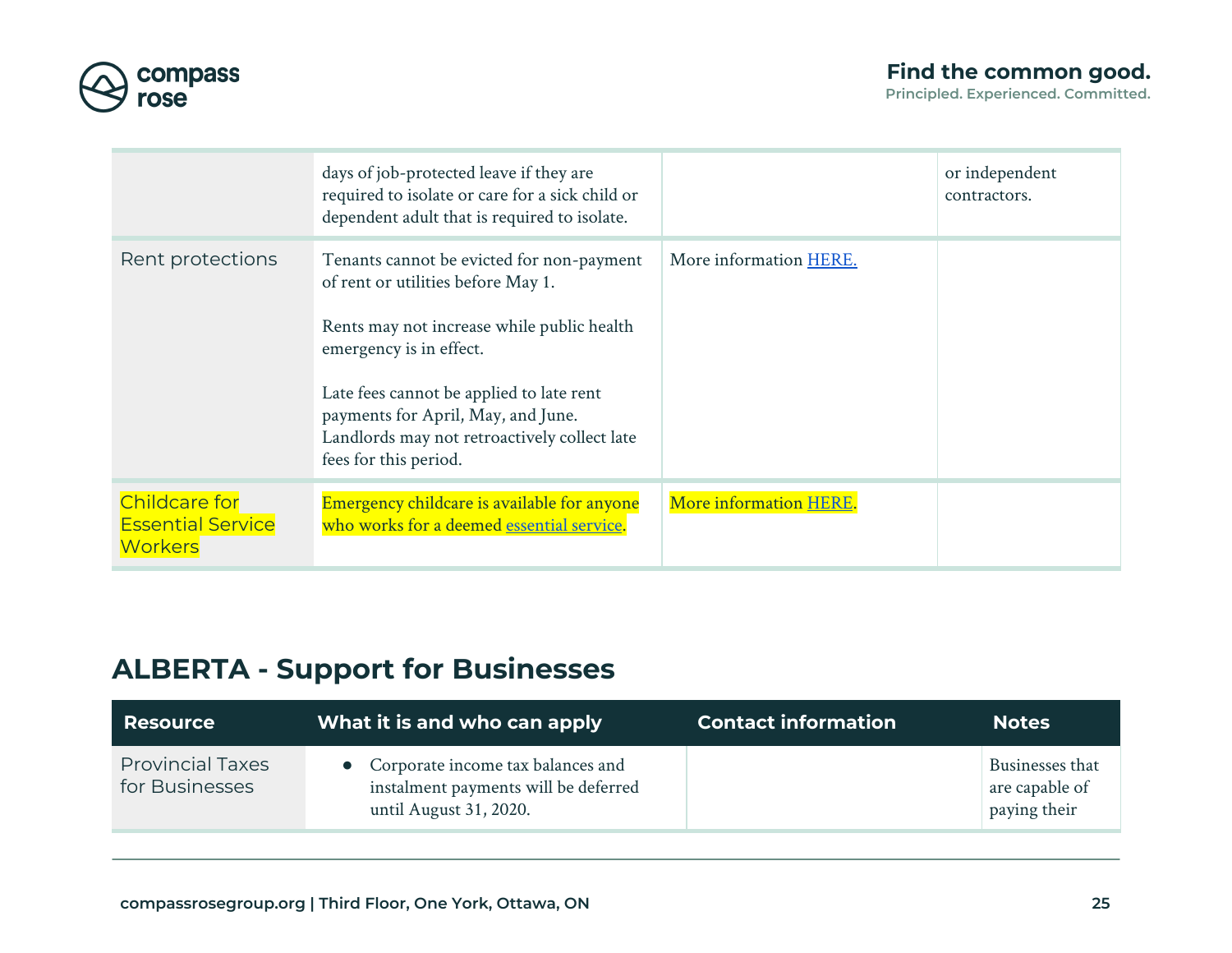| | | | |
|---|---|---|---|
| | days of job-protected leave if they are required to isolate or care for a sick child or dependent adult that is required to isolate. | | or independent contractors. |
| Rent protections | Tenants cannot be evicted for non-payment of rent or utilities before May 1.<br><br>Rents may not increase while public health emergency is in effect.<br><br>Late fees cannot be applied to late rent payments for April, May, and June. Landlords may not retroactively collect late fees for this period. | More information HERE. | |
| Childcare for Essential Service Workers | Emergency childcare is available for anyone who works for a deemed essential service. | More information HERE. | |

## ALBERTA - Support for Businesses

| Resource | What it is and who can apply | Contact information | Notes |
|---|---|---|---|
| Provincial Taxes for Businesses | • Corporate income tax balances and instalment payments will be deferred until August 31, 2020. | | Businesses that are capable of paying their |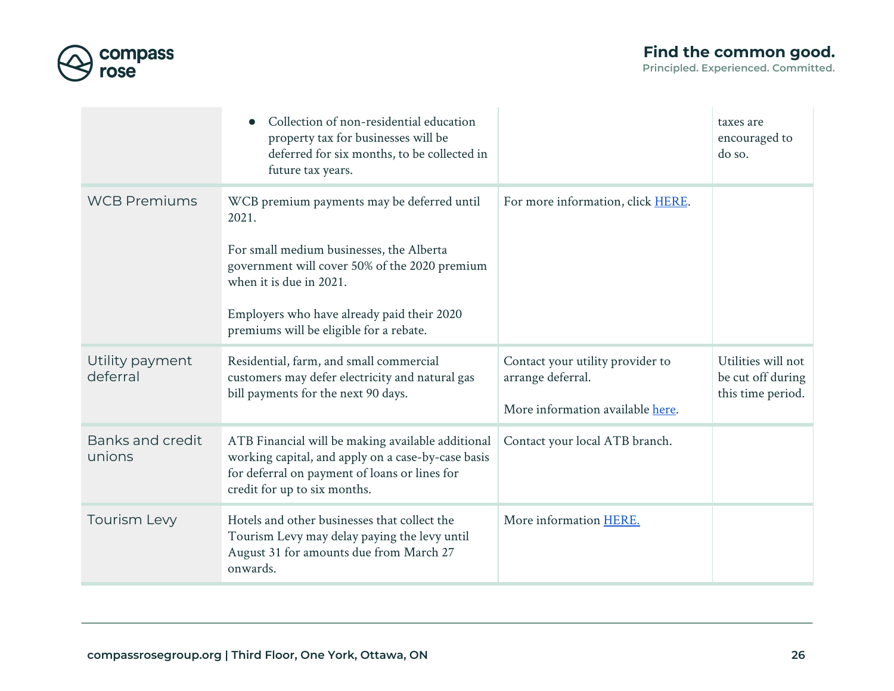| | | | |
|---|---|---|---|
| | • Collection of non-residential education property tax for businesses will be deferred for six months, to be collected in future tax years. | | taxes are encouraged to do so. |
| WCB Premiums | WCB premium payments may be deferred until 2021.<br><br>For small medium businesses, the Alberta government will cover 50% of the 2020 premium when it is due in 2021.<br><br>Employers who have already paid their 2020 premiums will be eligible for a rebate. | For more information, click HERE. | |
| Utility payment deferral | Residential, farm, and small commercial customers may defer electricity and natural gas bill payments for the next 90 days. | Contact your utility provider to arrange deferral.<br><br>More information available here. | Utilities will not be cut off during this time period. |
| Banks and credit unions | ATB Financial will be making available additional working capital, and apply on a case-by-case basis for deferral on payment of loans or lines for credit for up to six months. | Contact your local ATB branch. | |
| Tourism Levy | Hotels and other businesses that collect the Tourism Levy may delay paying the levy until August 31 for amounts due from March 27 onwards. | More information HERE. | |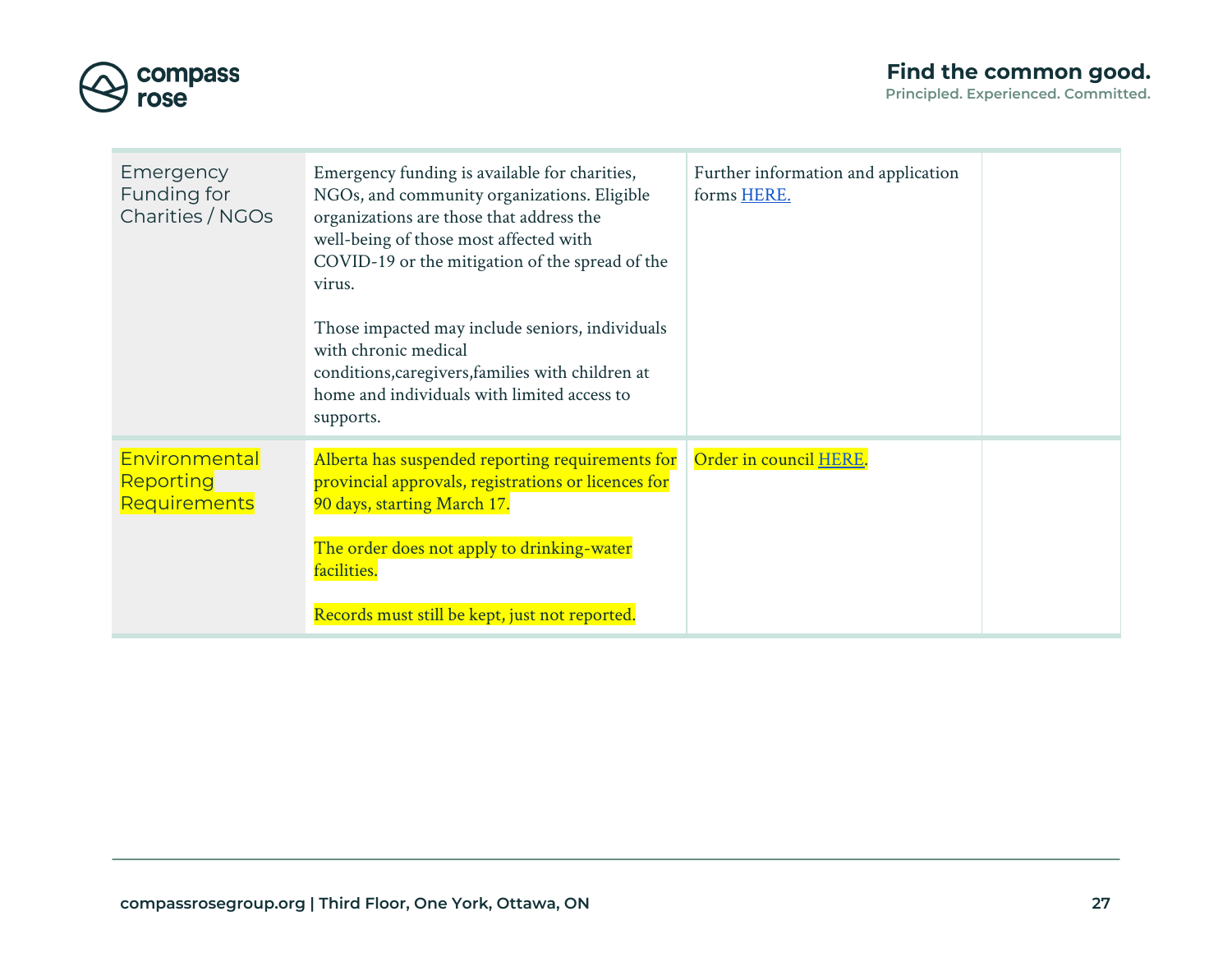| | | | |
|---|---|---|---|
| Emergency Funding for Charities / NGOs | Emergency funding is available for charities, NGOs, and community organizations. Eligible organizations are those that address the well-being of those most affected with COVID-19 or the mitigation of the spread of the virus.<br><br>Those impacted may include seniors, individuals with chronic medical conditions,caregivers,families with children at home and individuals with limited access to supports. | Further information and application forms HERE. | |
| Environmental Reporting Requirements | Alberta has suspended reporting requirements for provincial approvals, registrations or licences for 90 days, starting March 17.<br><br>The order does not apply to drinking-water facilities.<br><br>Records must still be kept, just not reported. | Order in council HERE. | |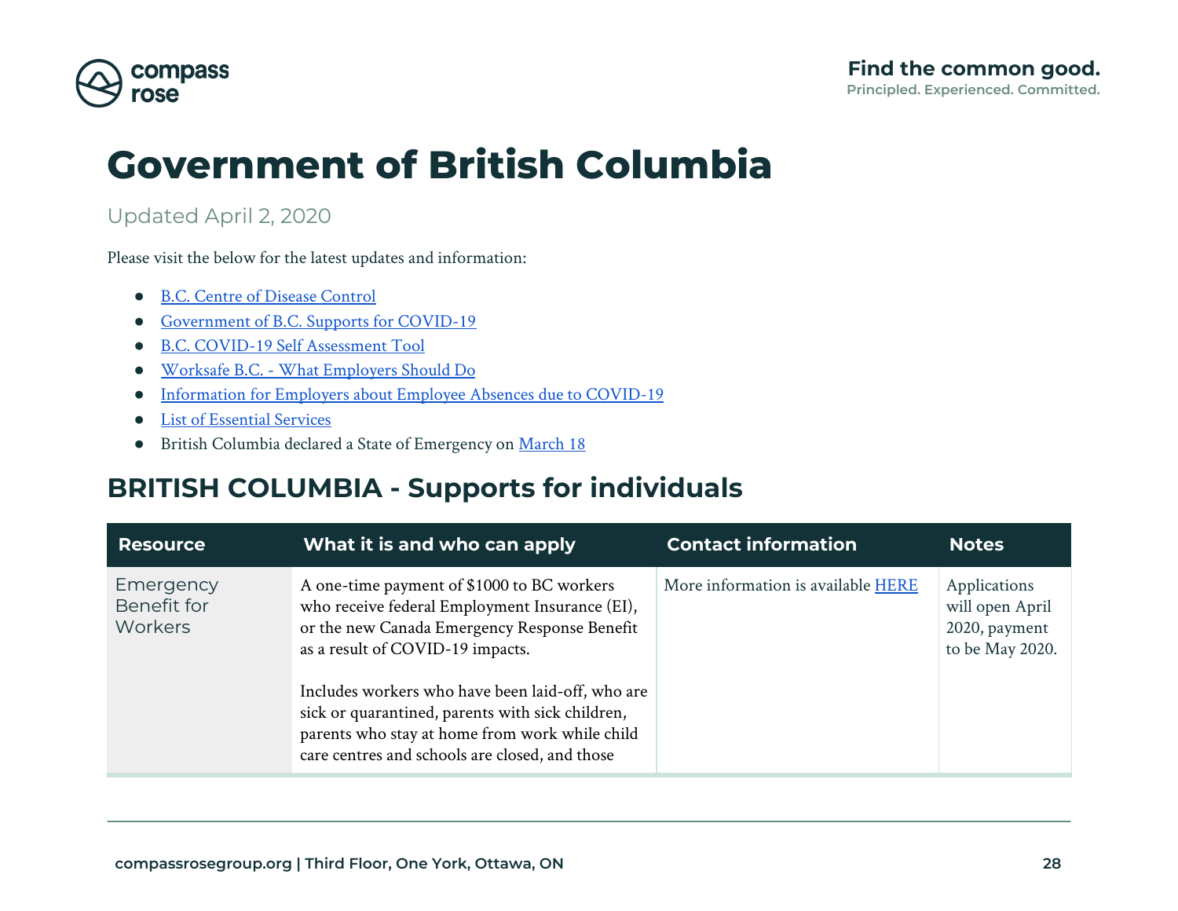# Government of British Columbia

Updated April 2, 2020

Please visit the below for the latest updates and information:

- B.C. Centre of Disease Control
- Government of B.C. Supports for COVID-19
- B.C. COVID-19 Self Assessment Tool
- Worksafe B.C. - What Employers Should Do
- Information for Employers about Employee Absences due to COVID-19
- List of Essential Services
- British Columbia declared a State of Emergency on March 18

## BRITISH COLUMBIA - Supports for individuals

| Resource | What it is and who can apply | Contact information | Notes |
|---|---|---|---|
| Emergency Benefit for Workers | A one-time payment of $1000 to BC workers who receive federal Employment Insurance (EI), or the new Canada Emergency Response Benefit as a result of COVID-19 impacts.<br><br>Includes workers who have been laid-off, who are sick or quarantined, parents with sick children, parents who stay at home from work while child care centres and schools are closed, and those | More information is available HERE | Applications will open April 2020, payment to be May 2020. |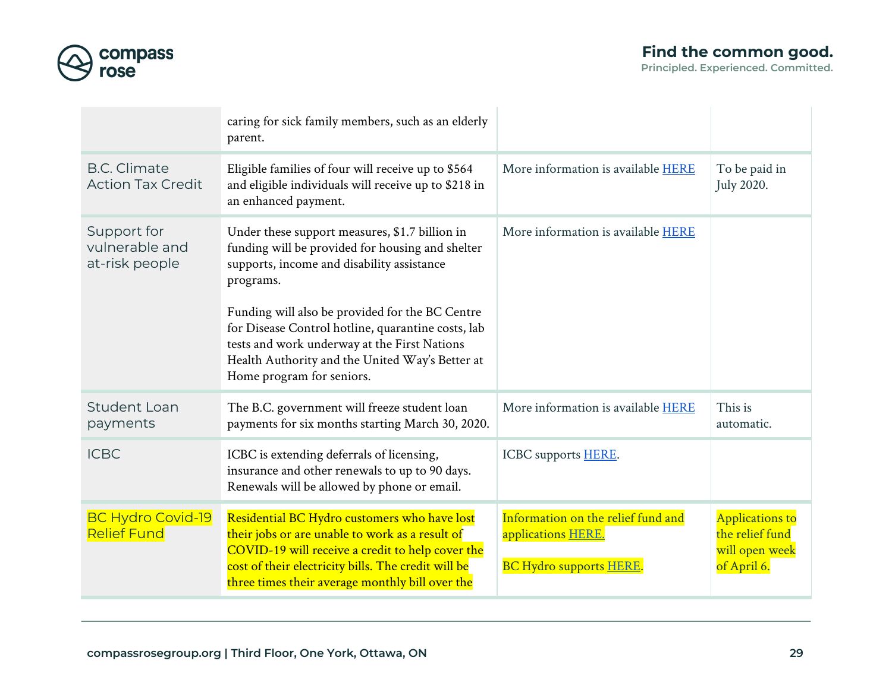| | | | |
|---|---|---|---|
| | caring for sick family members, such as an elderly parent. | | |
| B.C. Climate Action Tax Credit | Eligible families of four will receive up to $564 and eligible individuals will receive up to $218 in an enhanced payment. | More information is available HERE | To be paid in July 2020. |
| Support for vulnerable and at-risk people | Under these support measures, $1.7 billion in funding will be provided for housing and shelter supports, income and disability assistance programs.<br><br>Funding will also be provided for the BC Centre for Disease Control hotline, quarantine costs, lab tests and work underway at the First Nations Health Authority and the United Way's Better at Home program for seniors. | More information is available HERE | |
| Student Loan payments | The B.C. government will freeze student loan payments for six months starting March 30, 2020. | More information is available HERE | This is automatic. |
| ICBC | ICBC is extending deferrals of licensing, insurance and other renewals to up to 90 days. Renewals will be allowed by phone or email. | ICBC supports HERE. | |
| BC Hydro Covid-19 Relief Fund | Residential BC Hydro customers who have lost their jobs or are unable to work as a result of COVID-19 will receive a credit to help cover the cost of their electricity bills. The credit will be three times their average monthly bill over the | Information on the relief fund and applications HERE.<br><br>BC Hydro supports HERE. | Applications to the relief fund will open week of April 6. |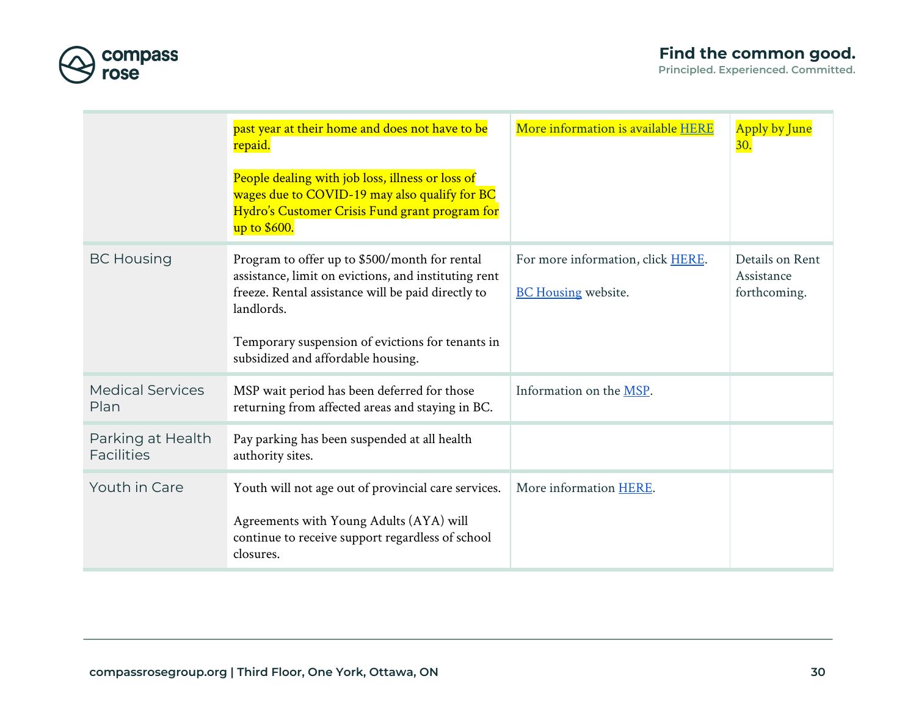| | | | |
|---|---|---|---|
| | past year at their home and does not have to be repaid.<br><br>People dealing with job loss, illness or loss of wages due to COVID-19 may also qualify for BC Hydro's Customer Crisis Fund grant program for up to $600. | More information is available HERE | Apply by June 30. |
| BC Housing | Program to offer up to $500/month for rental assistance, limit on evictions, and instituting rent freeze. Rental assistance will be paid directly to landlords.<br><br>Temporary suspension of evictions for tenants in subsidized and affordable housing. | For more information, click HERE.<br><br>BC Housing website. | Details on Rent Assistance forthcoming. |
| Medical Services Plan | MSP wait period has been deferred for those returning from affected areas and staying in BC. | Information on the MSP. | |
| Parking at Health Facilities | Pay parking has been suspended at all health authority sites. | | |
| Youth in Care | Youth will not age out of provincial care services.<br><br>Agreements with Young Adults (AYA) will continue to receive support regardless of school closures. | More information HERE. | |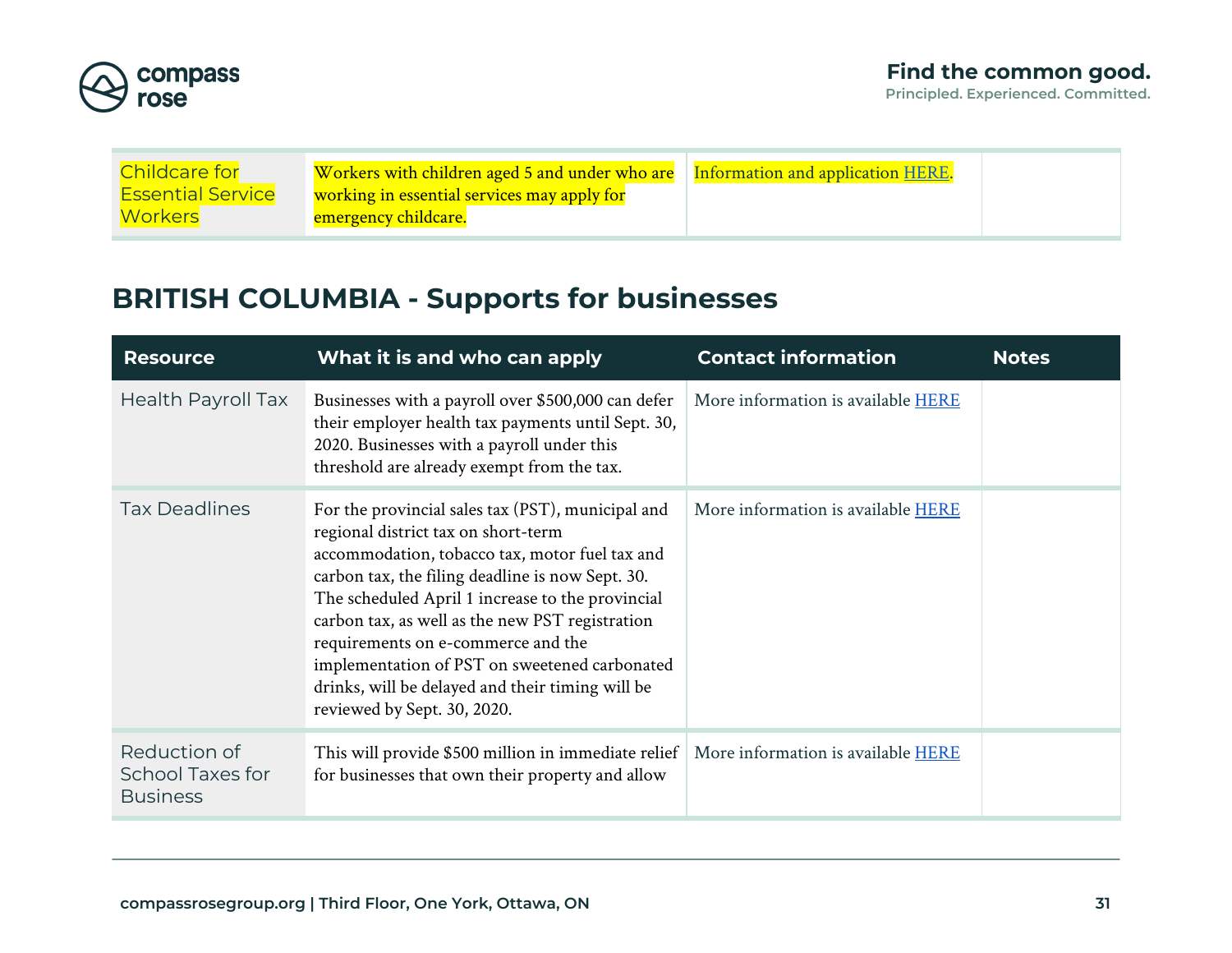| Childcare for Essential Service Workers | Workers with children aged 5 and under who are working in essential services may apply for emergency childcare. | Information and application HERE. | |
|---|---|---|---|

## BRITISH COLUMBIA - Supports for businesses

| Resource | What it is and who can apply | Contact information | Notes |
|---|---|---|---|
| Health Payroll Tax | Businesses with a payroll over $500,000 can defer their employer health tax payments until Sept. 30, 2020. Businesses with a payroll under this threshold are already exempt from the tax. | More information is available HERE | |
| Tax Deadlines | For the provincial sales tax (PST), municipal and regional district tax on short-term accommodation, tobacco tax, motor fuel tax and carbon tax, the filing deadline is now Sept. 30. The scheduled April 1 increase to the provincial carbon tax, as well as the new PST registration requirements on e-commerce and the implementation of PST on sweetened carbonated drinks, will be delayed and their timing will be reviewed by Sept. 30, 2020. | More information is available HERE | |
| Reduction of School Taxes for Business | This will provide $500 million in immediate relief for businesses that own their property and allow | More information is available HERE | |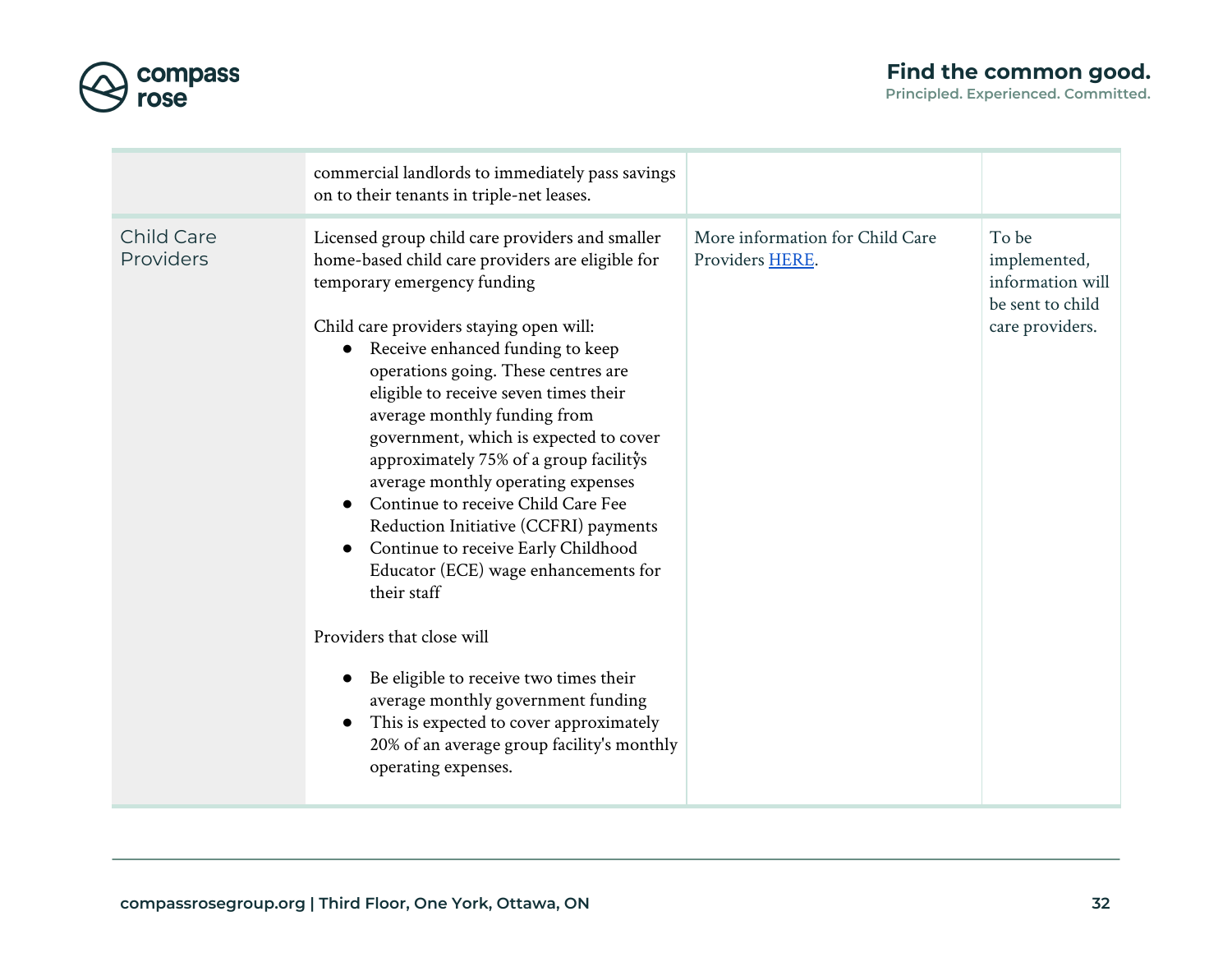| | | | |
|---|---|---|---|
| | commercial landlords to immediately pass savings on to their tenants in triple-net leases. | | |
| Child Care Providers | Licensed group child care providers and smaller home-based child care providers are eligible for temporary emergency funding<br><br>Child care providers staying open will:<br>• Receive enhanced funding to keep operations going. These centres are eligible to receive seven times their average monthly funding from government, which is expected to cover approximately 75% of a group facility's average monthly operating expenses<br>• Continue to receive Child Care Fee Reduction Initiative (CCFRI) payments<br>• Continue to receive Early Childhood Educator (ECE) wage enhancements for their staff<br><br>Providers that close will<br><br>• Be eligible to receive two times their average monthly government funding<br>• This is expected to cover approximately 20% of an average group facility's monthly operating expenses. | More information for Child Care Providers HERE. | To be implemented, information will be sent to child care providers. |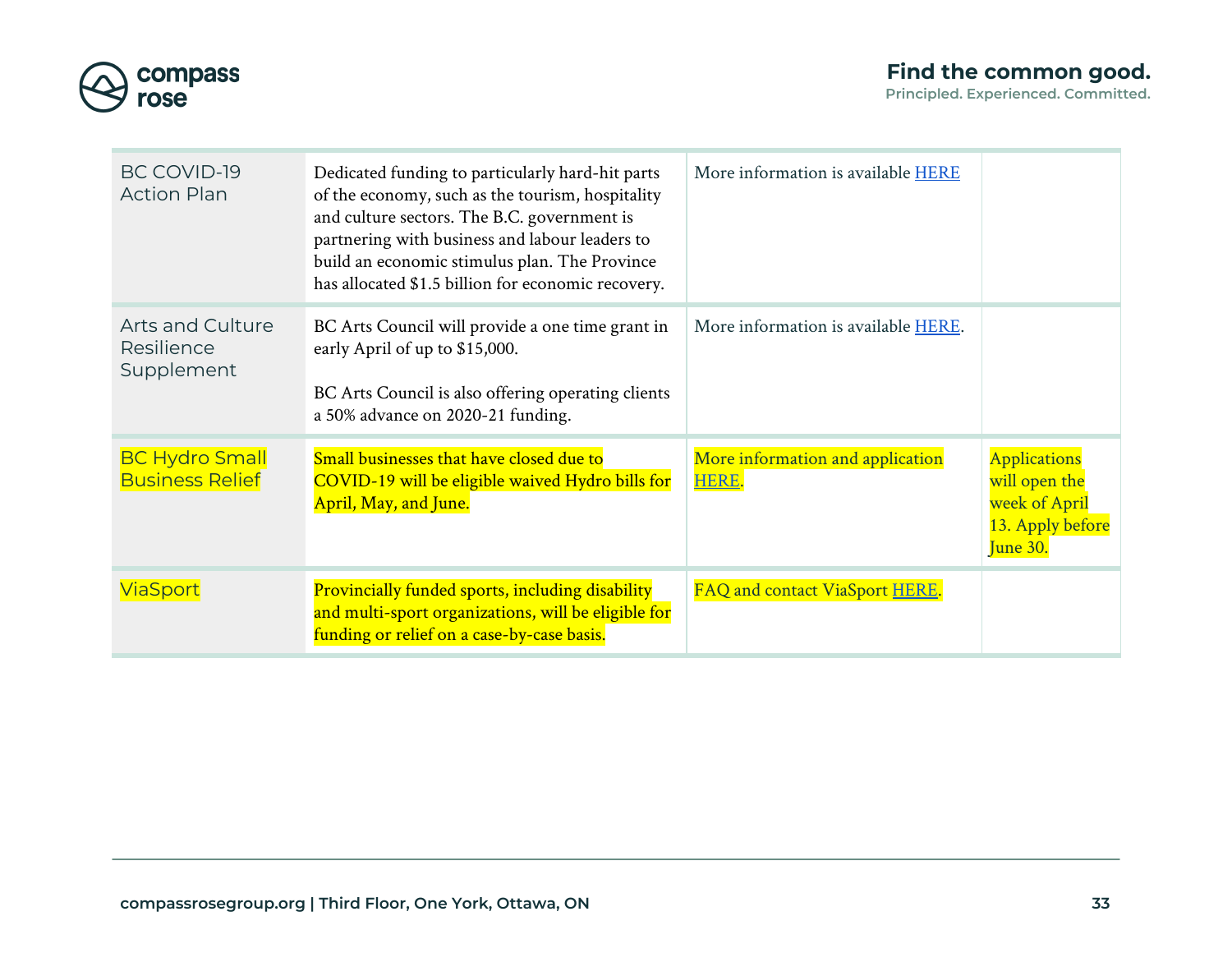| | | | |
|---|---|---|---|
| BC COVID-19 Action Plan | Dedicated funding to particularly hard-hit parts of the economy, such as the tourism, hospitality and culture sectors. The B.C. government is partnering with business and labour leaders to build an economic stimulus plan. The Province has allocated $1.5 billion for economic recovery. | More information is available HERE | |
| Arts and Culture Resilience Supplement | BC Arts Council will provide a one time grant in early April of up to $15,000.<br><br>BC Arts Council is also offering operating clients a 50% advance on 2020-21 funding. | More information is available HERE. | |
| BC Hydro Small Business Relief | Small businesses that have closed due to COVID-19 will be eligible waived Hydro bills for April, May, and June. | More information and application HERE. | Applications will open the week of April 13. Apply before June 30. |
| ViaSport | Provincially funded sports, including disability and multi-sport organizations, will be eligible for funding or relief on a case-by-case basis. | FAQ and contact ViaSport HERE. | |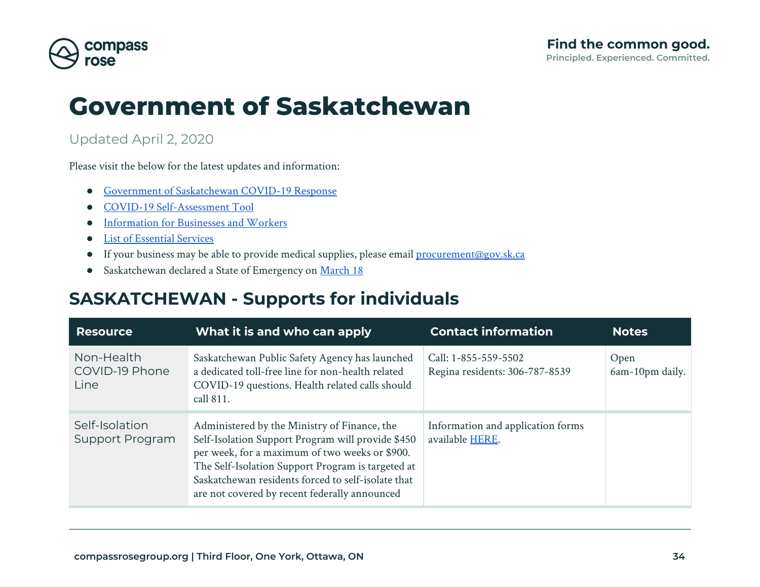# Government of Saskatchewan

Updated April 2, 2020

Please visit the below for the latest updates and information:

- Government of Saskatchewan COVID-19 Response
- COVID-19 Self-Assessment Tool
- Information for Businesses and Workers
- List of Essential Services
- If your business may be able to provide medical supplies, please email procurement@gov.sk.ca
- Saskatchewan declared a State of Emergency on March 18

## SASKATCHEWAN - Supports for individuals

| Resource | What it is and who can apply | Contact information | Notes |
| --- | --- | --- | --- |
| Non-Health COVID-19 Phone Line | Saskatchewan Public Safety Agency has launched a dedicated toll-free line for non-health related COVID-19 questions. Health related calls should call 811. | Call: 1-855-559-5502<br>Regina residents: 306-787-8539 | Open 6am-10pm daily. |
| Self-Isolation Support Program | Administered by the Ministry of Finance, the Self-Isolation Support Program will provide $450 per week, for a maximum of two weeks or $900. The Self-Isolation Support Program is targeted at Saskatchewan residents forced to self-isolate that are not covered by recent federally announced | Information and application forms available HERE. | |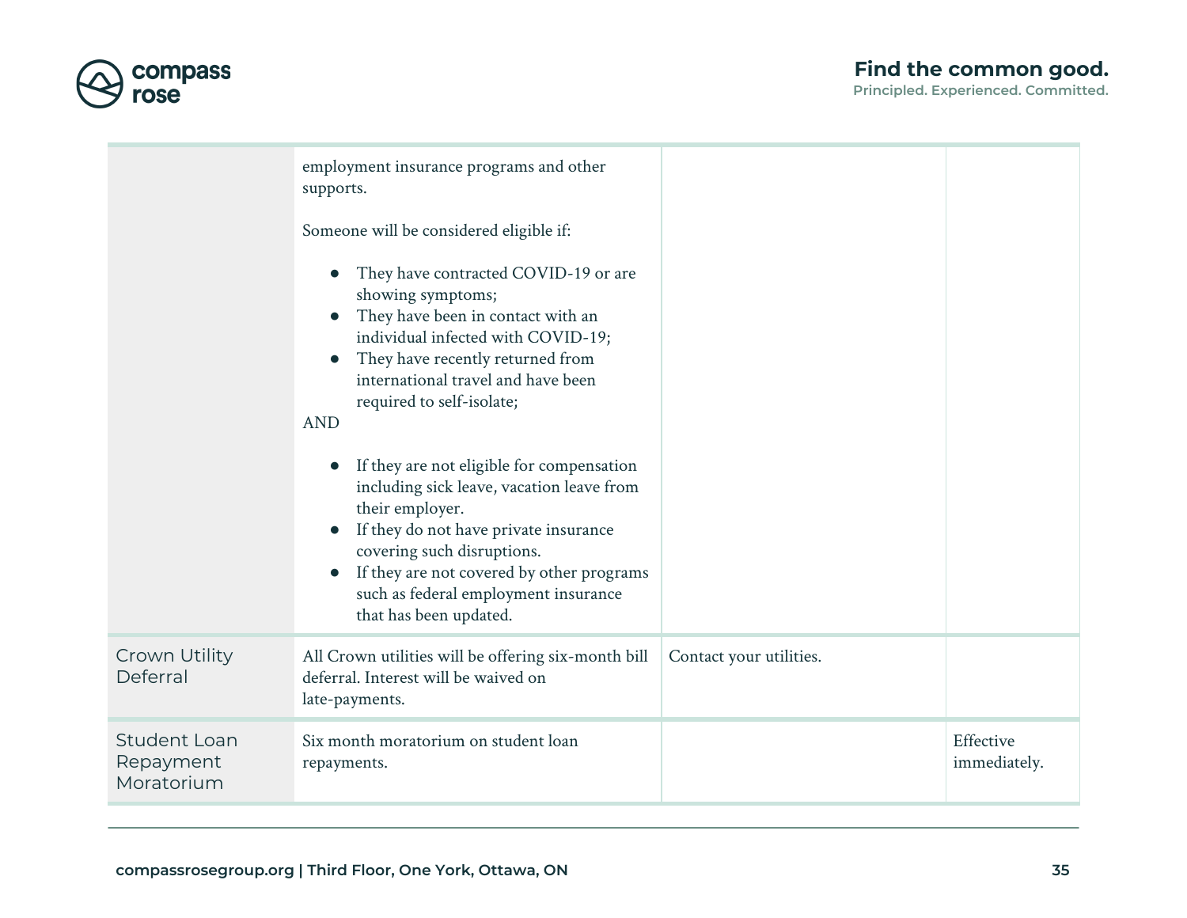|  |  |  |  |
|---|---|---|---|
|  | employment insurance programs and other supports.<br><br>Someone will be considered eligible if:<br><br>● They have contracted COVID-19 or are showing symptoms;<br>● They have been in contact with an individual infected with COVID-19;<br>● They have recently returned from international travel and have been required to self-isolate;<br><br>AND<br><br>● If they are not eligible for compensation including sick leave, vacation leave from their employer.<br>● If they do not have private insurance covering such disruptions.<br>● If they are not covered by other programs such as federal employment insurance that has been updated. |  |  |
| Crown Utility Deferral | All Crown utilities will be offering six-month bill deferral. Interest will be waived on late-payments. | Contact your utilities. |  |
| Student Loan Repayment Moratorium | Six month moratorium on student loan repayments. |  | Effective immediately. |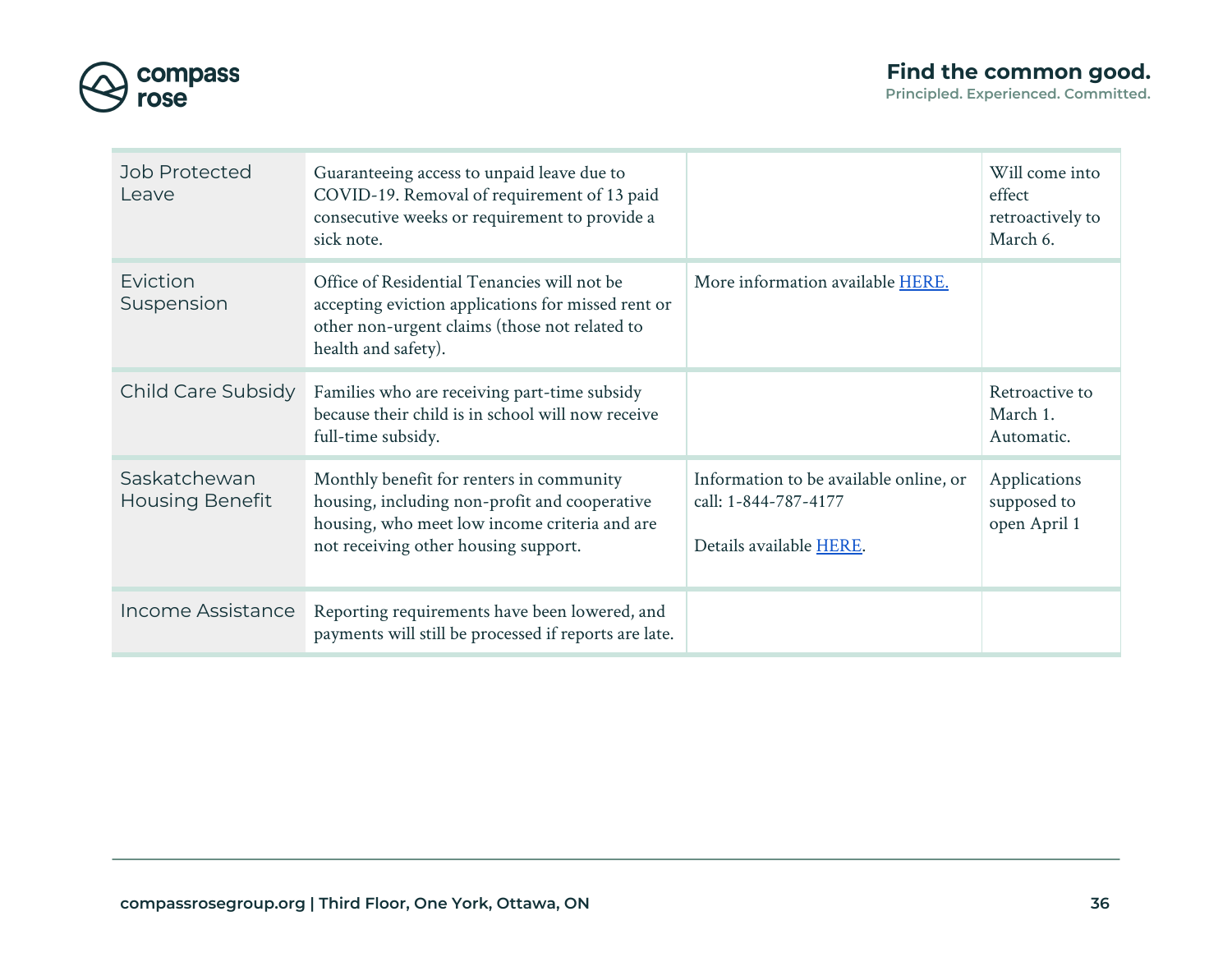| | | | |
|---|---|---|---|
| Job Protected Leave | Guaranteeing access to unpaid leave due to COVID-19. Removal of requirement of 13 paid consecutive weeks or requirement to provide a sick note. | | Will come into effect retroactively to March 6. |
| Eviction Suspension | Office of Residential Tenancies will not be accepting eviction applications for missed rent or other non-urgent claims (those not related to health and safety). | More information available HERE. | |
| Child Care Subsidy | Families who are receiving part-time subsidy because their child is in school will now receive full-time subsidy. | | Retroactive to March 1. Automatic. |
| Saskatchewan Housing Benefit | Monthly benefit for renters in community housing, including non-profit and cooperative housing, who meet low income criteria and are not receiving other housing support. | Information to be available online, or call: 1-844-787-4177<br><br>Details available HERE. | Applications supposed to open April 1 |
| Income Assistance | Reporting requirements have been lowered, and payments will still be processed if reports are late. | | |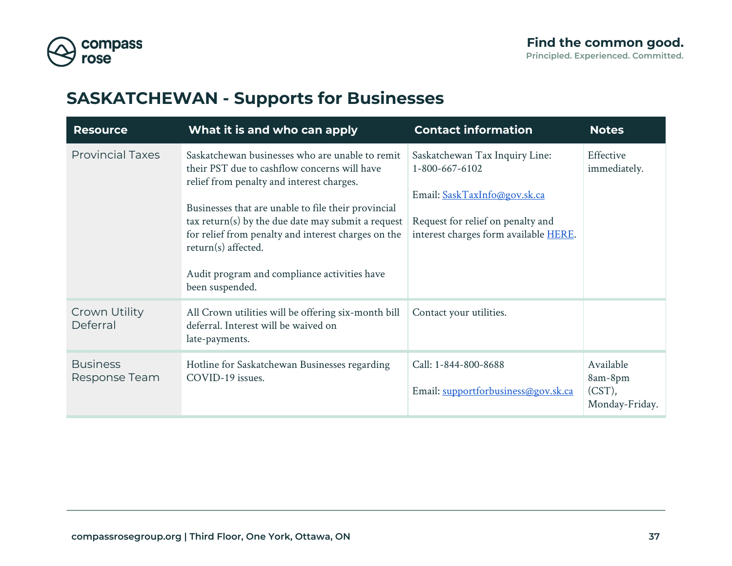## SASKATCHEWAN - Supports for Businesses

| Resource | What it is and who can apply | Contact information | Notes |
|---|---|---|---|
| Provincial Taxes | Saskatchewan businesses who are unable to remit their PST due to cashflow concerns will have relief from penalty and interest charges.<br><br>Businesses that are unable to file their provincial tax return(s) by the due date may submit a request for relief from penalty and interest charges on the return(s) affected.<br><br>Audit program and compliance activities have been suspended. | Saskatchewan Tax Inquiry Line: 1-800-667-6102<br><br>Email: SaskTaxInfo@gov.sk.ca<br><br>Request for relief on penalty and interest charges form available HERE. | Effective immediately. |
| Crown Utility Deferral | All Crown utilities will be offering six-month bill deferral. Interest will be waived on late-payments. | Contact your utilities. | |
| Business Response Team | Hotline for Saskatchewan Businesses regarding COVID-19 issues. | Call: 1-844-800-8688<br><br>Email: supportforbusiness@gov.sk.ca | Available 8am-8pm (CST), Monday-Friday. |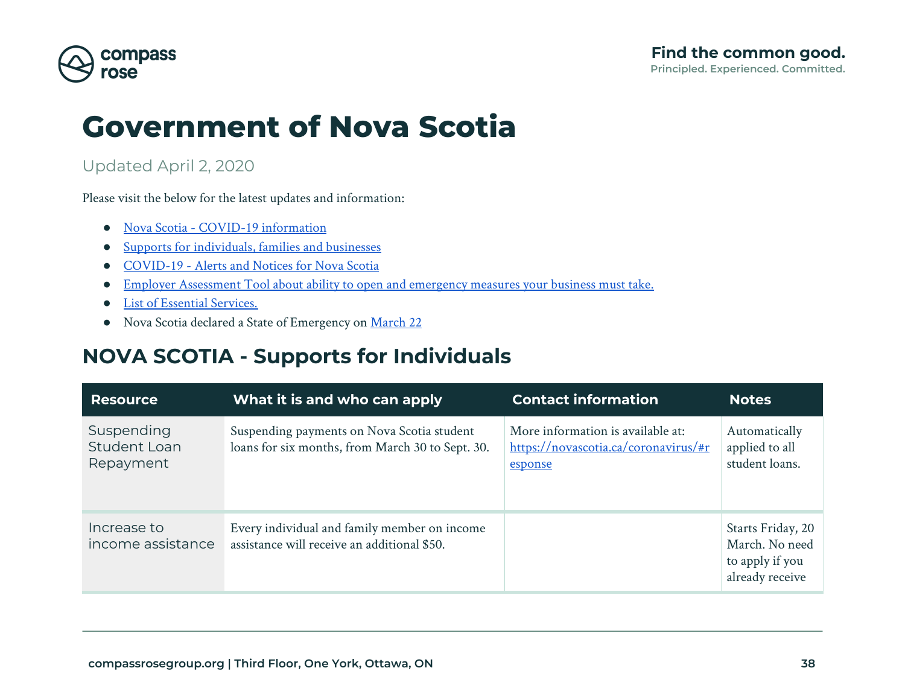# Government of Nova Scotia

Updated April 2, 2020

Please visit the below for the latest updates and information:

- Nova Scotia - COVID-19 information
- Supports for individuals, families and businesses
- COVID-19 - Alerts and Notices for Nova Scotia
- Employer Assessment Tool about ability to open and emergency measures your business must take.
- List of Essential Services.
- Nova Scotia declared a State of Emergency on March 22

## NOVA SCOTIA - Supports for Individuals

| Resource | What it is and who can apply | Contact information | Notes |
|---|---|---|---|
| Suspending Student Loan Repayment | Suspending payments on Nova Scotia student loans for six months, from March 30 to Sept. 30. | More information is available at: https://novascotia.ca/coronavirus/#response | Automatically applied to all student loans. |
| Increase to income assistance | Every individual and family member on income assistance will receive an additional $50. | | Starts Friday, 20 March. No need to apply if you already receive |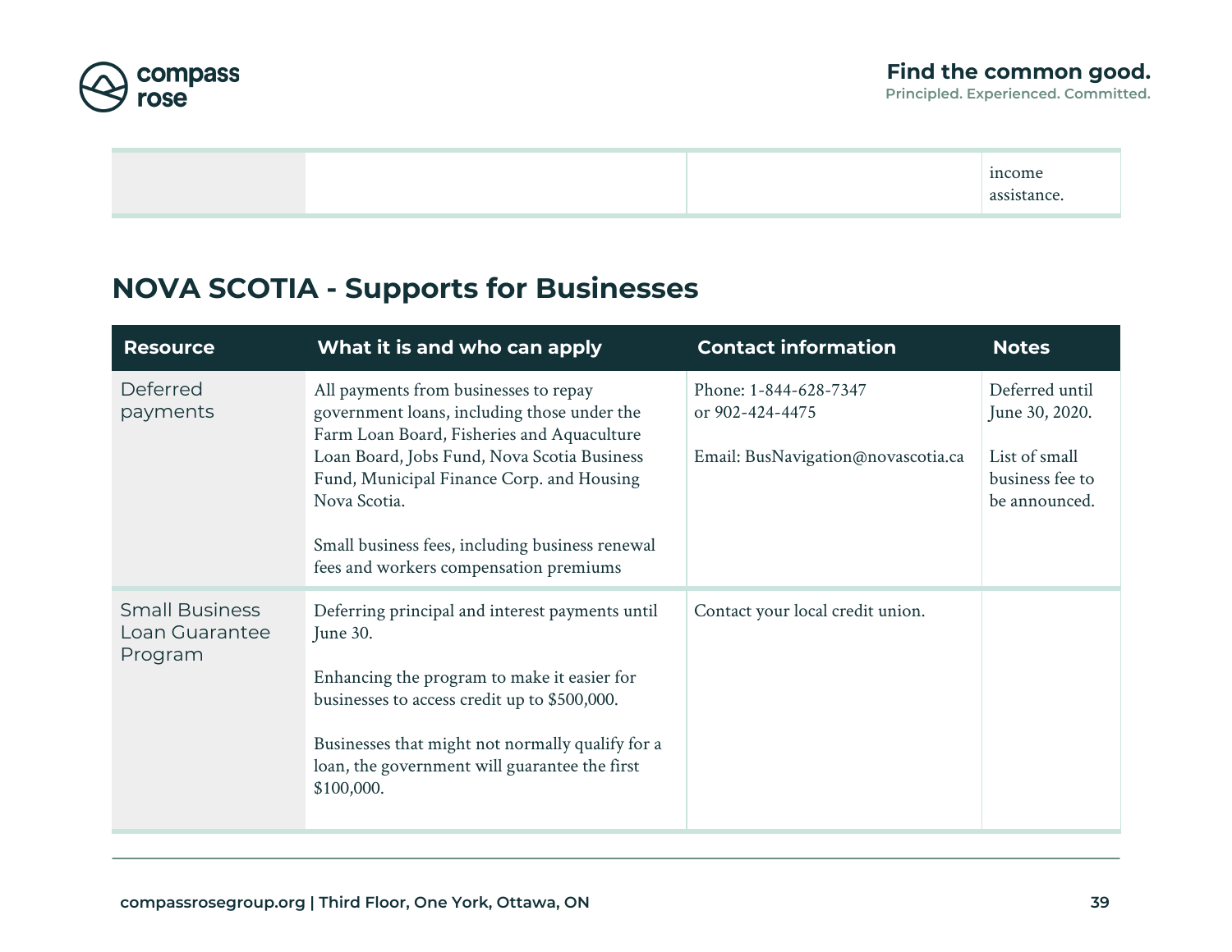| | | | income assistance. |
|---|---|---|---|

## NOVA SCOTIA - Supports for Businesses

| Resource | What it is and who can apply | Contact information | Notes |
|---|---|---|---|
| Deferred payments | All payments from businesses to repay government loans, including those under the Farm Loan Board, Fisheries and Aquaculture Loan Board, Jobs Fund, Nova Scotia Business Fund, Municipal Finance Corp. and Housing Nova Scotia.<br><br>Small business fees, including business renewal fees and workers compensation premiums | Phone: 1-844-628-7347 or 902-424-4475<br><br>Email: BusNavigation@novascotia.ca | Deferred until June 30, 2020.<br><br>List of small business fee to be announced. |
| Small Business Loan Guarantee Program | Deferring principal and interest payments until June 30.<br><br>Enhancing the program to make it easier for businesses to access credit up to $500,000.<br><br>Businesses that might not normally qualify for a loan, the government will guarantee the first $100,000. | Contact your local credit union. | |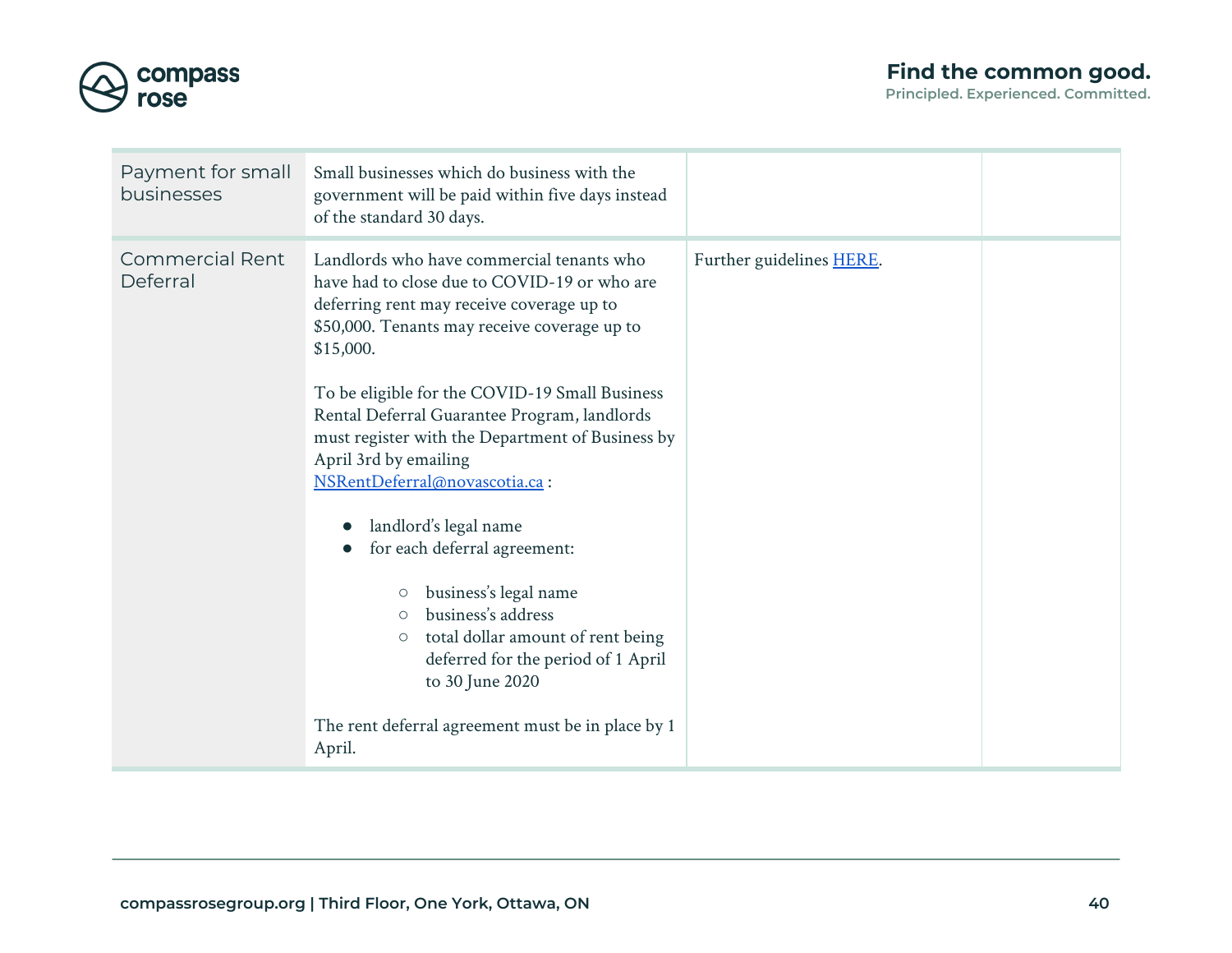| | | | |
|---|---|---|---|
| Payment for small businesses | Small businesses which do business with the government will be paid within five days instead of the standard 30 days. | | |
| Commercial Rent Deferral | Landlords who have commercial tenants who have had to close due to COVID-19 or who are deferring rent may receive coverage up to $50,000. Tenants may receive coverage up to $15,000.<br><br>To be eligible for the COVID-19 Small Business Rental Deferral Guarantee Program, landlords must register with the Department of Business by April 3rd by emailing NSRentDeferral@novascotia.ca :<br><br>● landlord's legal name<br>● for each deferral agreement:<br>○ business's legal name<br>○ business's address<br>○ total dollar amount of rent being deferred for the period of 1 April to 30 June 2020<br><br>The rent deferral agreement must be in place by 1 April. | Further guidelines HERE. | |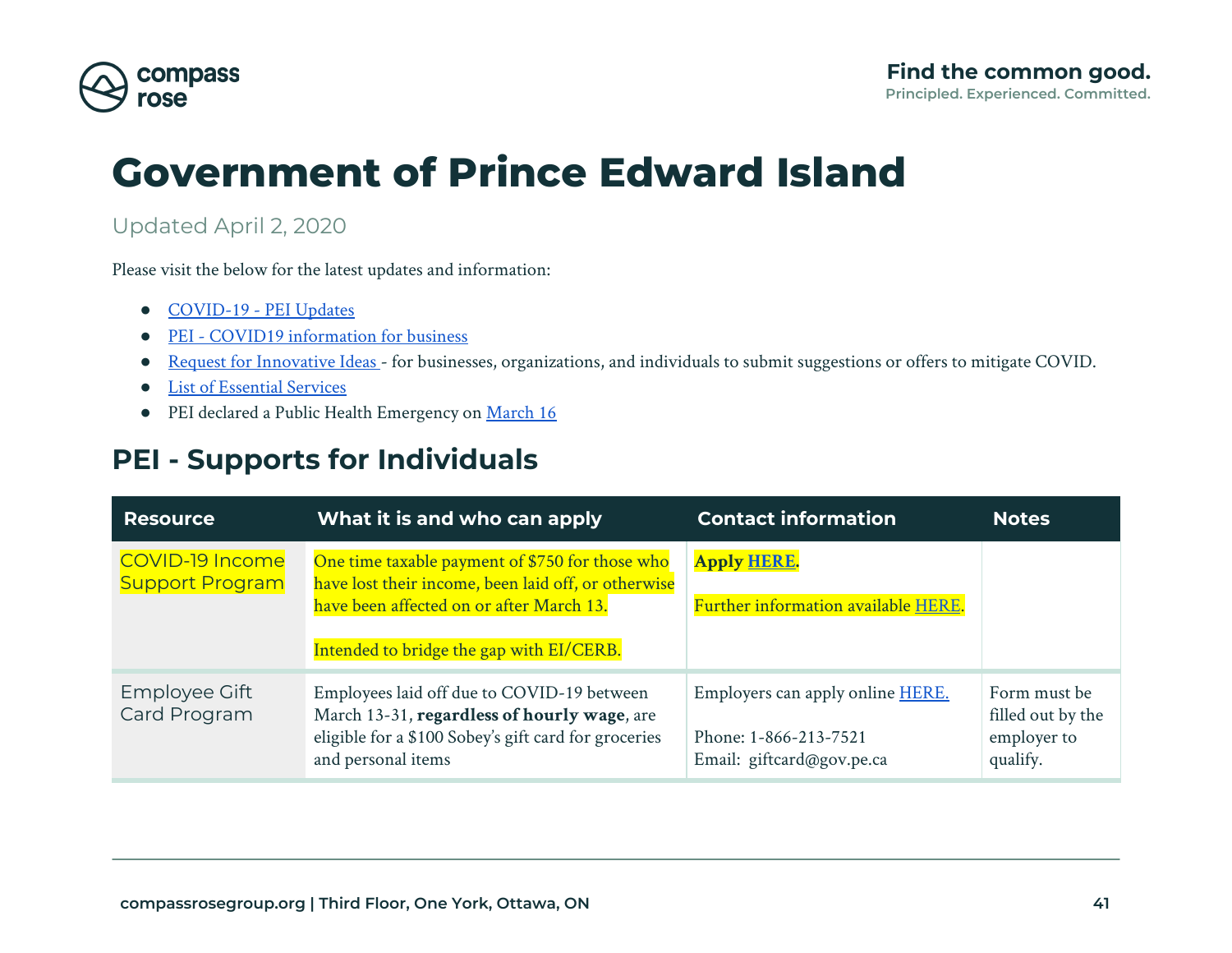# Government of Prince Edward Island

Updated April 2, 2020

Please visit the below for the latest updates and information:

- COVID-19 - PEI Updates
- PEI - COVID19 information for business
- Request for Innovative Ideas - for businesses, organizations, and individuals to submit suggestions or offers to mitigate COVID.
- List of Essential Services
- PEI declared a Public Health Emergency on March 16

## PEI - Supports for Individuals

| Resource | What it is and who can apply | Contact information | Notes |
| --- | --- | --- | --- |
| COVID-19 Income Support Program | One time taxable payment of $750 for those who have lost their income, been laid off, or otherwise have been affected on or after March 13.<br><br>Intended to bridge the gap with EI/CERB. | **Apply HERE.**<br><br>Further information available HERE. | |
| Employee Gift Card Program | Employees laid off due to COVID-19 between March 13-31, **regardless of hourly wage**, are eligible for a $100 Sobey's gift card for groceries and personal items | Employers can apply online HERE.<br><br>Phone: 1-866-213-7521<br>Email: giftcard@gov.pe.ca | Form must be filled out by the employer to qualify. |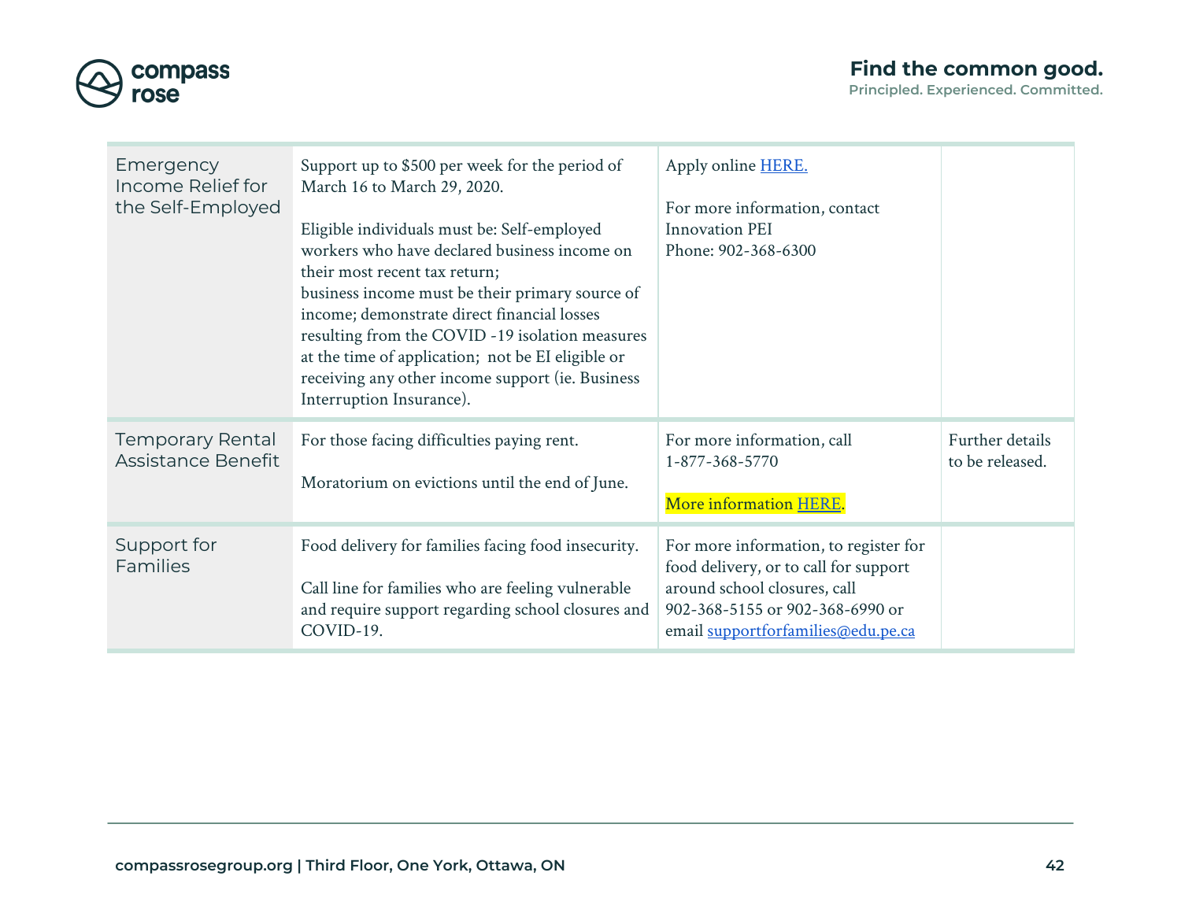| | | | |
|---|---|---|---|
| Emergency Income Relief for the Self-Employed | Support up to $500 per week for the period of March 16 to March 29, 2020.<br><br>Eligible individuals must be: Self-employed workers who have declared business income on their most recent tax return;<br>business income must be their primary source of income; demonstrate direct financial losses resulting from the COVID -19 isolation measures at the time of application; not be EI eligible or receiving any other income support (ie. Business Interruption Insurance). | Apply online HERE.<br><br>For more information, contact Innovation PEI<br>Phone: 902-368-6300 | |
| Temporary Rental Assistance Benefit | For those facing difficulties paying rent.<br><br>Moratorium on evictions until the end of June. | For more information, call 1-877-368-5770<br><br>More information HERE. | Further details to be released. |
| Support for Families | Food delivery for families facing food insecurity.<br><br>Call line for families who are feeling vulnerable and require support regarding school closures and COVID-19. | For more information, to register for food delivery, or to call for support around school closures, call 902-368-5155 or 902-368-6990 or email supportforfamilies@edu.pe.ca | |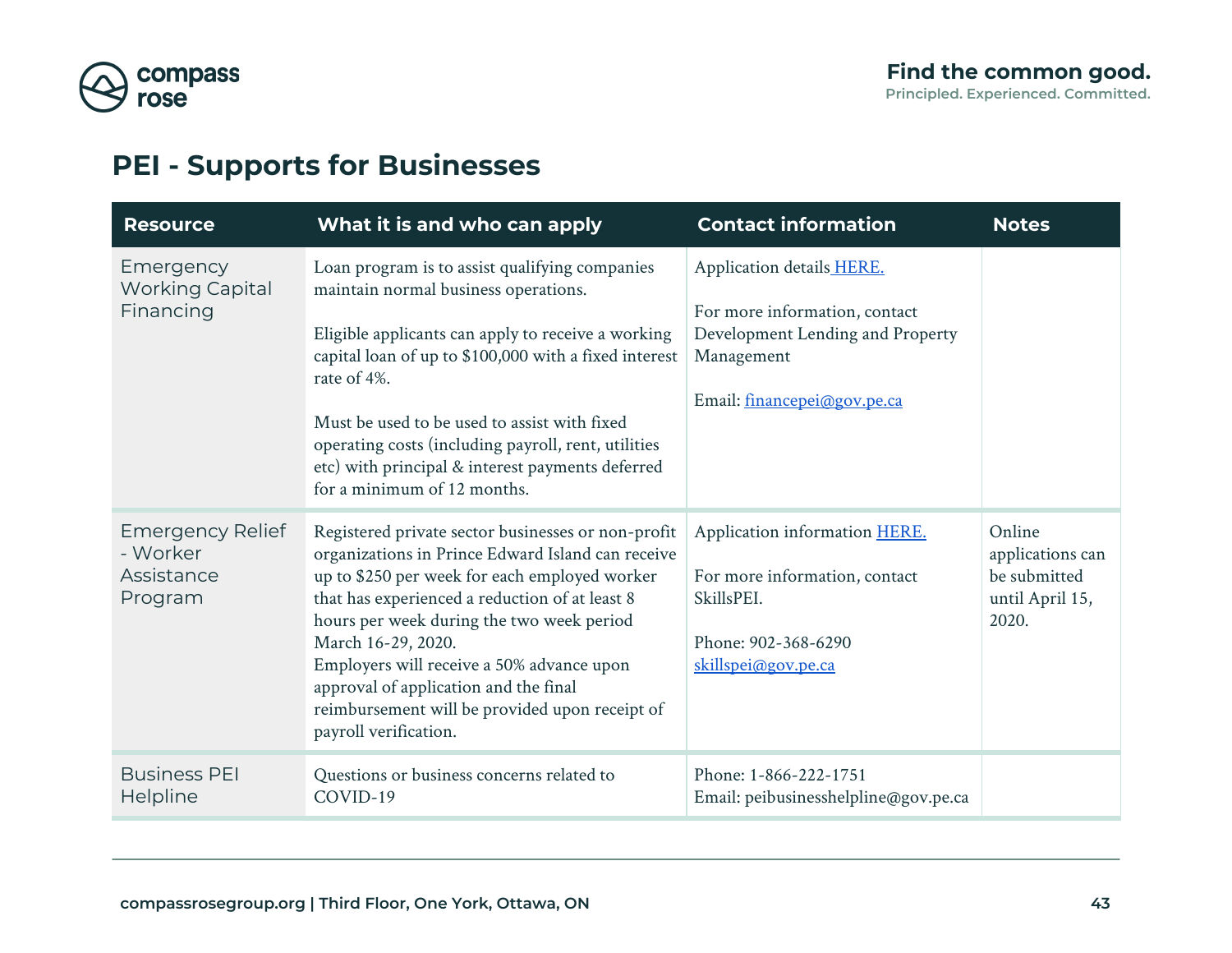## PEI - Supports for Businesses

| Resource | What it is and who can apply | Contact information | Notes |
|---|---|---|---|
| Emergency Working Capital Financing | Loan program is to assist qualifying companies maintain normal business operations.<br><br>Eligible applicants can apply to receive a working capital loan of up to $100,000 with a fixed interest rate of 4%.<br><br>Must be used to be used to assist with fixed operating costs (including payroll, rent, utilities etc) with principal & interest payments deferred for a minimum of 12 months. | Application details HERE.<br><br>For more information, contact Development Lending and Property Management<br><br>Email: financepei@gov.pe.ca | |
| Emergency Relief - Worker Assistance Program | Registered private sector businesses or non-profit organizations in Prince Edward Island can receive up to $250 per week for each employed worker that has experienced a reduction of at least 8 hours per week during the two week period March 16-29, 2020.<br>Employers will receive a 50% advance upon approval of application and the final reimbursement will be provided upon receipt of payroll verification. | Application information HERE.<br><br>For more information, contact SkillsPEI.<br><br>Phone: 902-368-6290<br>skillspei@gov.pe.ca | Online applications can be submitted until April 15, 2020. |
| Business PEI Helpline | Questions or business concerns related to COVID-19 | Phone: 1-866-222-1751<br>Email: peibusinesshelpline@gov.pe.ca | |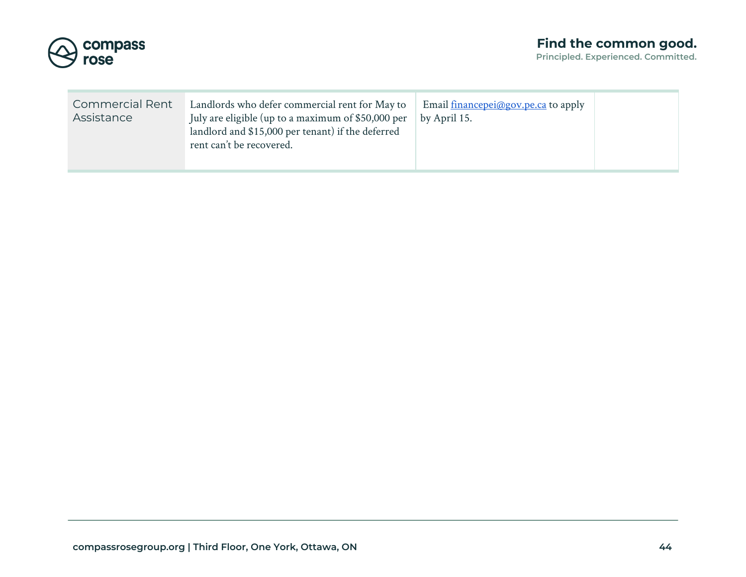| | | | |
|---|---|---|---|
| Commercial Rent Assistance | Landlords who defer commercial rent for May to July are eligible (up to a maximum of $50,000 per landlord and $15,000 per tenant) if the deferred rent can't be recovered. | Email financepei@gov.pe.ca to apply by April 15. | |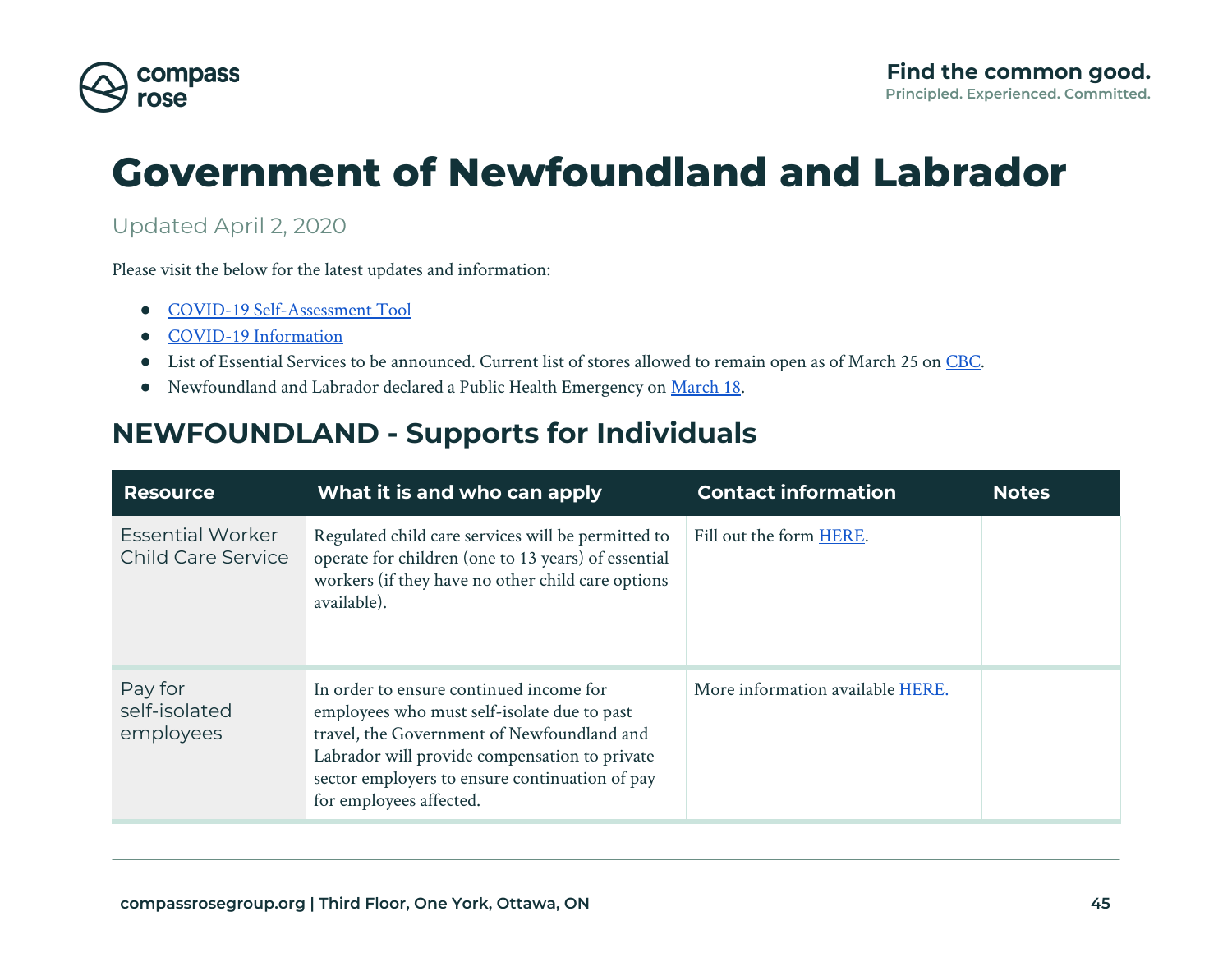# Government of Newfoundland and Labrador

Updated April 2, 2020

Please visit the below for the latest updates and information:

- COVID-19 Self-Assessment Tool
- COVID-19 Information
- List of Essential Services to be announced. Current list of stores allowed to remain open as of March 25 on CBC.
- Newfoundland and Labrador declared a Public Health Emergency on March 18.

## NEWFOUNDLAND - Supports for Individuals

| Resource | What it is and who can apply | Contact information | Notes |
|---|---|---|---|
| Essential Worker Child Care Service | Regulated child care services will be permitted to operate for children (one to 13 years) of essential workers (if they have no other child care options available). | Fill out the form HERE. | |
| Pay for self-isolated employees | In order to ensure continued income for employees who must self-isolate due to past travel, the Government of Newfoundland and Labrador will provide compensation to private sector employers to ensure continuation of pay for employees affected. | More information available HERE. | |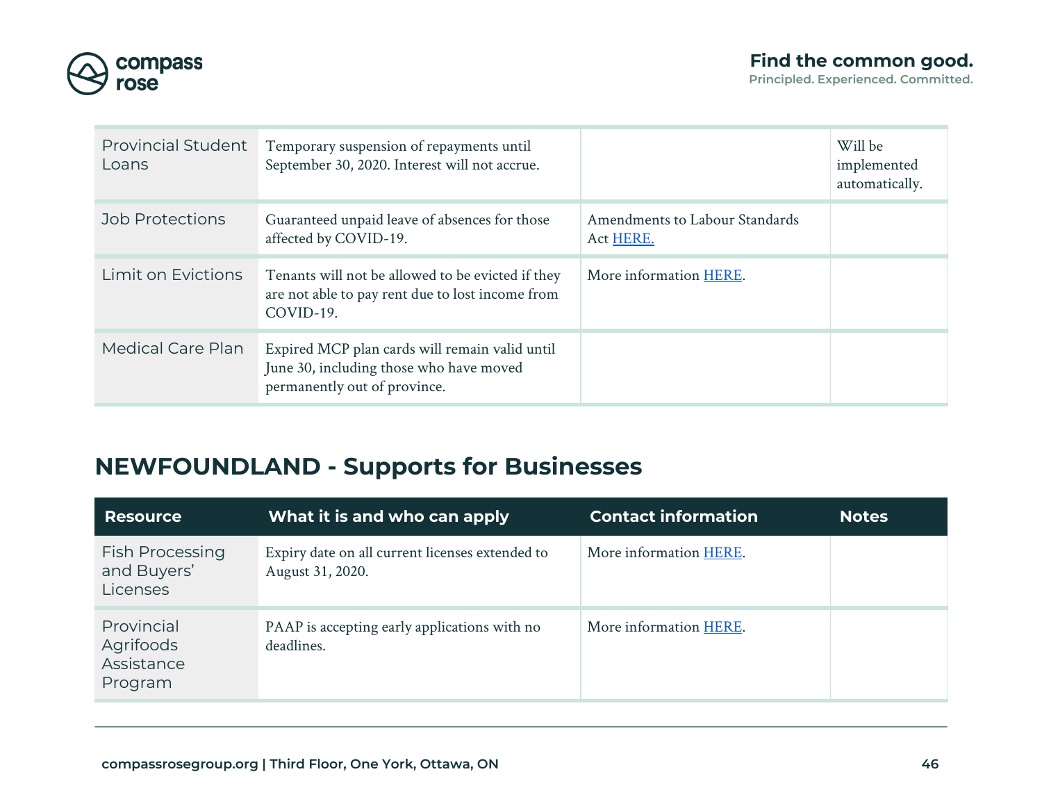| | | | |
|---|---|---|---|
| Provincial Student Loans | Temporary suspension of repayments until September 30, 2020. Interest will not accrue. | | Will be implemented automatically. |
| Job Protections | Guaranteed unpaid leave of absences for those affected by COVID-19. | Amendments to Labour Standards Act HERE. | |
| Limit on Evictions | Tenants will not be allowed to be evicted if they are not able to pay rent due to lost income from COVID-19. | More information HERE. | |
| Medical Care Plan | Expired MCP plan cards will remain valid until June 30, including those who have moved permanently out of province. | | |

## NEWFOUNDLAND - Supports for Businesses

| Resource | What it is and who can apply | Contact information | Notes |
|---|---|---|---|
| Fish Processing and Buyers' Licenses | Expiry date on all current licenses extended to August 31, 2020. | More information HERE. | |
| Provincial Agrifoods Assistance Program | PAAP is accepting early applications with no deadlines. | More information HERE. | |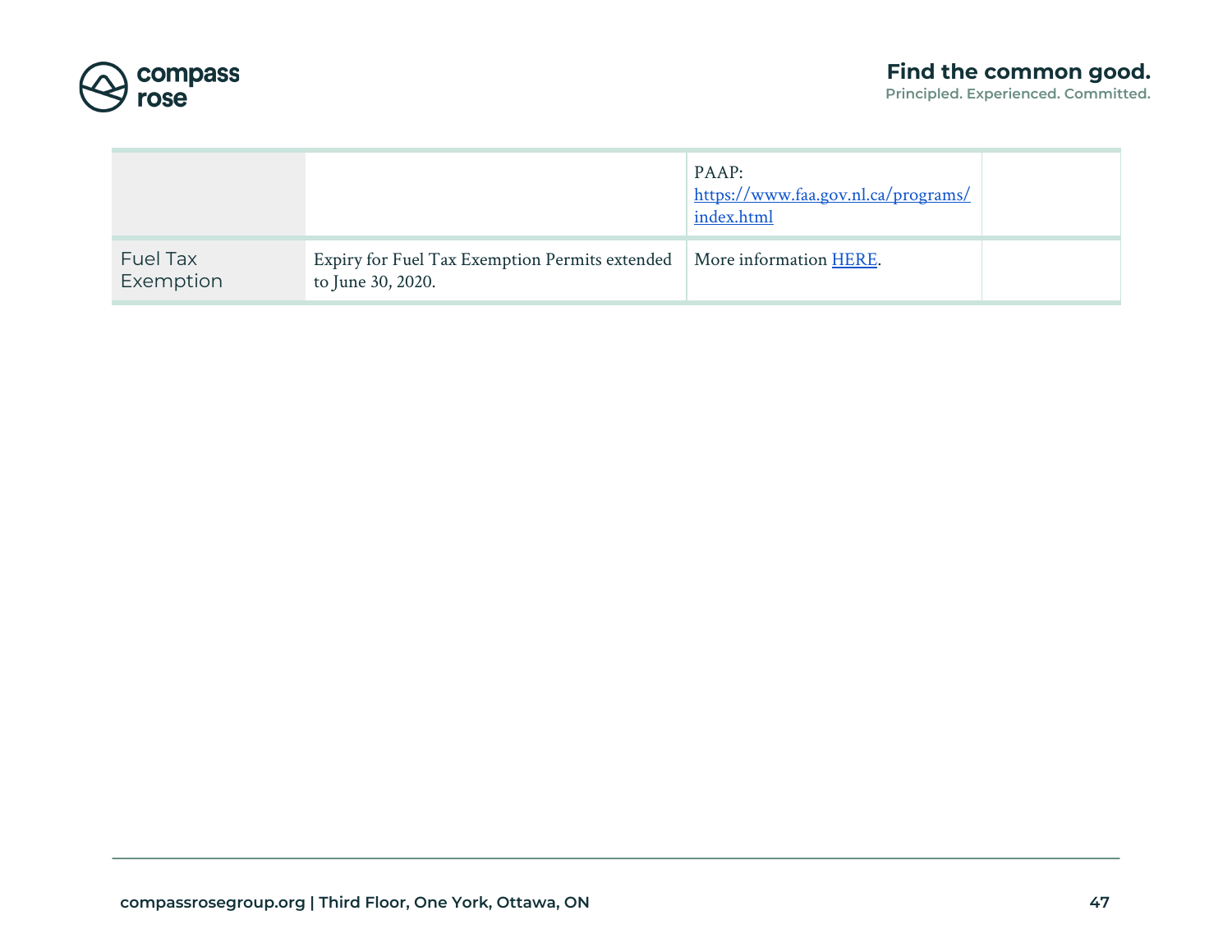| | | | |
|---|---|---|---|
| | | PAAP: [https://www.faa.gov.nl.ca/programs/index.html](https://www.faa.gov.nl.ca/programs/index.html) | |
| Fuel Tax Exemption | Expiry for Fuel Tax Exemption Permits extended to June 30, 2020. | More information [HERE](). | |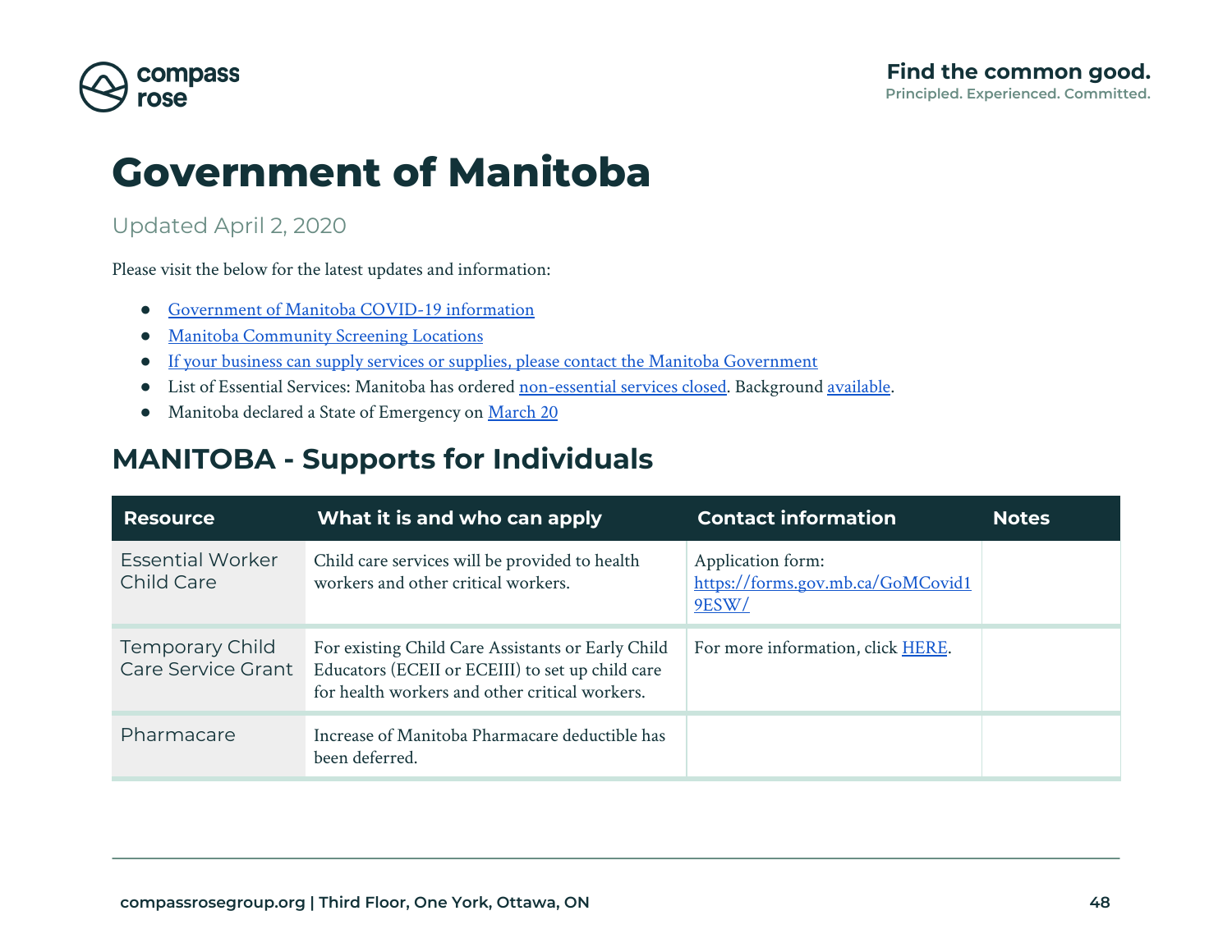# Government of Manitoba

Updated April 2, 2020

Please visit the below for the latest updates and information:

- Government of Manitoba COVID-19 information
- Manitoba Community Screening Locations
- If your business can supply services or supplies, please contact the Manitoba Government
- List of Essential Services: Manitoba has ordered non-essential services closed. Background available.
- Manitoba declared a State of Emergency on March 20

## MANITOBA - Supports for Individuals

| Resource | What it is and who can apply | Contact information | Notes |
|---|---|---|---|
| Essential Worker Child Care | Child care services will be provided to health workers and other critical workers. | Application form: https://forms.gov.mb.ca/GoMCovid19ESW/ | |
| Temporary Child Care Service Grant | For existing Child Care Assistants or Early Child Educators (ECEII or ECEIII) to set up child care for health workers and other critical workers. | For more information, click HERE. | |
| Pharmacare | Increase of Manitoba Pharmacare deductible has been deferred. | | |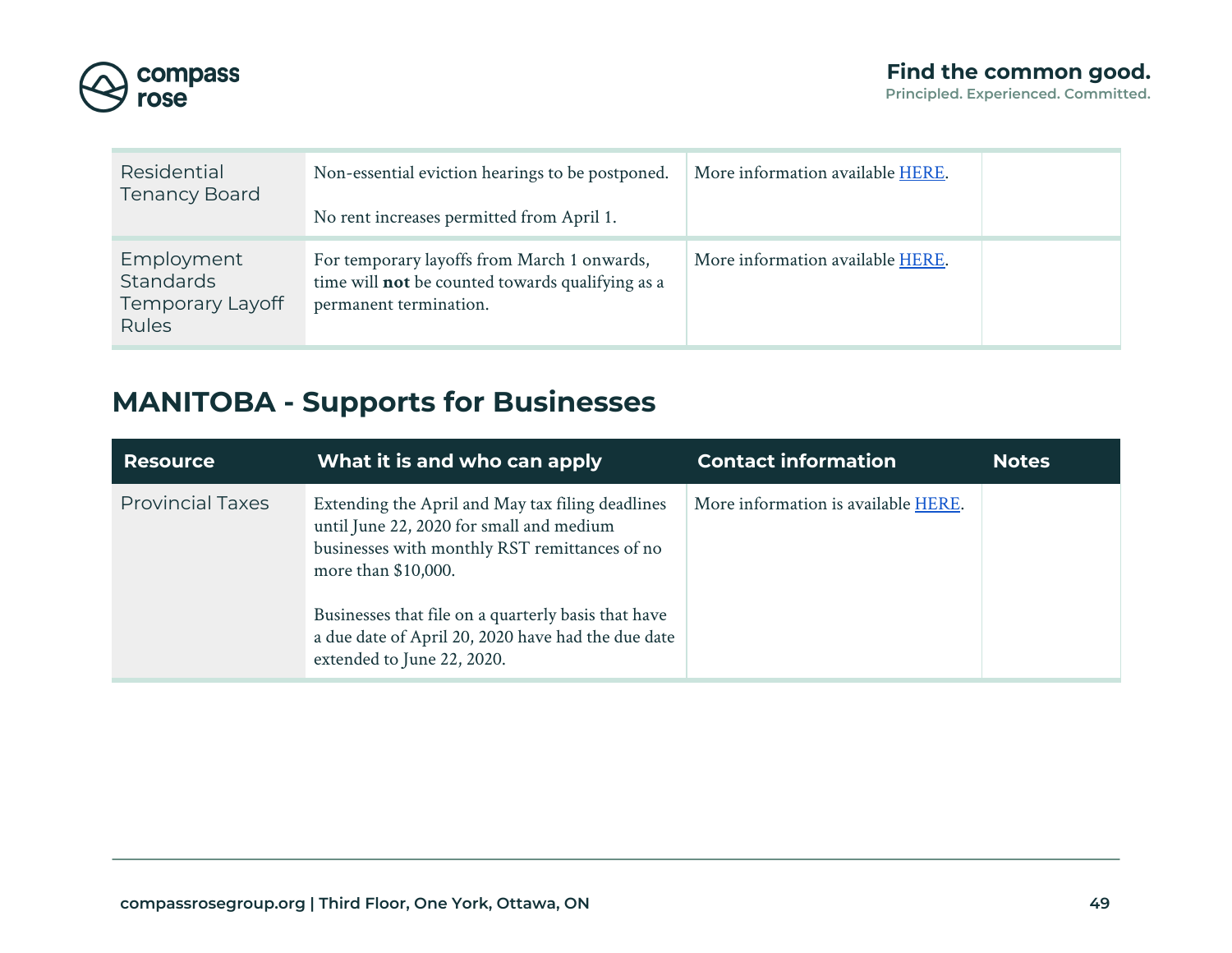| Residential Tenancy Board | Non-essential eviction hearings to be postponed.<br><br>No rent increases permitted from April 1. | More information available HERE. | |
|---|---|---|---|
| Employment Standards Temporary Layoff Rules | For temporary layoffs from March 1 onwards, time will **not** be counted towards qualifying as a permanent termination. | More information available HERE. | |

## MANITOBA - Supports for Businesses

| Resource | What it is and who can apply | Contact information | Notes |
|---|---|---|---|
| Provincial Taxes | Extending the April and May tax filing deadlines until June 22, 2020 for small and medium businesses with monthly RST remittances of no more than $10,000.<br><br>Businesses that file on a quarterly basis that have a due date of April 20, 2020 have had the due date extended to June 22, 2020. | More information is available HERE. | |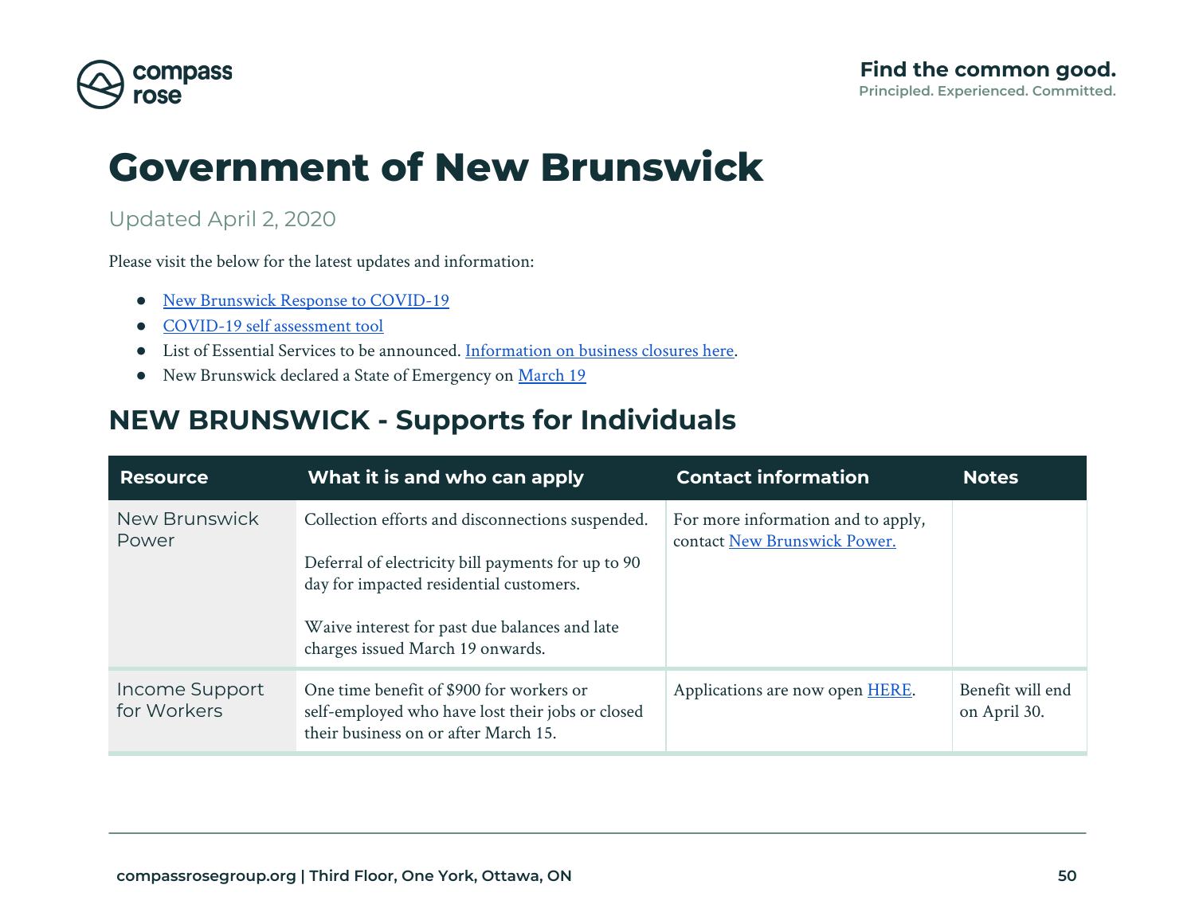# Government of New Brunswick

Updated April 2, 2020

Please visit the below for the latest updates and information:

- New Brunswick Response to COVID-19
- COVID-19 self assessment tool
- List of Essential Services to be announced. Information on business closures here.
- New Brunswick declared a State of Emergency on March 19

## NEW BRUNSWICK - Supports for Individuals

| Resource | What it is and who can apply | Contact information | Notes |
|---|---|---|---|
| New Brunswick Power | Collection efforts and disconnections suspended.<br><br>Deferral of electricity bill payments for up to 90 day for impacted residential customers.<br><br>Waive interest for past due balances and late charges issued March 19 onwards. | For more information and to apply, contact New Brunswick Power. | |
| Income Support for Workers | One time benefit of $900 for workers or self-employed who have lost their jobs or closed their business on or after March 15. | Applications are now open HERE. | Benefit will end on April 30. |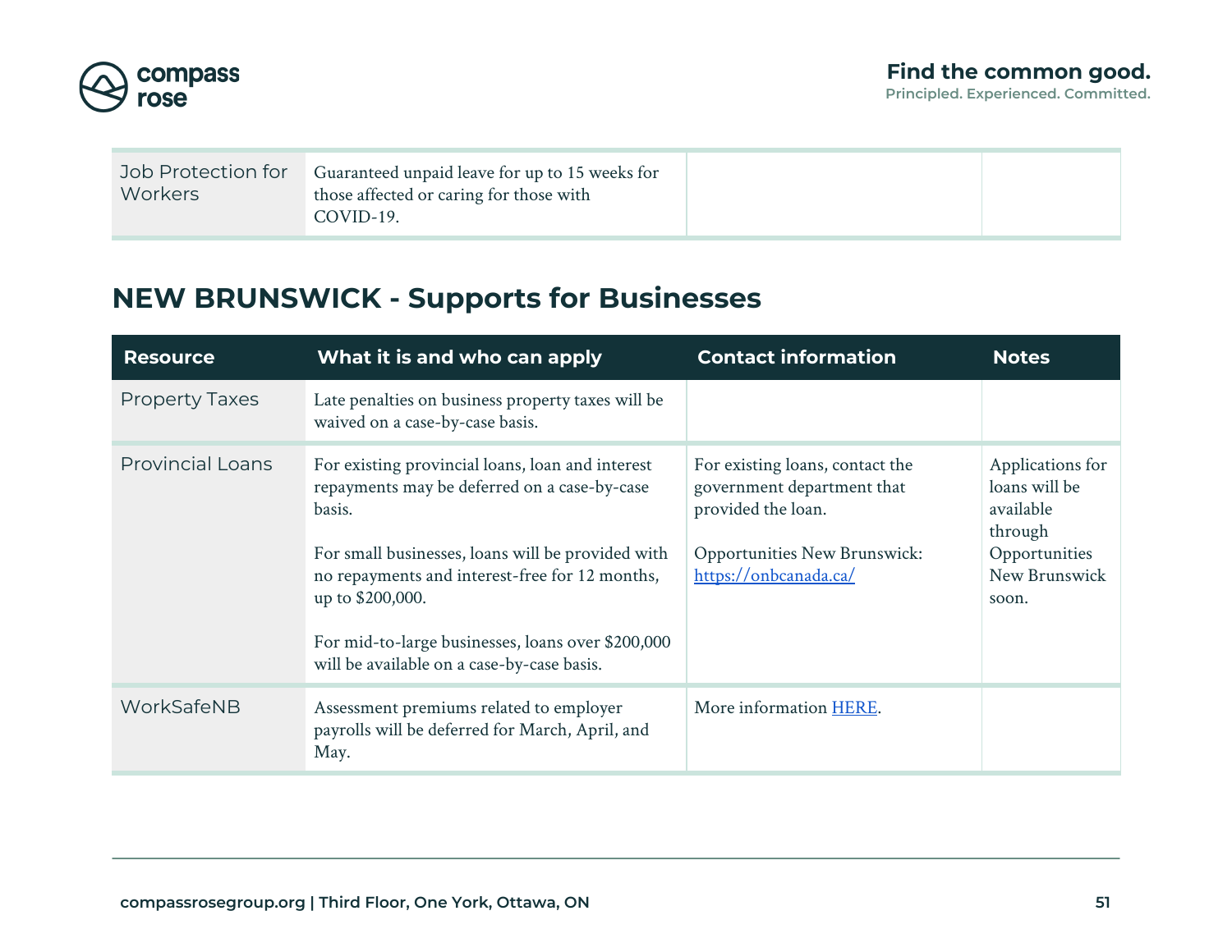| Job Protection for Workers | Guaranteed unpaid leave for up to 15 weeks for those affected or caring for those with COVID-19. | | |
|---|---|---|---|

## NEW BRUNSWICK - Supports for Businesses

| Resource | What it is and who can apply | Contact information | Notes |
|---|---|---|---|
| Property Taxes | Late penalties on business property taxes will be waived on a case-by-case basis. | | |
| Provincial Loans | For existing provincial loans, loan and interest repayments may be deferred on a case-by-case basis.<br><br>For small businesses, loans will be provided with no repayments and interest-free for 12 months, up to $200,000.<br><br>For mid-to-large businesses, loans over $200,000 will be available on a case-by-case basis. | For existing loans, contact the government department that provided the loan.<br><br>Opportunities New Brunswick: https://onbcanada.ca/ | Applications for loans will be available through Opportunities New Brunswick soon. |
| WorkSafeNB | Assessment premiums related to employer payrolls will be deferred for March, April, and May. | More information HERE. | |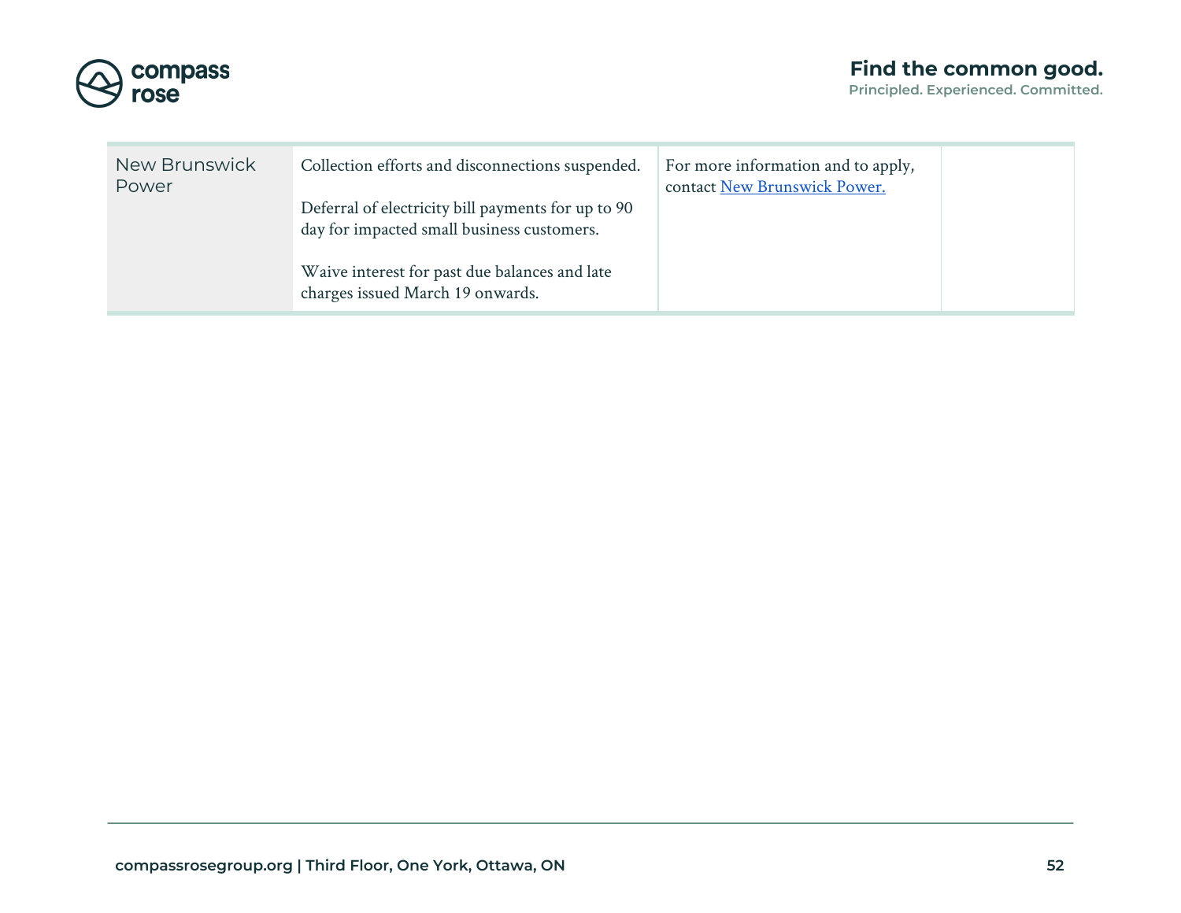| | | | |
|---|---|---|---|
| New Brunswick Power | Collection efforts and disconnections suspended.<br><br>Deferral of electricity bill payments for up to 90 day for impacted small business customers.<br><br>Waive interest for past due balances and late charges issued March 19 onwards. | For more information and to apply, contact New Brunswick Power. | |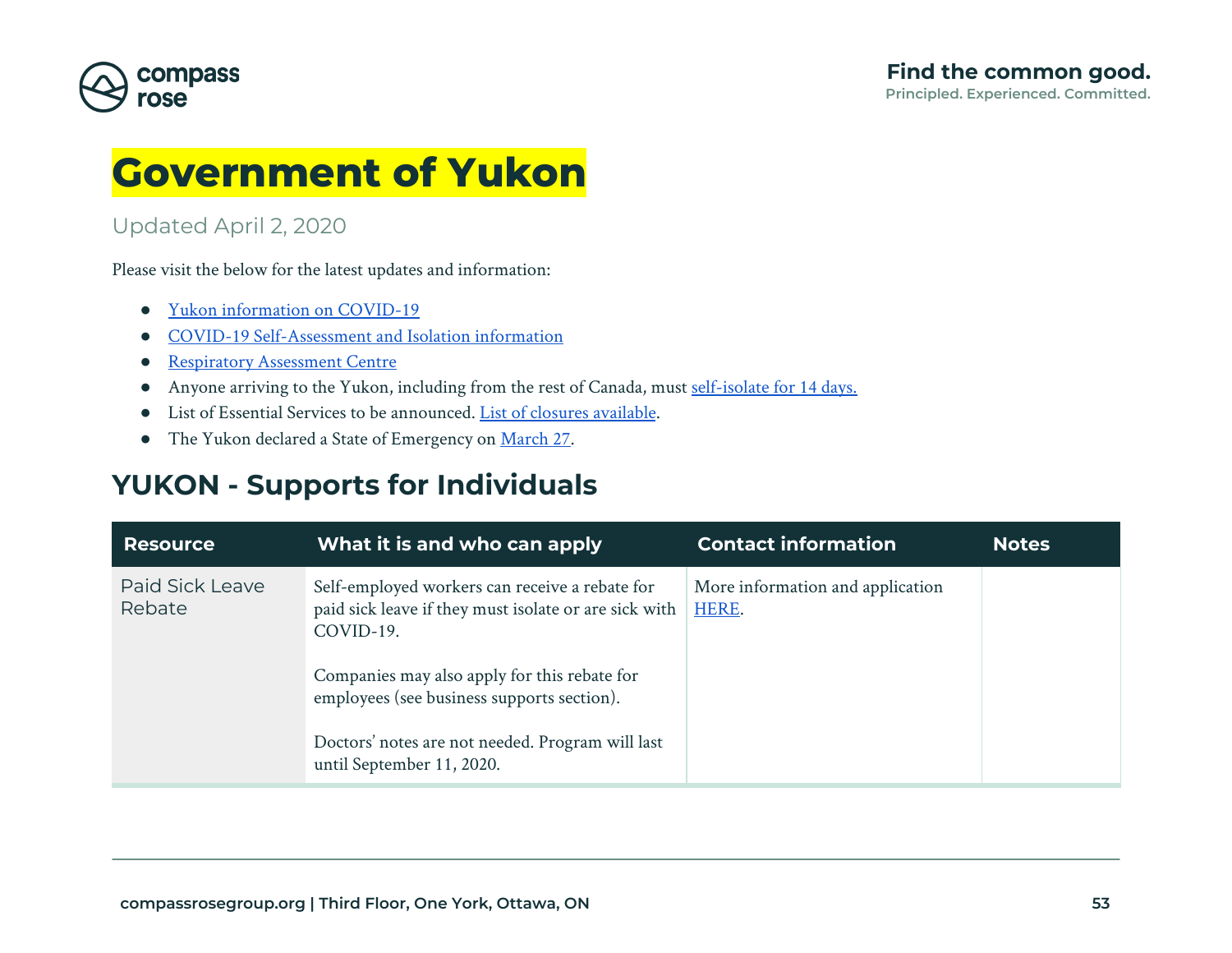# Government of Yukon

Updated April 2, 2020

Please visit the below for the latest updates and information:

- Yukon information on COVID-19
- COVID-19 Self-Assessment and Isolation information
- Respiratory Assessment Centre
- Anyone arriving to the Yukon, including from the rest of Canada, must self-isolate for 14 days.
- List of Essential Services to be announced. List of closures available.
- The Yukon declared a State of Emergency on March 27.

## YUKON - Supports for Individuals

| Resource | What it is and who can apply | Contact information | Notes |
| --- | --- | --- | --- |
| Paid Sick Leave Rebate | Self-employed workers can receive a rebate for paid sick leave if they must isolate or are sick with COVID-19.<br><br>Companies may also apply for this rebate for employees (see business supports section).<br><br>Doctors' notes are not needed. Program will last until September 11, 2020. | More information and application HERE. | |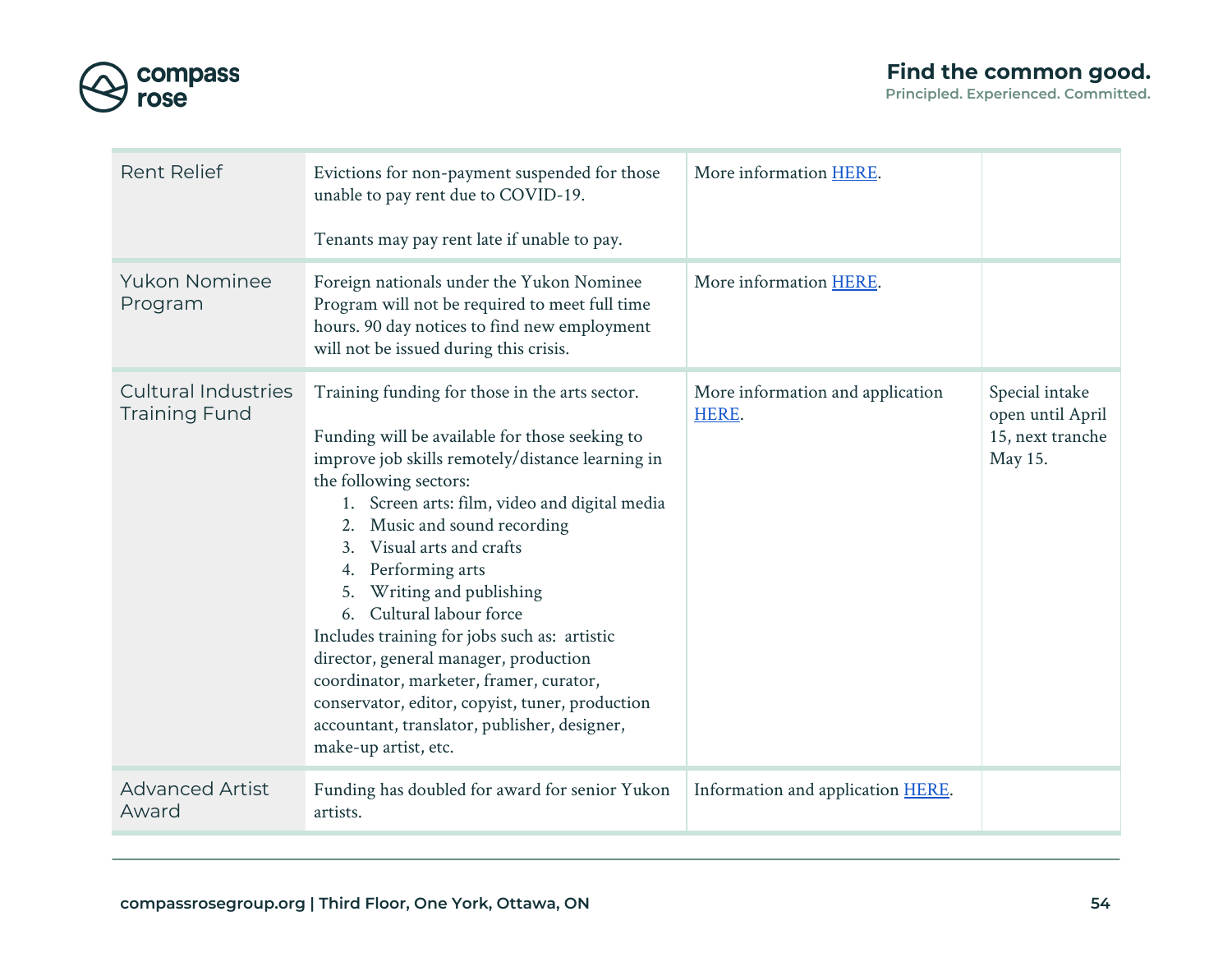| | | | |
|---|---|---|---|
| Rent Relief | Evictions for non-payment suspended for those unable to pay rent due to COVID-19.<br><br>Tenants may pay rent late if unable to pay. | More information HERE. | |
| Yukon Nominee Program | Foreign nationals under the Yukon Nominee Program will not be required to meet full time hours. 90 day notices to find new employment will not be issued during this crisis. | More information HERE. | |
| Cultural Industries Training Fund | Training funding for those in the arts sector.<br><br>Funding will be available for those seeking to improve job skills remotely/distance learning in the following sectors:<br>1. Screen arts: film, video and digital media<br>2. Music and sound recording<br>3. Visual arts and crafts<br>4. Performing arts<br>5. Writing and publishing<br>6. Cultural labour force<br>Includes training for jobs such as: artistic director, general manager, production coordinator, marketer, framer, curator, conservator, editor, copyist, tuner, production accountant, translator, publisher, designer, make-up artist, etc. | More information and application HERE. | Special intake open until April 15, next tranche May 15. |
| Advanced Artist Award | Funding has doubled for award for senior Yukon artists. | Information and application HERE. | |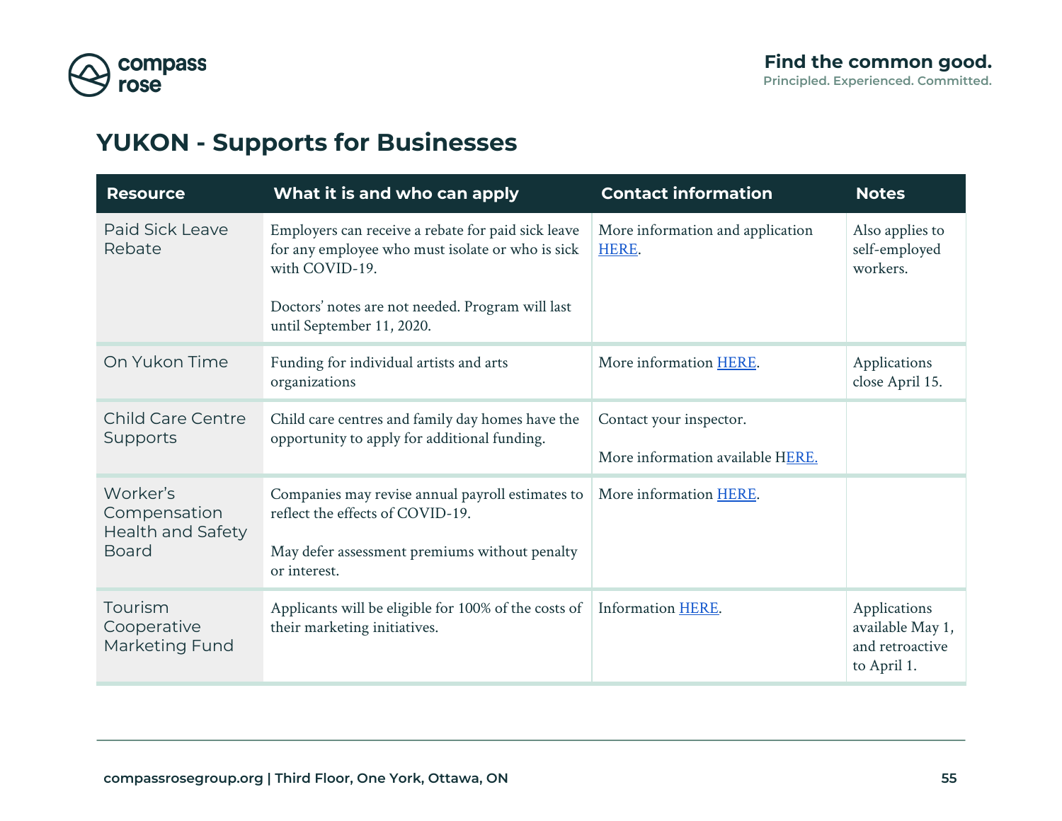## YUKON - Supports for Businesses

| Resource | What it is and who can apply | Contact information | Notes |
|---|---|---|---|
| Paid Sick Leave Rebate | Employers can receive a rebate for paid sick leave for any employee who must isolate or who is sick with COVID-19.<br><br>Doctors' notes are not needed. Program will last until September 11, 2020. | More information and application HERE. | Also applies to self-employed workers. |
| On Yukon Time | Funding for individual artists and arts organizations | More information HERE. | Applications close April 15. |
| Child Care Centre Supports | Child care centres and family day homes have the opportunity to apply for additional funding. | Contact your inspector.<br><br>More information available HERE. | |
| Worker's Compensation Health and Safety Board | Companies may revise annual payroll estimates to reflect the effects of COVID-19.<br><br>May defer assessment premiums without penalty or interest. | More information HERE. | |
| Tourism Cooperative Marketing Fund | Applicants will be eligible for 100% of the costs of their marketing initiatives. | Information HERE. | Applications available May 1, and retroactive to April 1. |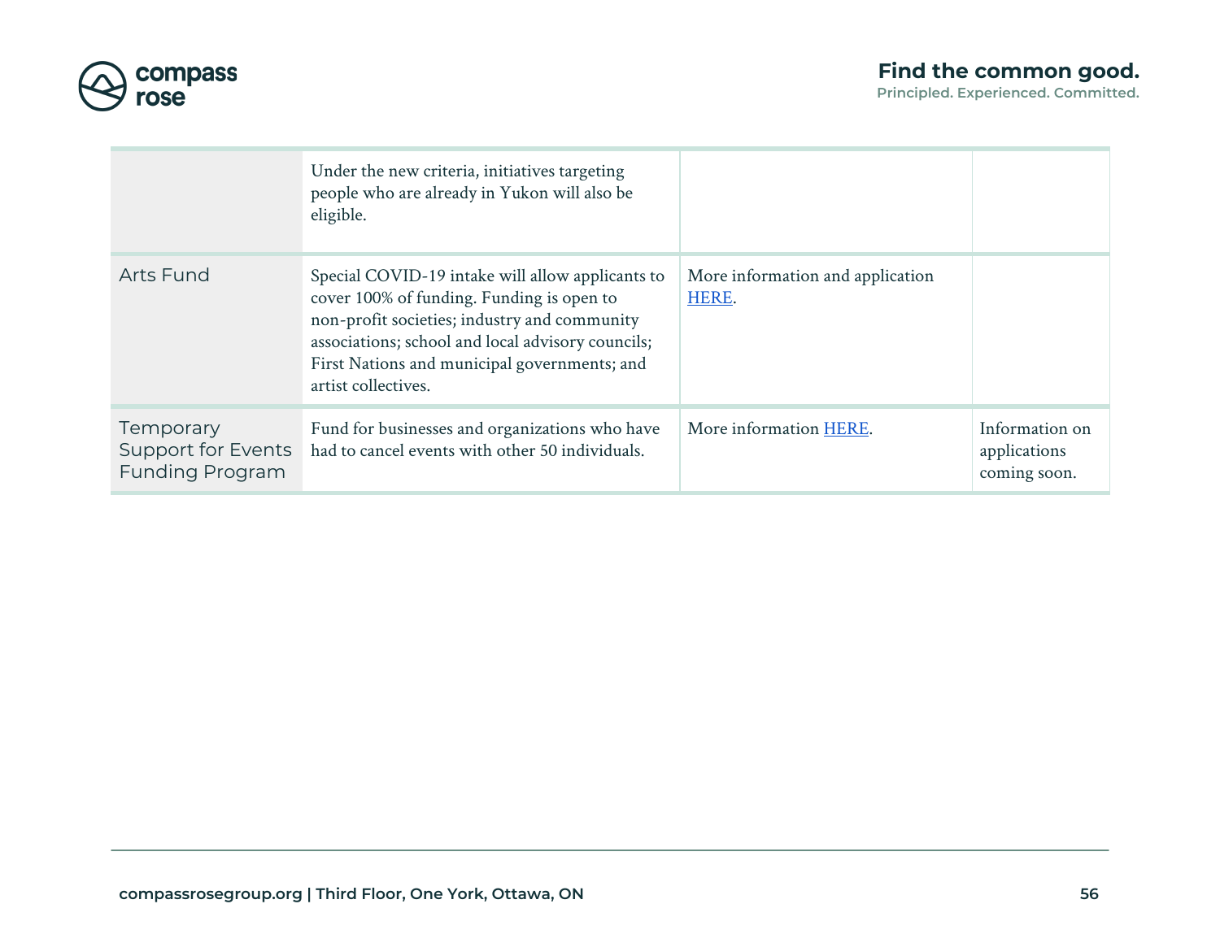| | | | |
|---|---|---|---|
| | Under the new criteria, initiatives targeting people who are already in Yukon will also be eligible. | | |
| Arts Fund | Special COVID-19 intake will allow applicants to cover 100% of funding. Funding is open to non-profit societies; industry and community associations; school and local advisory councils; First Nations and municipal governments; and artist collectives. | More information and application HERE. | |
| Temporary Support for Events Funding Program | Fund for businesses and organizations who have had to cancel events with other 50 individuals. | More information HERE. | Information on applications coming soon. |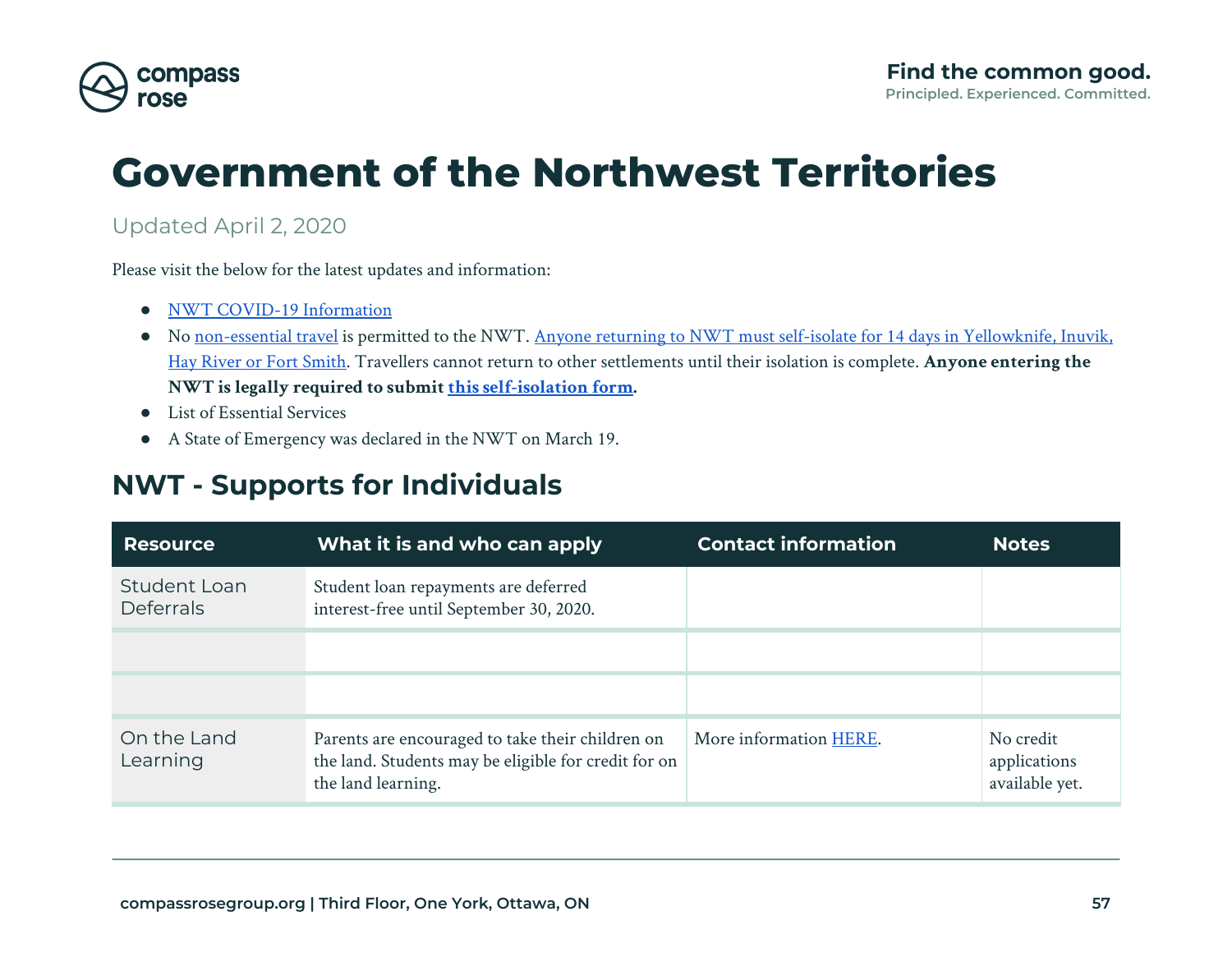# Government of the Northwest Territories

Updated April 2, 2020

Please visit the below for the latest updates and information:

- NWT COVID-19 Information
- No non-essential travel is permitted to the NWT. Anyone returning to NWT must self-isolate for 14 days in Yellowknife, Inuvik, Hay River or Fort Smith. Travellers cannot return to other settlements until their isolation is complete. **Anyone entering the NWT is legally required to submit this self-isolation form.**
- List of Essential Services
- A State of Emergency was declared in the NWT on March 19.

## NWT - Supports for Individuals

| Resource | What it is and who can apply | Contact information | Notes |
|---|---|---|---|
| Student Loan Deferrals | Student loan repayments are deferred interest-free until September 30, 2020. | | |
| | | | |
| | | | |
| On the Land Learning | Parents are encouraged to take their children on the land. Students may be eligible for credit for on the land learning. | More information HERE. | No credit applications available yet. |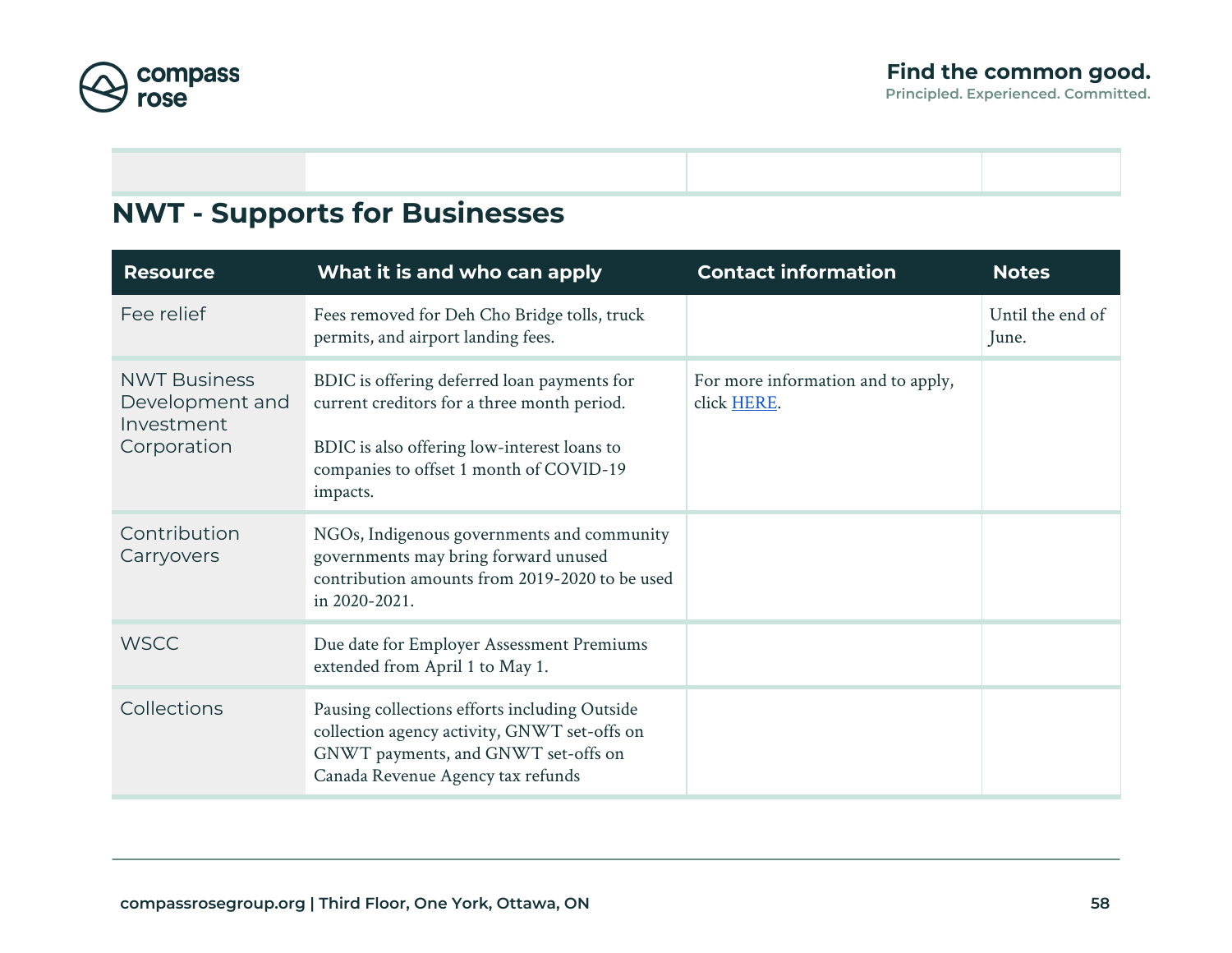| | | | |
|---|---|---|---|
| | | | |

## NWT - Supports for Businesses

| Resource | What it is and who can apply | Contact information | Notes |
|---|---|---|---|
| Fee relief | Fees removed for Deh Cho Bridge tolls, truck permits, and airport landing fees. | | Until the end of June. |
| NWT Business Development and Investment Corporation | BDIC is offering deferred loan payments for current creditors for a three month period.<br><br>BDIC is also offering low-interest loans to companies to offset 1 month of COVID-19 impacts. | For more information and to apply, click HERE. | |
| Contribution Carryovers | NGOs, Indigenous governments and community governments may bring forward unused contribution amounts from 2019-2020 to be used in 2020-2021. | | |
| WSCC | Due date for Employer Assessment Premiums extended from April 1 to May 1. | | |
| Collections | Pausing collections efforts including Outside collection agency activity, GNWT set-offs on GNWT payments, and GNWT set-offs on Canada Revenue Agency tax refunds | | |